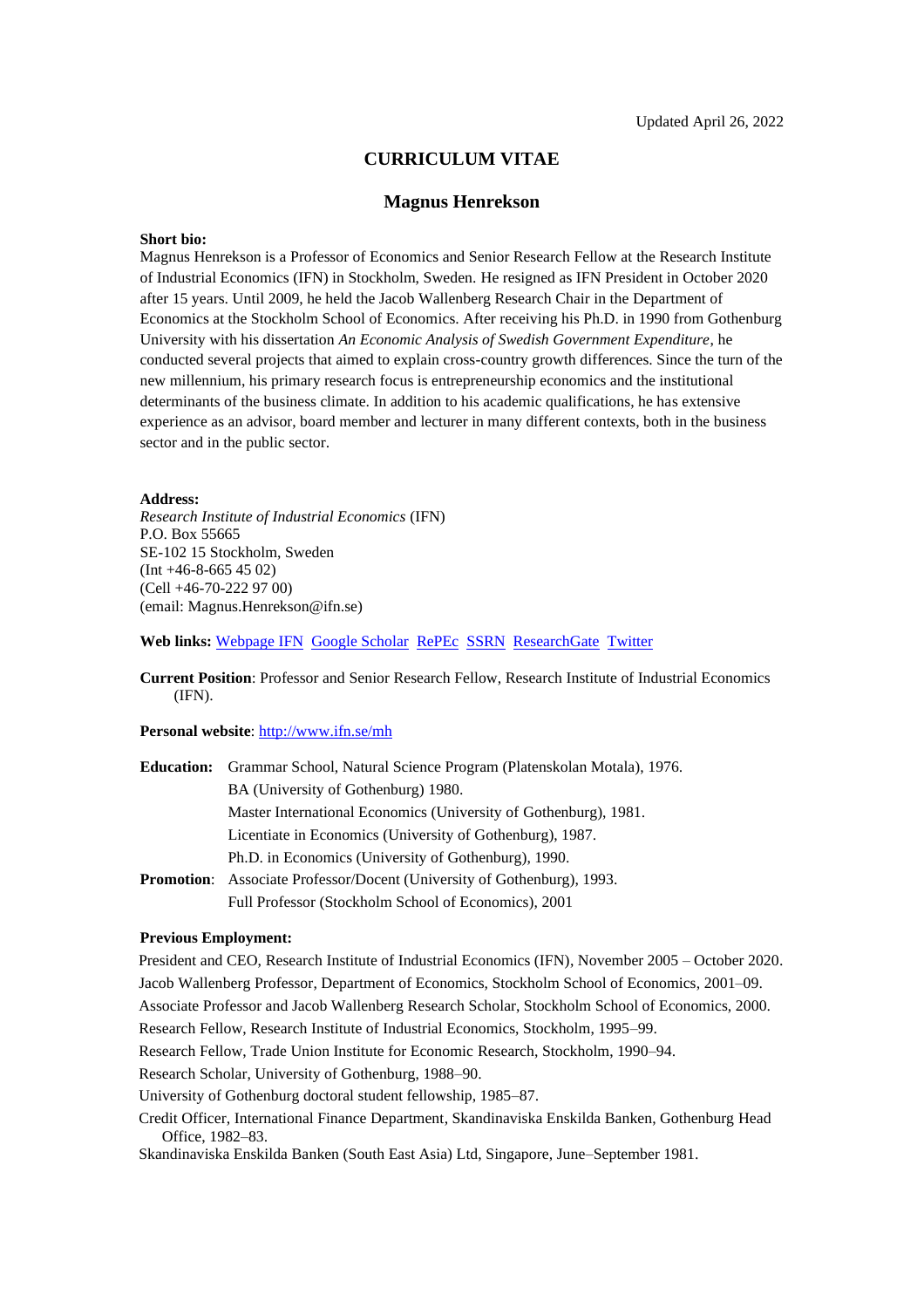Updated April 26, 2022

# CURRICULUM VITAE

## Magnus Henrekson

**Short bio:**
Magnus Henrekson is a Professor of Economics and Senior Research Fellow at the Research Institute of Industrial Economics (IFN) in Stockholm, Sweden. He resigned as IFN President in October 2020 after 15 years. Until 2009, he held the Jacob Wallenberg Research Chair in the Department of Economics at the Stockholm School of Economics. After receiving his Ph.D. in 1990 from Gothenburg University with his dissertation *An Economic Analysis of Swedish Government Expenditure*, he conducted several projects that aimed to explain cross-country growth differences. Since the turn of the new millennium, his primary research focus is entrepreneurship economics and the institutional determinants of the business climate. In addition to his academic qualifications, he has extensive experience as an advisor, board member and lecturer in many different contexts, both in the business sector and in the public sector.

**Address:**
*Research Institute of Industrial Economics* (IFN)
P.O. Box 55665
SE-102 15 Stockholm, Sweden
(Int +46-8-665 45 02)
(Cell +46-70-222 97 00)
(email: Magnus.Henrekson@ifn.se)

**Web links:** Webpage IFN Google Scholar RePEc SSRN ResearchGate Twitter

**Current Position**: Professor and Senior Research Fellow, Research Institute of Industrial Economics (IFN).

**Personal website**: http://www.ifn.se/mh

**Education:** Grammar School, Natural Science Program (Platenskolan Motala), 1976.
BA (University of Gothenburg) 1980.
Master International Economics (University of Gothenburg), 1981.
Licentiate in Economics (University of Gothenburg), 1987.
Ph.D. in Economics (University of Gothenburg), 1990.

**Promotion**: Associate Professor/Docent (University of Gothenburg), 1993.
Full Professor (Stockholm School of Economics), 2001

**Previous Employment:**

President and CEO, Research Institute of Industrial Economics (IFN), November 2005 – October 2020.
Jacob Wallenberg Professor, Department of Economics, Stockholm School of Economics, 2001–09.
Associate Professor and Jacob Wallenberg Research Scholar, Stockholm School of Economics, 2000.
Research Fellow, Research Institute of Industrial Economics, Stockholm, 1995–99.
Research Fellow, Trade Union Institute for Economic Research, Stockholm, 1990–94.
Research Scholar, University of Gothenburg, 1988–90.
University of Gothenburg doctoral student fellowship, 1985–87.
Credit Officer, International Finance Department, Skandinaviska Enskilda Banken, Gothenburg Head Office, 1982–83.
Skandinaviska Enskilda Banken (South East Asia) Ltd, Singapore, June–September 1981.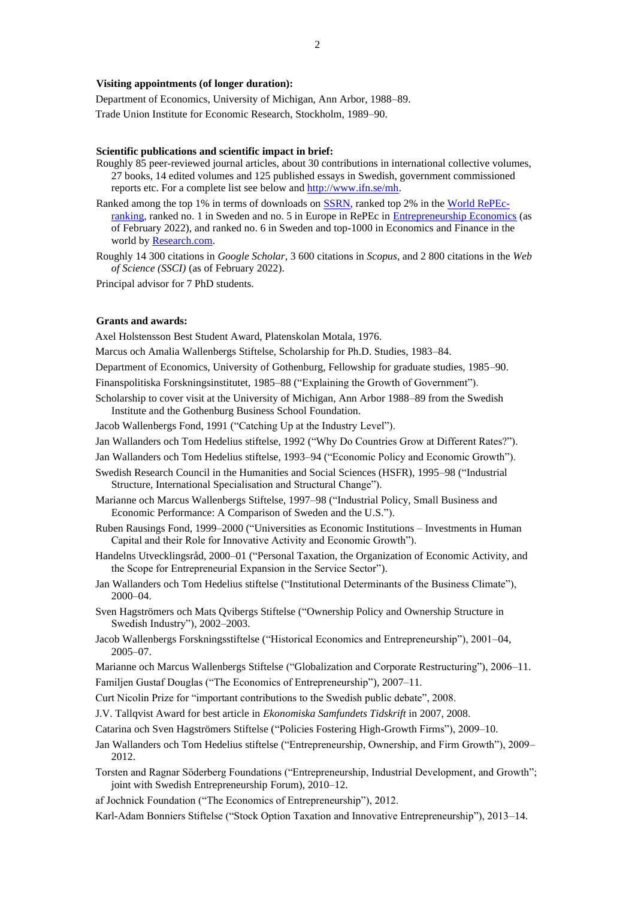**Visiting appointments (of longer duration):**

Department of Economics, University of Michigan, Ann Arbor, 1988–89.

Trade Union Institute for Economic Research, Stockholm, 1989–90.

**Scientific publications and scientific impact in brief:**

Roughly 85 peer-reviewed journal articles, about 30 contributions in international collective volumes, 27 books, 14 edited volumes and 125 published essays in Swedish, government commissioned reports etc. For a complete list see below and http://www.ifn.se/mh.

Ranked among the top 1% in terms of downloads on SSRN, ranked top 2% in the World RePEc-ranking, ranked no. 1 in Sweden and no. 5 in Europe in RePEc in Entrepreneurship Economics (as of February 2022), and ranked no. 6 in Sweden and top-1000 in Economics and Finance in the world by Research.com.

Roughly 14 300 citations in *Google Scholar*, 3 600 citations in *Scopus*, and 2 800 citations in the *Web of Science (SSCI)* (as of February 2022).

Principal advisor for 7 PhD students.

**Grants and awards:**

Axel Holstensson Best Student Award, Platenskolan Motala, 1976.

Marcus och Amalia Wallenbergs Stiftelse, Scholarship for Ph.D. Studies, 1983–84.

Department of Economics, University of Gothenburg, Fellowship for graduate studies, 1985–90.

Finanspolitiska Forskningsinstitutet, 1985–88 ("Explaining the Growth of Government").

Scholarship to cover visit at the University of Michigan, Ann Arbor 1988–89 from the Swedish Institute and the Gothenburg Business School Foundation.

Jacob Wallenbergs Fond, 1991 ("Catching Up at the Industry Level").

Jan Wallanders och Tom Hedelius stiftelse, 1992 ("Why Do Countries Grow at Different Rates?").

Jan Wallanders och Tom Hedelius stiftelse, 1993–94 ("Economic Policy and Economic Growth").

Swedish Research Council in the Humanities and Social Sciences (HSFR), 1995–98 ("Industrial Structure, International Specialisation and Structural Change").

Marianne och Marcus Wallenbergs Stiftelse, 1997–98 ("Industrial Policy, Small Business and Economic Performance: A Comparison of Sweden and the U.S.").

Ruben Rausings Fond, 1999–2000 ("Universities as Economic Institutions – Investments in Human Capital and their Role for Innovative Activity and Economic Growth").

Handelns Utvecklingsråd, 2000–01 ("Personal Taxation, the Organization of Economic Activity, and the Scope for Entrepreneurial Expansion in the Service Sector").

Jan Wallanders och Tom Hedelius stiftelse ("Institutional Determinants of the Business Climate"), 2000–04.

Sven Hagströmers och Mats Qvibergs Stiftelse ("Ownership Policy and Ownership Structure in Swedish Industry"), 2002–2003.

Jacob Wallenbergs Forskningsstiftelse ("Historical Economics and Entrepreneurship"), 2001–04, 2005–07.

Marianne och Marcus Wallenbergs Stiftelse ("Globalization and Corporate Restructuring"), 2006–11.

Familjen Gustaf Douglas ("The Economics of Entrepreneurship"), 2007–11.

Curt Nicolin Prize for "important contributions to the Swedish public debate", 2008.

J.V. Tallqvist Award for best article in *Ekonomiska Samfundets Tidskrift* in 2007, 2008.

Catarina och Sven Hagströmers Stiftelse ("Policies Fostering High-Growth Firms"), 2009–10.

Jan Wallanders och Tom Hedelius stiftelse ("Entrepreneurship, Ownership, and Firm Growth"), 2009–2012.

Torsten and Ragnar Söderberg Foundations ("Entrepreneurship, Industrial Development, and Growth"; joint with Swedish Entrepreneurship Forum), 2010–12.

af Jochnick Foundation ("The Economics of Entrepreneurship"), 2012.

Karl-Adam Bonniers Stiftelse ("Stock Option Taxation and Innovative Entrepreneurship"), 2013–14.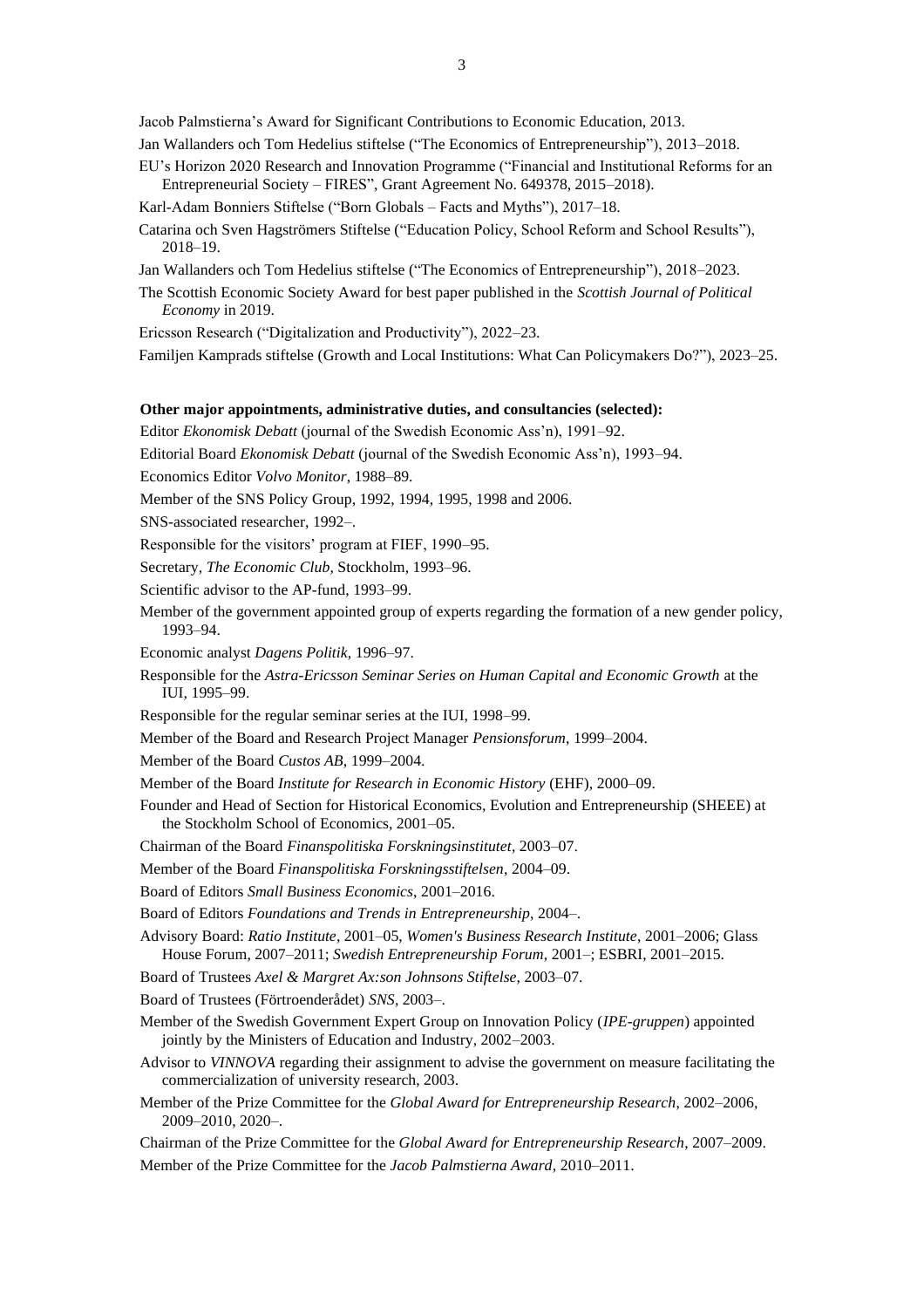Jacob Palmstierna's Award for Significant Contributions to Economic Education, 2013.

Jan Wallanders och Tom Hedelius stiftelse ("The Economics of Entrepreneurship"), 2013–2018.

EU's Horizon 2020 Research and Innovation Programme ("Financial and Institutional Reforms for an Entrepreneurial Society – FIRES", Grant Agreement No. 649378, 2015–2018).

Karl-Adam Bonniers Stiftelse ("Born Globals – Facts and Myths"), 2017–18.

Catarina och Sven Hagströmers Stiftelse ("Education Policy, School Reform and School Results"), 2018–19.

Jan Wallanders och Tom Hedelius stiftelse ("The Economics of Entrepreneurship"), 2018–2023.

The Scottish Economic Society Award for best paper published in the *Scottish Journal of Political Economy* in 2019.

Ericsson Research ("Digitalization and Productivity"), 2022–23.

Familjen Kamprads stiftelse (Growth and Local Institutions: What Can Policymakers Do?"), 2023–25.

**Other major appointments, administrative duties, and consultancies (selected):**

Editor *Ekonomisk Debatt* (journal of the Swedish Economic Ass'n), 1991–92.

Editorial Board *Ekonomisk Debatt* (journal of the Swedish Economic Ass'n), 1993–94.

Economics Editor *Volvo Monitor*, 1988–89.

Member of the SNS Policy Group, 1992, 1994, 1995, 1998 and 2006.

SNS-associated researcher, 1992–.

Responsible for the visitors' program at FIEF, 1990–95.

Secretary, *The Economic Club*, Stockholm, 1993–96.

Scientific advisor to the AP-fund, 1993–99.

Member of the government appointed group of experts regarding the formation of a new gender policy, 1993–94.

Economic analyst *Dagens Politik*, 1996–97.

Responsible for the *Astra-Ericsson Seminar Series on Human Capital and Economic Growth* at the IUI, 1995–99.

Responsible for the regular seminar series at the IUI, 1998–99.

Member of the Board and Research Project Manager *Pensionsforum*, 1999–2004.

Member of the Board *Custos AB*, 1999–2004.

Member of the Board *Institute for Research in Economic History* (EHF), 2000–09.

Founder and Head of Section for Historical Economics, Evolution and Entrepreneurship (SHEEE) at the Stockholm School of Economics, 2001–05.

Chairman of the Board *Finanspolitiska Forskningsinstitutet*, 2003–07.

Member of the Board *Finanspolitiska Forskningsstiftelsen*, 2004–09.

Board of Editors *Small Business Economics*, 2001–2016.

Board of Editors *Foundations and Trends in Entrepreneurship*, 2004–.

Advisory Board: *Ratio Institute*, 2001–05, *Women's Business Research Institute*, 2001–2006; Glass House Forum, 2007–2011; *Swedish Entrepreneurship Forum*, 2001–; ESBRI, 2001–2015.

Board of Trustees *Axel & Margret Ax:son Johnsons Stiftelse*, 2003–07.

Board of Trustees (Förtroenderådet) *SNS*, 2003–.

Member of the Swedish Government Expert Group on Innovation Policy (*IPE-gruppen*) appointed jointly by the Ministers of Education and Industry, 2002–2003.

Advisor to *VINNOVA* regarding their assignment to advise the government on measure facilitating the commercialization of university research, 2003.

Member of the Prize Committee for the *Global Award for Entrepreneurship Research*, 2002–2006, 2009–2010, 2020–.

Chairman of the Prize Committee for the *Global Award for Entrepreneurship Research*, 2007–2009.

Member of the Prize Committee for the *Jacob Palmstierna Award*, 2010–2011.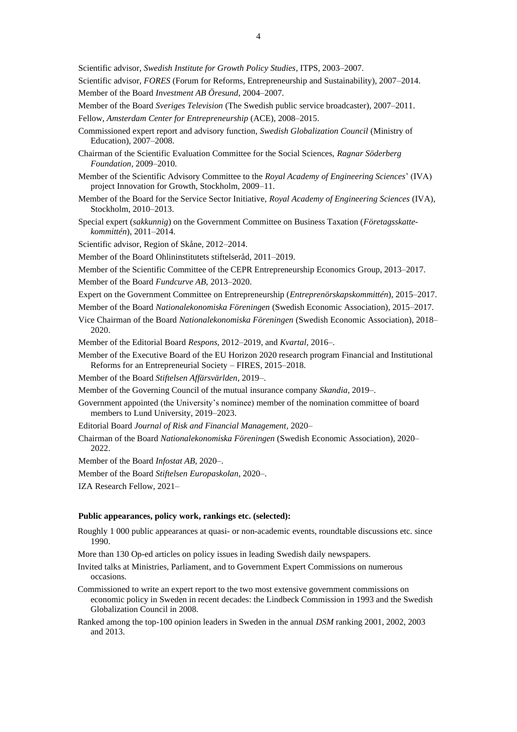Scientific advisor, *Swedish Institute for Growth Policy Studies*, ITPS, 2003–2007.

Scientific advisor, *FORES* (Forum for Reforms, Entrepreneurship and Sustainability), 2007–2014.

Member of the Board *Investment AB Öresund*, 2004–2007.

Member of the Board *Sveriges Television* (The Swedish public service broadcaster), 2007–2011.

Fellow, *Amsterdam Center for Entrepreneurship* (ACE), 2008–2015.

Commissioned expert report and advisory function, *Swedish Globalization Council* (Ministry of Education), 2007–2008.

Chairman of the Scientific Evaluation Committee for the Social Sciences, *Ragnar Söderberg Foundation*, 2009–2010.

Member of the Scientific Advisory Committee to the *Royal Academy of Engineering Sciences*' (IVA) project Innovation for Growth, Stockholm, 2009–11.

Member of the Board for the Service Sector Initiative, *Royal Academy of Engineering Sciences* (IVA), Stockholm, 2010–2013.

Special expert (*sakkunnig*) on the Government Committee on Business Taxation (*Företagsskatte-kommittén*), 2011–2014.

Scientific advisor, Region of Skåne, 2012–2014.

Member of the Board Ohlininstitutets stiftelseråd, 2011–2019.

Member of the Scientific Committee of the CEPR Entrepreneurship Economics Group, 2013–2017.

Member of the Board *Fundcurve AB*, 2013–2020.

Expert on the Government Committee on Entrepreneurship (*Entreprenörskapskommittén*), 2015–2017.

Member of the Board *Nationalekonomiska Föreningen* (Swedish Economic Association), 2015–2017.

Vice Chairman of the Board *Nationalekonomiska Föreningen* (Swedish Economic Association), 2018–2020.

Member of the Editorial Board *Respons*, 2012–2019, and *Kvartal*, 2016–.

Member of the Executive Board of the EU Horizon 2020 research program Financial and Institutional Reforms for an Entrepreneurial Society – FIRES, 2015–2018.

Member of the Board *Stiftelsen Affärsvärlden*, 2019–.

Member of the Governing Council of the mutual insurance company *Skandia*, 2019–.

Government appointed (the University's nominee) member of the nomination committee of board members to Lund University, 2019–2023.

Editorial Board *Journal of Risk and Financial Management*, 2020–

Chairman of the Board *Nationalekonomiska Föreningen* (Swedish Economic Association), 2020–2022.

Member of the Board *Infostat AB*, 2020–.

Member of the Board *Stiftelsen Europaskolan*, 2020–.

IZA Research Fellow, 2021–

**Public appearances, policy work, rankings etc. (selected):**

Roughly 1 000 public appearances at quasi- or non-academic events, roundtable discussions etc. since 1990.

More than 130 Op-ed articles on policy issues in leading Swedish daily newspapers.

Invited talks at Ministries, Parliament, and to Government Expert Commissions on numerous occasions.

Commissioned to write an expert report to the two most extensive government commissions on economic policy in Sweden in recent decades: the Lindbeck Commission in 1993 and the Swedish Globalization Council in 2008.

Ranked among the top-100 opinion leaders in Sweden in the annual *DSM* ranking 2001, 2002, 2003 and 2013.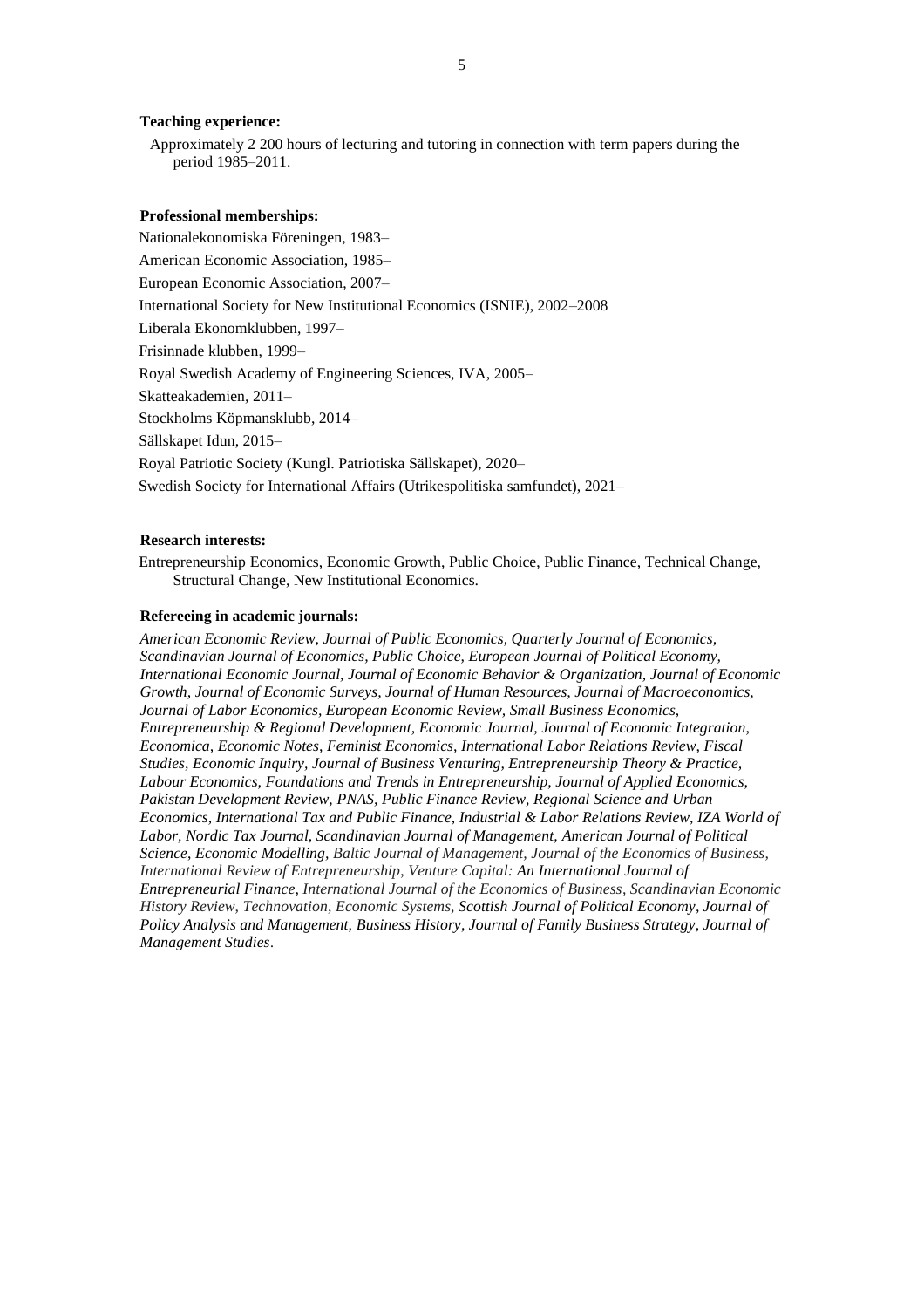**Teaching experience:**

Approximately 2 200 hours of lecturing and tutoring in connection with term papers during the period 1985–2011.

**Professional memberships:**

Nationalekonomiska Föreningen, 1983–

American Economic Association, 1985–

European Economic Association, 2007–

International Society for New Institutional Economics (ISNIE), 2002–2008

Liberala Ekonomklubben, 1997–

Frisinnade klubben, 1999–

Royal Swedish Academy of Engineering Sciences, IVA, 2005–

Skatteakademien, 2011–

Stockholms Köpmansklubb, 2014–

Sällskapet Idun, 2015–

Royal Patriotic Society (Kungl. Patriotiska Sällskapet), 2020–

Swedish Society for International Affairs (Utrikespolitiska samfundet), 2021–

**Research interests:**

Entrepreneurship Economics, Economic Growth, Public Choice, Public Finance, Technical Change, Structural Change, New Institutional Economics.

**Refereeing in academic journals:**

*American Economic Review, Journal of Public Economics, Quarterly Journal of Economics, Scandinavian Journal of Economics, Public Choice, European Journal of Political Economy, International Economic Journal, Journal of Economic Behavior & Organization, Journal of Economic Growth, Journal of Economic Surveys, Journal of Human Resources, Journal of Macroeconomics, Journal of Labor Economics, European Economic Review, Small Business Economics, Entrepreneurship & Regional Development, Economic Journal, Journal of Economic Integration, Economica, Economic Notes, Feminist Economics, International Labor Relations Review, Fiscal Studies, Economic Inquiry, Journal of Business Venturing, Entrepreneurship Theory & Practice, Labour Economics, Foundations and Trends in Entrepreneurship, Journal of Applied Economics, Pakistan Development Review, PNAS, Public Finance Review, Regional Science and Urban Economics, International Tax and Public Finance, Industrial & Labor Relations Review, IZA World of Labor, Nordic Tax Journal, Scandinavian Journal of Management, American Journal of Political Science, Economic Modelling, Baltic Journal of Management, Journal of the Economics of Business, International Review of Entrepreneurship, Venture Capital: An International Journal of Entrepreneurial Finance, International Journal of the Economics of Business, Scandinavian Economic History Review, Technovation, Economic Systems, Scottish Journal of Political Economy, Journal of Policy Analysis and Management, Business History, Journal of Family Business Strategy, Journal of Management Studies*.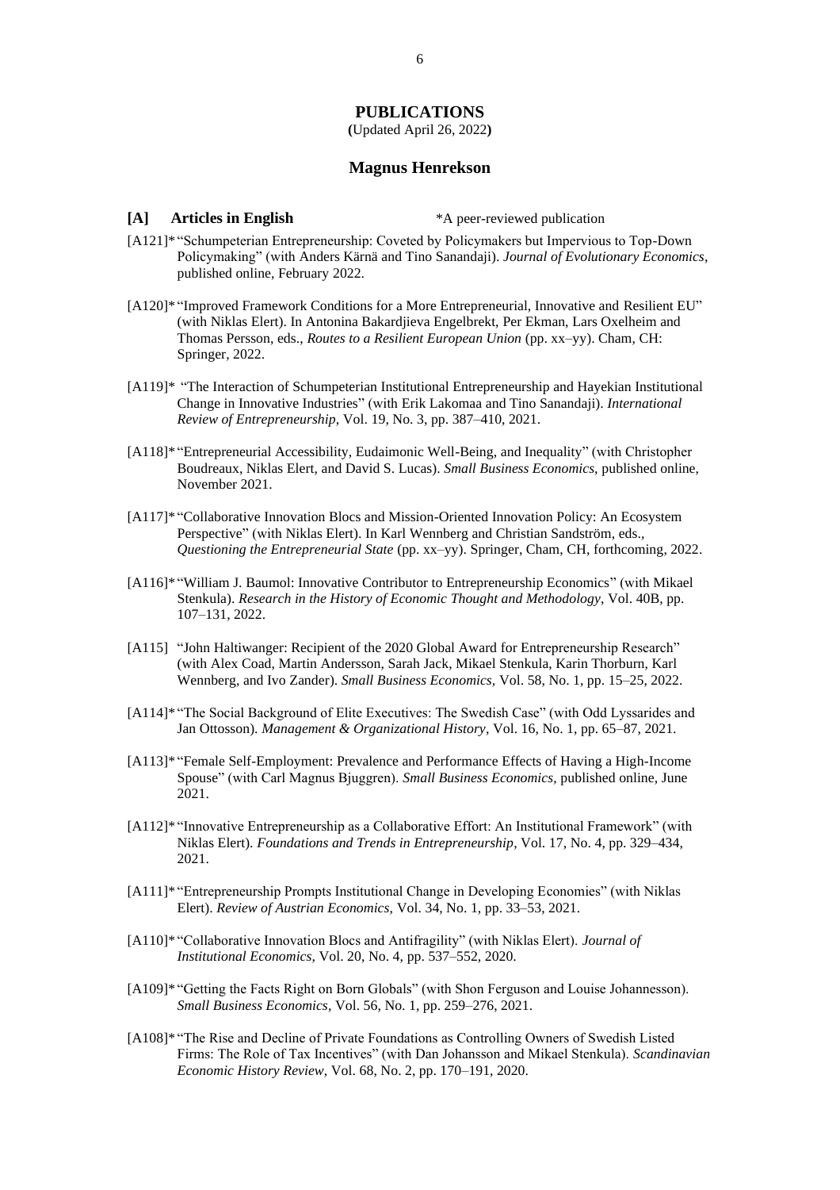# PUBLICATIONS

**(**Updated April 26, 2022**)**

## Magnus Henrekson

**[A] Articles in English** *A peer-reviewed publication

[A121]* "Schumpeterian Entrepreneurship: Coveted by Policymakers but Impervious to Top-Down Policymaking" (with Anders Kärnä and Tino Sanandaji). *Journal of Evolutionary Economics*, published online, February 2022.

[A120]* "Improved Framework Conditions for a More Entrepreneurial, Innovative and Resilient EU" (with Niklas Elert). In Antonina Bakardjieva Engelbrekt, Per Ekman, Lars Oxelheim and Thomas Persson, eds., *Routes to a Resilient European Union* (pp. xx–yy). Cham, CH: Springer, 2022.

[A119]* "The Interaction of Schumpeterian Institutional Entrepreneurship and Hayekian Institutional Change in Innovative Industries" (with Erik Lakomaa and Tino Sanandaji). *International Review of Entrepreneurship*, Vol. 19, No. 3, pp. 387–410, 2021.

[A118]* "Entrepreneurial Accessibility, Eudaimonic Well-Being, and Inequality" (with Christopher Boudreaux, Niklas Elert, and David S. Lucas). *Small Business Economics,* published online, November 2021.

[A117]* "Collaborative Innovation Blocs and Mission-Oriented Innovation Policy: An Ecosystem Perspective" (with Niklas Elert). In Karl Wennberg and Christian Sandström, eds., *Questioning the Entrepreneurial State* (pp. xx–yy). Springer, Cham, CH, forthcoming, 2022.

[A116]* "William J. Baumol: Innovative Contributor to Entrepreneurship Economics" (with Mikael Stenkula). *Research in the History of Economic Thought and Methodology*, Vol. 40B, pp. 107–131, 2022.

[A115] "John Haltiwanger: Recipient of the 2020 Global Award for Entrepreneurship Research" (with Alex Coad, Martin Andersson, Sarah Jack, Mikael Stenkula, Karin Thorburn, Karl Wennberg, and Ivo Zander). *Small Business Economics,* Vol. 58, No. 1, pp. 15–25, 2022.

[A114]* "The Social Background of Elite Executives: The Swedish Case" (with Odd Lyssarides and Jan Ottosson). *Management & Organizational History*, Vol. 16, No. 1, pp. 65–87, 2021.

[A113]* "Female Self-Employment: Prevalence and Performance Effects of Having a High-Income Spouse" (with Carl Magnus Bjuggren). *Small Business Economics,* published online, June 2021.

[A112]* "Innovative Entrepreneurship as a Collaborative Effort: An Institutional Framework" (with Niklas Elert). *Foundations and Trends in Entrepreneurship*, Vol. 17, No. 4, pp. 329–434, 2021.

[A111]* "Entrepreneurship Prompts Institutional Change in Developing Economies" (with Niklas Elert). *Review of Austrian Economics*, Vol. 34, No. 1, pp. 33–53, 2021.

[A110]* "Collaborative Innovation Blocs and Antifragility" (with Niklas Elert). *Journal of Institutional Economics,* Vol. 20, No. 4, pp. 537–552, 2020.

[A109]* "Getting the Facts Right on Born Globals" (with Shon Ferguson and Louise Johannesson). *Small Business Economics*, Vol. 56, No. 1, pp. 259–276, 2021.

[A108]* "The Rise and Decline of Private Foundations as Controlling Owners of Swedish Listed Firms: The Role of Tax Incentives" (with Dan Johansson and Mikael Stenkula). *Scandinavian Economic History Review*, Vol. 68, No. 2, pp. 170–191, 2020.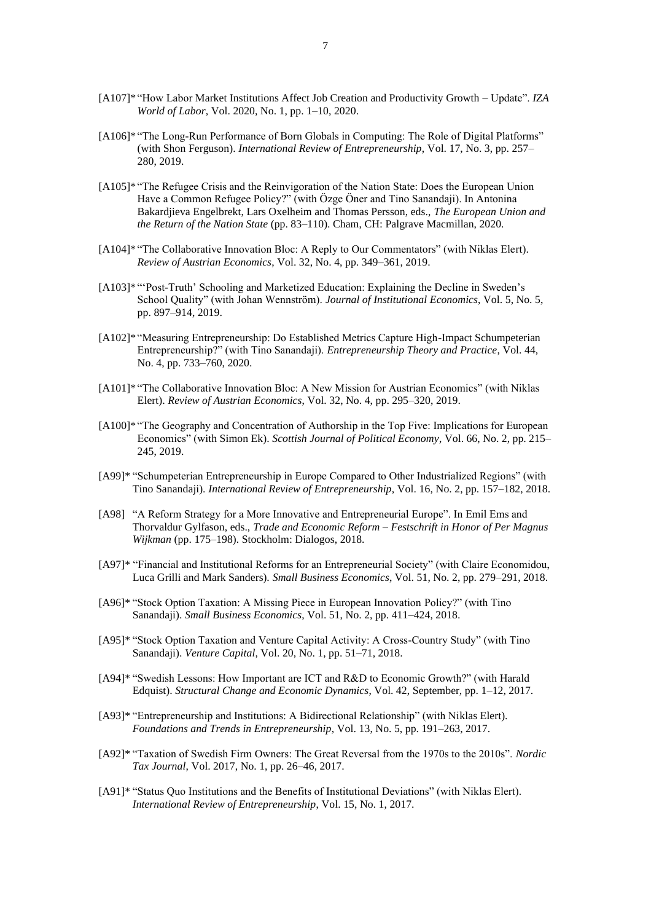[A107]* "How Labor Market Institutions Affect Job Creation and Productivity Growth – Update". *IZA World of Labor*, Vol. 2020, No. 1, pp. 1–10, 2020.

[A106]* "The Long-Run Performance of Born Globals in Computing: The Role of Digital Platforms" (with Shon Ferguson). *International Review of Entrepreneurship*, Vol. 17, No. 3, pp. 257–280, 2019.

[A105]* "The Refugee Crisis and the Reinvigoration of the Nation State: Does the European Union Have a Common Refugee Policy?" (with Özge Öner and Tino Sanandaji). In Antonina Bakardjieva Engelbrekt, Lars Oxelheim and Thomas Persson, eds., *The European Union and the Return of the Nation State* (pp. 83–110). Cham, CH: Palgrave Macmillan, 2020.

[A104]* "The Collaborative Innovation Bloc: A Reply to Our Commentators" (with Niklas Elert). *Review of Austrian Economics*, Vol. 32, No. 4, pp. 349–361, 2019.

[A103]* "'Post-Truth' Schooling and Marketized Education: Explaining the Decline in Sweden's School Quality" (with Johan Wennström). *Journal of Institutional Economics*, Vol. 5, No. 5, pp. 897–914, 2019.

[A102]* "Measuring Entrepreneurship: Do Established Metrics Capture High-Impact Schumpeterian Entrepreneurship?" (with Tino Sanandaji). *Entrepreneurship Theory and Practice*, Vol. 44, No. 4, pp. 733–760, 2020.

[A101]* "The Collaborative Innovation Bloc: A New Mission for Austrian Economics" (with Niklas Elert). *Review of Austrian Economics*, Vol. 32, No. 4, pp. 295–320, 2019.

[A100]* "The Geography and Concentration of Authorship in the Top Five: Implications for European Economics" (with Simon Ek). *Scottish Journal of Political Economy*, Vol. 66, No. 2, pp. 215–245, 2019.

[A99]* "Schumpeterian Entrepreneurship in Europe Compared to Other Industrialized Regions" (with Tino Sanandaji). *International Review of Entrepreneurship*, Vol. 16, No. 2, pp. 157–182, 2018.

[A98] "A Reform Strategy for a More Innovative and Entrepreneurial Europe". In Emil Ems and Thorvaldur Gylfason, eds., *Trade and Economic Reform – Festschrift in Honor of Per Magnus Wijkman* (pp. 175–198). Stockholm: Dialogos, 2018.

[A97]* "Financial and Institutional Reforms for an Entrepreneurial Society" (with Claire Economidou, Luca Grilli and Mark Sanders). *Small Business Economics*, Vol. 51, No. 2, pp. 279–291, 2018.

[A96]* "Stock Option Taxation: A Missing Piece in European Innovation Policy?" (with Tino Sanandaji). *Small Business Economics*, Vol. 51, No. 2, pp. 411–424, 2018.

[A95]* "Stock Option Taxation and Venture Capital Activity: A Cross-Country Study" (with Tino Sanandaji). *Venture Capital*, Vol. 20, No. 1, pp. 51–71, 2018.

[A94]* "Swedish Lessons: How Important are ICT and R&D to Economic Growth?" (with Harald Edquist). *Structural Change and Economic Dynamics*, Vol. 42, September, pp. 1–12, 2017.

[A93]* "Entrepreneurship and Institutions: A Bidirectional Relationship" (with Niklas Elert). *Foundations and Trends in Entrepreneurship*, Vol. 13, No. 5, pp. 191–263, 2017.

[A92]* "Taxation of Swedish Firm Owners: The Great Reversal from the 1970s to the 2010s". *Nordic Tax Journal*, Vol. 2017, No. 1, pp. 26–46, 2017.

[A91]* "Status Quo Institutions and the Benefits of Institutional Deviations" (with Niklas Elert). *International Review of Entrepreneurship*, Vol. 15, No. 1, 2017.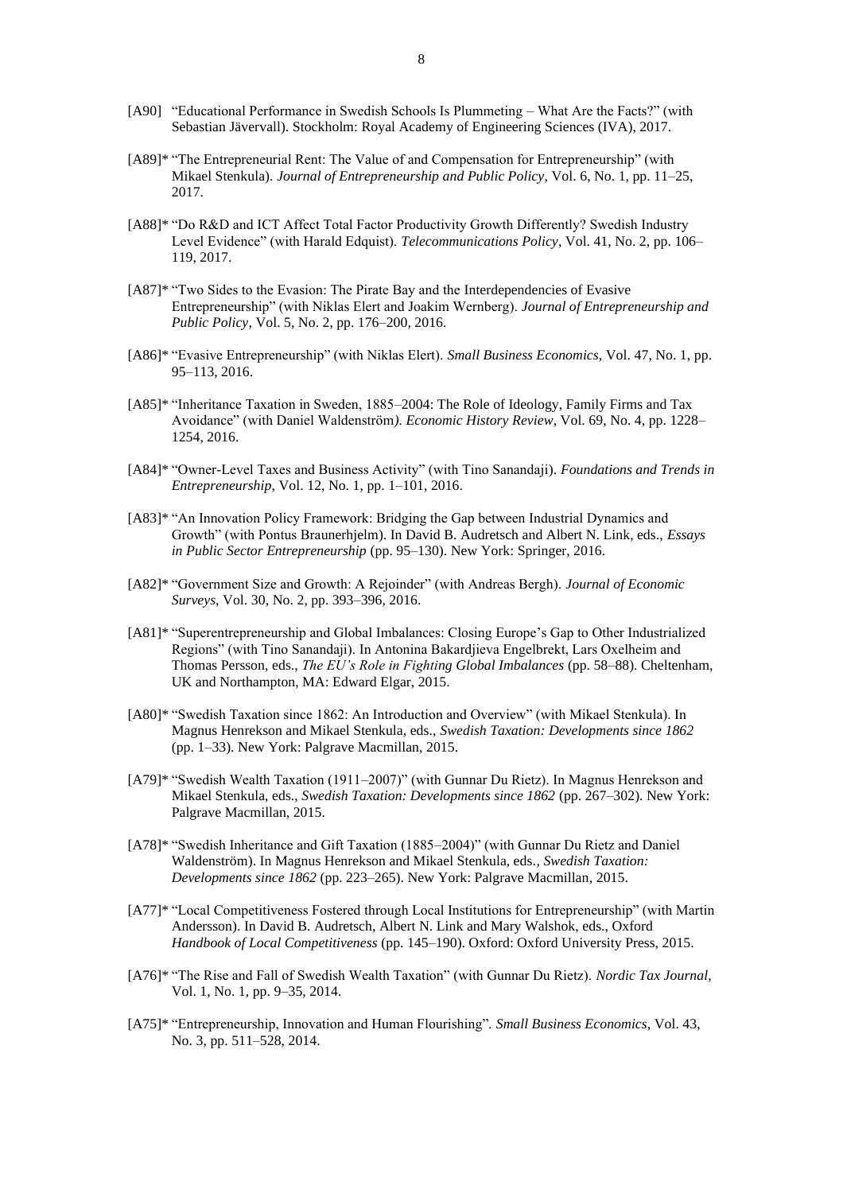[A90] "Educational Performance in Swedish Schools Is Plummeting – What Are the Facts?" (with Sebastian Jävervall). Stockholm: Royal Academy of Engineering Sciences (IVA), 2017.

[A89]* "The Entrepreneurial Rent: The Value of and Compensation for Entrepreneurship" (with Mikael Stenkula). *Journal of Entrepreneurship and Public Policy*, Vol. 6, No. 1, pp. 11–25, 2017.

[A88]* "Do R&D and ICT Affect Total Factor Productivity Growth Differently? Swedish Industry Level Evidence" (with Harald Edquist). *Telecommunications Policy*, Vol. 41, No. 2, pp. 106–119, 2017.

[A87]* "Two Sides to the Evasion: The Pirate Bay and the Interdependencies of Evasive Entrepreneurship" (with Niklas Elert and Joakim Wernberg). *Journal of Entrepreneurship and Public Policy*, Vol. 5, No. 2, pp. 176–200, 2016.

[A86]* "Evasive Entrepreneurship" (with Niklas Elert). *Small Business Economics*, Vol. 47, No. 1, pp. 95–113, 2016.

[A85]* "Inheritance Taxation in Sweden, 1885–2004: The Role of Ideology, Family Firms and Tax Avoidance" (with Daniel Waldenström). *Economic History Review*, Vol. 69, No. 4, pp. 1228–1254, 2016.

[A84]* "Owner-Level Taxes and Business Activity" (with Tino Sanandaji). *Foundations and Trends in Entrepreneurship*, Vol. 12, No. 1, pp. 1–101, 2016.

[A83]* "An Innovation Policy Framework: Bridging the Gap between Industrial Dynamics and Growth" (with Pontus Braunerhjelm). In David B. Audretsch and Albert N. Link, eds., *Essays in Public Sector Entrepreneurship* (pp. 95–130). New York: Springer, 2016.

[A82]* "Government Size and Growth: A Rejoinder" (with Andreas Bergh). *Journal of Economic Surveys*, Vol. 30, No. 2, pp. 393–396, 2016.

[A81]* "Superentrepreneurship and Global Imbalances: Closing Europe's Gap to Other Industrialized Regions" (with Tino Sanandaji). In Antonina Bakardjieva Engelbrekt, Lars Oxelheim and Thomas Persson, eds., *The EU's Role in Fighting Global Imbalances* (pp. 58–88). Cheltenham, UK and Northampton, MA: Edward Elgar, 2015.

[A80]* "Swedish Taxation since 1862: An Introduction and Overview" (with Mikael Stenkula). In Magnus Henrekson and Mikael Stenkula, eds., *Swedish Taxation: Developments since 1862* (pp. 1–33). New York: Palgrave Macmillan, 2015.

[A79]* "Swedish Wealth Taxation (1911–2007)" (with Gunnar Du Rietz). In Magnus Henrekson and Mikael Stenkula, eds., *Swedish Taxation: Developments since 1862* (pp. 267–302). New York: Palgrave Macmillan, 2015.

[A78]* "Swedish Inheritance and Gift Taxation (1885–2004)" (with Gunnar Du Rietz and Daniel Waldenström). In Magnus Henrekson and Mikael Stenkula, eds., *Swedish Taxation: Developments since 1862* (pp. 223–265). New York: Palgrave Macmillan, 2015.

[A77]* "Local Competitiveness Fostered through Local Institutions for Entrepreneurship" (with Martin Andersson). In David B. Audretsch, Albert N. Link and Mary Walshok, eds., Oxford *Handbook of Local Competitiveness* (pp. 145–190). Oxford: Oxford University Press, 2015.

[A76]* "The Rise and Fall of Swedish Wealth Taxation" (with Gunnar Du Rietz). *Nordic Tax Journal*, Vol. 1, No. 1, pp. 9–35, 2014.

[A75]* "Entrepreneurship, Innovation and Human Flourishing". *Small Business Economics*, Vol. 43, No. 3, pp. 511–528, 2014.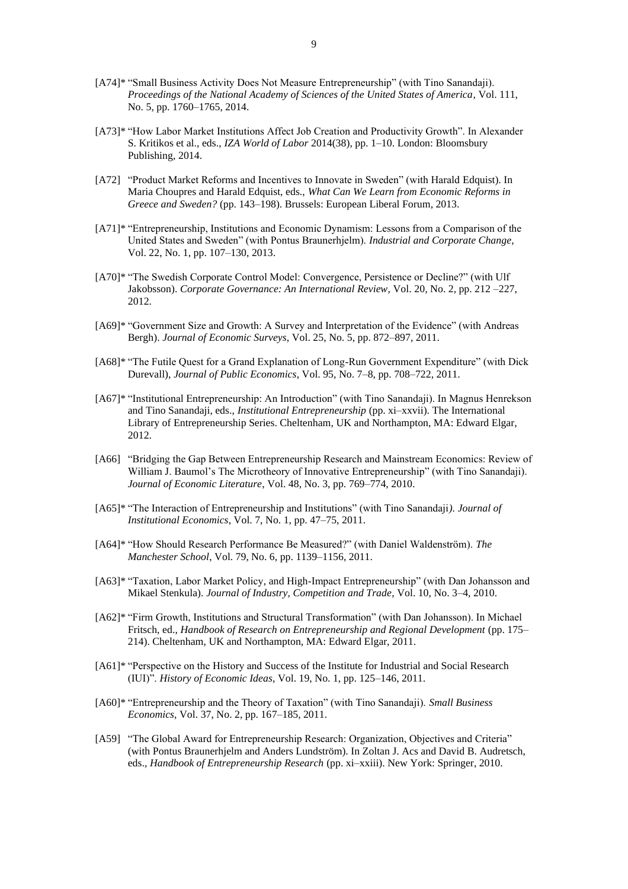[A74]* "Small Business Activity Does Not Measure Entrepreneurship" (with Tino Sanandaji). *Proceedings of the National Academy of Sciences of the United States of America*, Vol. 111, No. 5, pp. 1760–1765, 2014.

[A73]* "How Labor Market Institutions Affect Job Creation and Productivity Growth". In Alexander S. Kritikos et al., eds., *IZA World of Labor* 2014(38), pp. 1–10. London: Bloomsbury Publishing, 2014.

[A72] "Product Market Reforms and Incentives to Innovate in Sweden" (with Harald Edquist). In Maria Choupres and Harald Edquist, eds., *What Can We Learn from Economic Reforms in Greece and Sweden?* (pp. 143–198). Brussels: European Liberal Forum, 2013.

[A71]* "Entrepreneurship, Institutions and Economic Dynamism: Lessons from a Comparison of the United States and Sweden" (with Pontus Braunerhjelm). *Industrial and Corporate Change*, Vol. 22, No. 1, pp. 107–130, 2013.

[A70]* "The Swedish Corporate Control Model: Convergence, Persistence or Decline?" (with Ulf Jakobsson). *Corporate Governance: An International Review*, Vol. 20, No. 2, pp. 212 –227, 2012.

[A69]* "Government Size and Growth: A Survey and Interpretation of the Evidence" (with Andreas Bergh). *Journal of Economic Surveys*, Vol. 25, No. 5, pp. 872–897, 2011.

[A68]* "The Futile Quest for a Grand Explanation of Long-Run Government Expenditure" (with Dick Durevall), *Journal of Public Economics*, Vol. 95, No. 7–8, pp. 708–722, 2011.

[A67]* "Institutional Entrepreneurship: An Introduction" (with Tino Sanandaji). In Magnus Henrekson and Tino Sanandaji, eds., *Institutional Entrepreneurship* (pp. xi–xxvii). The International Library of Entrepreneurship Series. Cheltenham, UK and Northampton, MA: Edward Elgar, 2012.

[A66] "Bridging the Gap Between Entrepreneurship Research and Mainstream Economics: Review of William J. Baumol's The Microtheory of Innovative Entrepreneurship" (with Tino Sanandaji). *Journal of Economic Literature*, Vol. 48, No. 3, pp. 769–774, 2010.

[A65]* "The Interaction of Entrepreneurship and Institutions" (with Tino Sanandaji). *Journal of Institutional Economics*, Vol. 7, No. 1, pp. 47–75, 2011.

[A64]* "How Should Research Performance Be Measured?" (with Daniel Waldenström). *The Manchester School*, Vol. 79, No. 6, pp. 1139–1156, 2011.

[A63]* "Taxation, Labor Market Policy, and High-Impact Entrepreneurship" (with Dan Johansson and Mikael Stenkula). *Journal of Industry, Competition and Trade*, Vol. 10, No. 3–4, 2010.

[A62]* "Firm Growth, Institutions and Structural Transformation" (with Dan Johansson). In Michael Fritsch, ed., *Handbook of Research on Entrepreneurship and Regional Development* (pp. 175–214). Cheltenham, UK and Northampton, MA: Edward Elgar, 2011.

[A61]* "Perspective on the History and Success of the Institute for Industrial and Social Research (IUI)". *History of Economic Ideas*, Vol. 19, No. 1, pp. 125–146, 2011.

[A60]* "Entrepreneurship and the Theory of Taxation" (with Tino Sanandaji). *Small Business Economics*, Vol. 37, No. 2, pp. 167–185, 2011.

[A59] "The Global Award for Entrepreneurship Research: Organization, Objectives and Criteria" (with Pontus Braunerhjelm and Anders Lundström). In Zoltan J. Acs and David B. Audretsch, eds., *Handbook of Entrepreneurship Research* (pp. xi–xxiii). New York: Springer, 2010.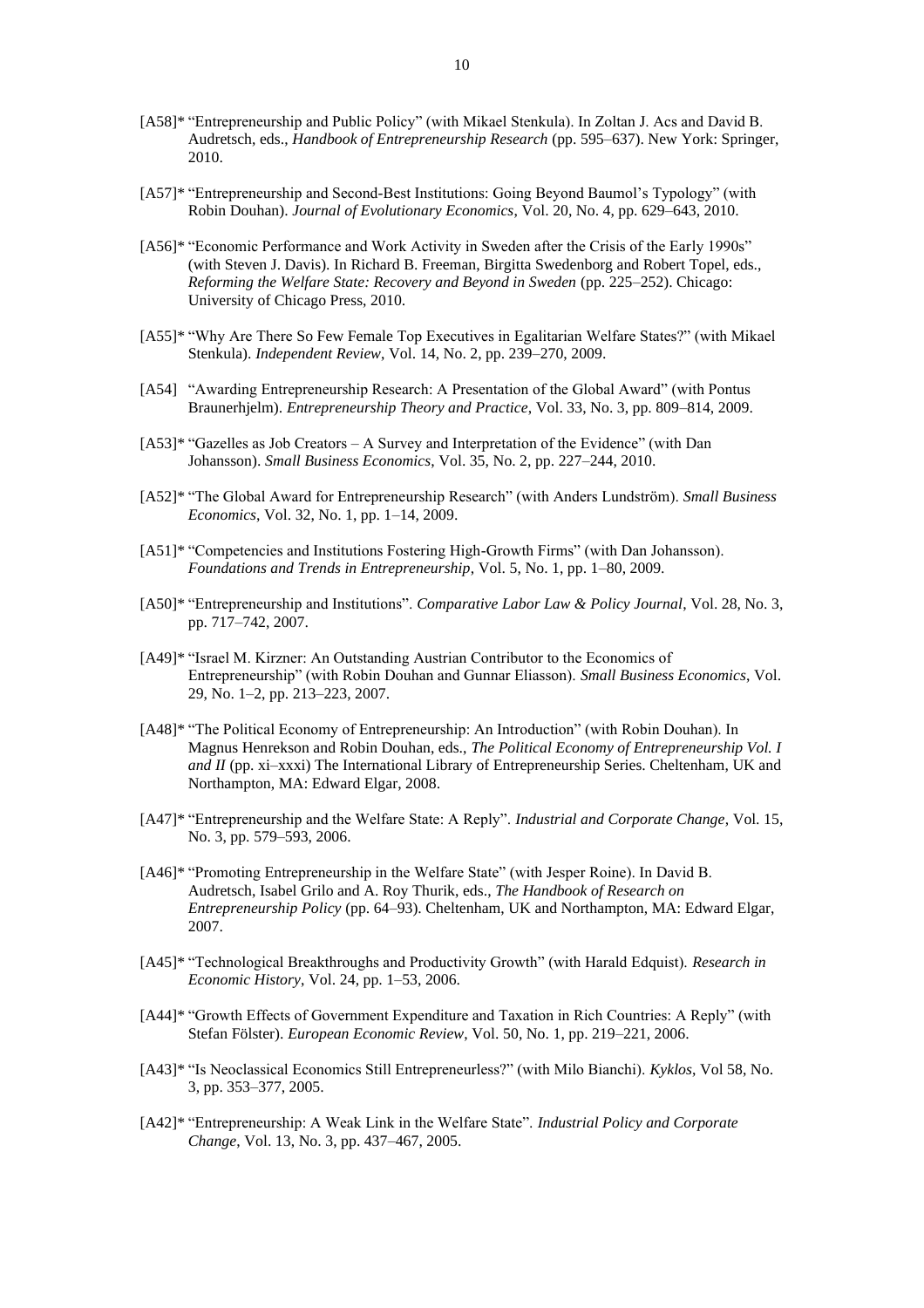[A58]* "Entrepreneurship and Public Policy" (with Mikael Stenkula). In Zoltan J. Acs and David B. Audretsch, eds., *Handbook of Entrepreneurship Research* (pp. 595–637). New York: Springer, 2010.

[A57]* "Entrepreneurship and Second-Best Institutions: Going Beyond Baumol's Typology" (with Robin Douhan). *Journal of Evolutionary Economics*, Vol. 20, No. 4, pp. 629–643, 2010.

[A56]* "Economic Performance and Work Activity in Sweden after the Crisis of the Early 1990s" (with Steven J. Davis). In Richard B. Freeman, Birgitta Swedenborg and Robert Topel, eds., *Reforming the Welfare State: Recovery and Beyond in Sweden* (pp. 225–252). Chicago: University of Chicago Press, 2010.

[A55]* "Why Are There So Few Female Top Executives in Egalitarian Welfare States?" (with Mikael Stenkula). *Independent Review*, Vol. 14, No. 2, pp. 239–270, 2009.

[A54] "Awarding Entrepreneurship Research: A Presentation of the Global Award" (with Pontus Braunerhjelm). *Entrepreneurship Theory and Practice*, Vol. 33, No. 3, pp. 809–814, 2009.

[A53]* "Gazelles as Job Creators – A Survey and Interpretation of the Evidence" (with Dan Johansson). *Small Business Economics*, Vol. 35, No. 2, pp. 227–244, 2010.

[A52]* "The Global Award for Entrepreneurship Research" (with Anders Lundström). *Small Business Economics*, Vol. 32, No. 1, pp. 1–14, 2009.

[A51]* "Competencies and Institutions Fostering High-Growth Firms" (with Dan Johansson). *Foundations and Trends in Entrepreneurship*, Vol. 5, No. 1, pp. 1–80, 2009.

[A50]* "Entrepreneurship and Institutions". *Comparative Labor Law & Policy Journal*, Vol. 28, No. 3, pp. 717–742, 2007.

[A49]* "Israel M. Kirzner: An Outstanding Austrian Contributor to the Economics of Entrepreneurship" (with Robin Douhan and Gunnar Eliasson). *Small Business Economics*, Vol. 29, No. 1–2, pp. 213–223, 2007.

[A48]* "The Political Economy of Entrepreneurship: An Introduction" (with Robin Douhan). In Magnus Henrekson and Robin Douhan, eds., *The Political Economy of Entrepreneurship Vol. I and II* (pp. xi–xxxi) The International Library of Entrepreneurship Series. Cheltenham, UK and Northampton, MA: Edward Elgar, 2008.

[A47]* "Entrepreneurship and the Welfare State: A Reply". *Industrial and Corporate Change*, Vol. 15, No. 3, pp. 579–593, 2006.

[A46]* "Promoting Entrepreneurship in the Welfare State" (with Jesper Roine). In David B. Audretsch, Isabel Grilo and A. Roy Thurik, eds., *The Handbook of Research on Entrepreneurship Policy* (pp. 64–93). Cheltenham, UK and Northampton, MA: Edward Elgar, 2007.

[A45]* "Technological Breakthroughs and Productivity Growth" (with Harald Edquist). *Research in Economic History*, Vol. 24, pp. 1–53, 2006.

[A44]* "Growth Effects of Government Expenditure and Taxation in Rich Countries: A Reply" (with Stefan Fölster). *European Economic Review*, Vol. 50, No. 1, pp. 219–221, 2006.

[A43]* "Is Neoclassical Economics Still Entrepreneurless?" (with Milo Bianchi). *Kyklos*, Vol 58, No. 3, pp. 353–377, 2005.

[A42]* "Entrepreneurship: A Weak Link in the Welfare State". *Industrial Policy and Corporate Change*, Vol. 13, No. 3, pp. 437–467, 2005.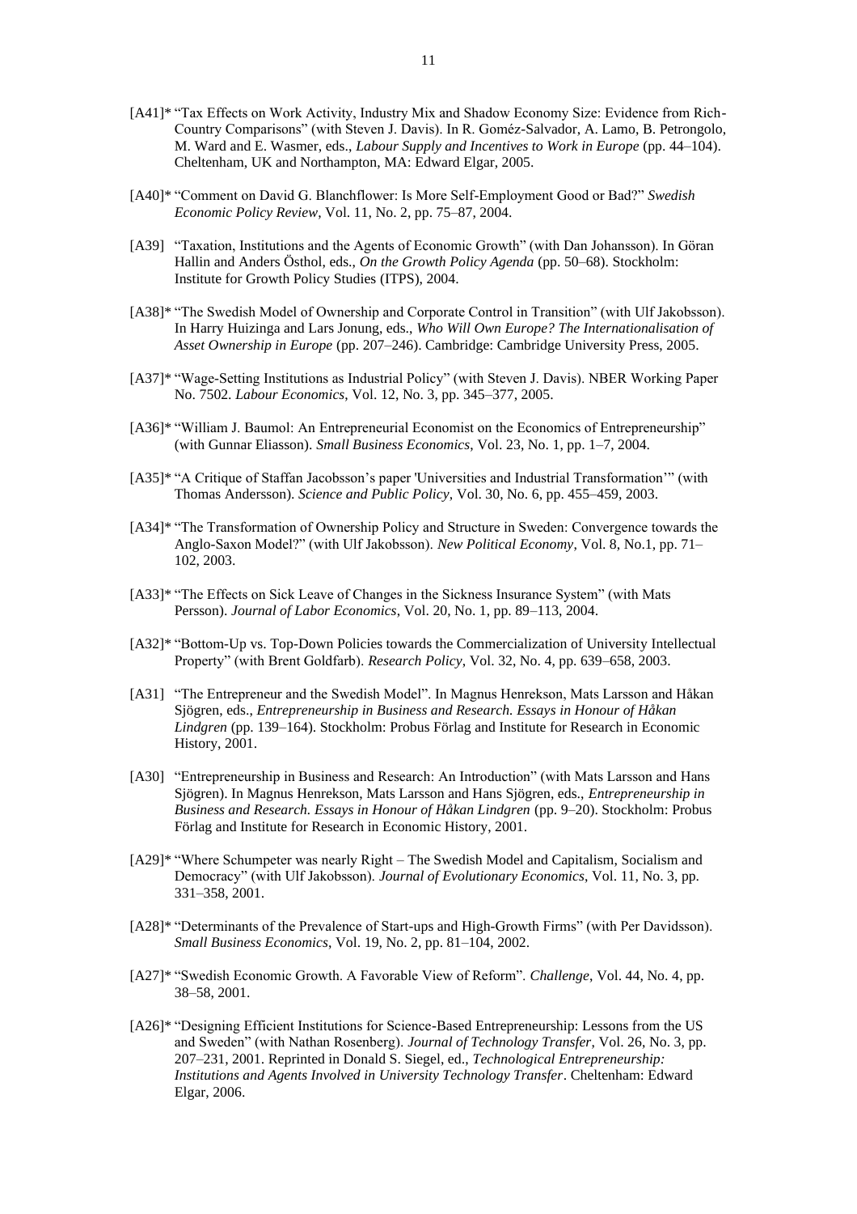[A41]* "Tax Effects on Work Activity, Industry Mix and Shadow Economy Size: Evidence from Rich-Country Comparisons" (with Steven J. Davis). In R. Goméz-Salvador, A. Lamo, B. Petrongolo, M. Ward and E. Wasmer, eds., *Labour Supply and Incentives to Work in Europe* (pp. 44–104). Cheltenham, UK and Northampton, MA: Edward Elgar, 2005.

[A40]* "Comment on David G. Blanchflower: Is More Self-Employment Good or Bad?" *Swedish Economic Policy Review*, Vol. 11, No. 2, pp. 75–87, 2004.

[A39] "Taxation, Institutions and the Agents of Economic Growth" (with Dan Johansson). In Göran Hallin and Anders Östhol, eds., *On the Growth Policy Agenda* (pp. 50–68). Stockholm: Institute for Growth Policy Studies (ITPS), 2004.

[A38]* "The Swedish Model of Ownership and Corporate Control in Transition" (with Ulf Jakobsson). In Harry Huizinga and Lars Jonung, eds., *Who Will Own Europe? The Internationalisation of Asset Ownership in Europe* (pp. 207–246). Cambridge: Cambridge University Press, 2005.

[A37]* "Wage-Setting Institutions as Industrial Policy" (with Steven J. Davis). NBER Working Paper No. 7502. *Labour Economics*, Vol. 12, No. 3, pp. 345–377, 2005.

[A36]* "William J. Baumol: An Entrepreneurial Economist on the Economics of Entrepreneurship" (with Gunnar Eliasson). *Small Business Economics*, Vol. 23, No. 1, pp. 1–7, 2004.

[A35]* "A Critique of Staffan Jacobsson's paper 'Universities and Industrial Transformation'" (with Thomas Andersson). *Science and Public Policy*, Vol. 30, No. 6, pp. 455–459, 2003.

[A34]* "The Transformation of Ownership Policy and Structure in Sweden: Convergence towards the Anglo-Saxon Model?" (with Ulf Jakobsson). *New Political Economy*, Vol. 8, No.1, pp. 71–102, 2003.

[A33]* "The Effects on Sick Leave of Changes in the Sickness Insurance System" (with Mats Persson). *Journal of Labor Economics*, Vol. 20, No. 1, pp. 89–113, 2004.

[A32]* "Bottom-Up vs. Top-Down Policies towards the Commercialization of University Intellectual Property" (with Brent Goldfarb). *Research Policy*, Vol. 32, No. 4, pp. 639–658, 2003.

[A31] "The Entrepreneur and the Swedish Model". In Magnus Henrekson, Mats Larsson and Håkan Sjögren, eds., *Entrepreneurship in Business and Research. Essays in Honour of Håkan Lindgren* (pp. 139–164). Stockholm: Probus Förlag and Institute for Research in Economic History, 2001.

[A30] "Entrepreneurship in Business and Research: An Introduction" (with Mats Larsson and Hans Sjögren). In Magnus Henrekson, Mats Larsson and Hans Sjögren, eds., *Entrepreneurship in Business and Research. Essays in Honour of Håkan Lindgren* (pp. 9–20). Stockholm: Probus Förlag and Institute for Research in Economic History, 2001.

[A29]* "Where Schumpeter was nearly Right – The Swedish Model and Capitalism, Socialism and Democracy" (with Ulf Jakobsson). *Journal of Evolutionary Economics*, Vol. 11, No. 3, pp. 331–358, 2001.

[A28]* "Determinants of the Prevalence of Start-ups and High-Growth Firms" (with Per Davidsson). *Small Business Economics*, Vol. 19, No. 2, pp. 81–104, 2002.

[A27]* "Swedish Economic Growth. A Favorable View of Reform". *Challenge*, Vol. 44, No. 4, pp. 38–58, 2001.

[A26]* "Designing Efficient Institutions for Science-Based Entrepreneurship: Lessons from the US and Sweden" (with Nathan Rosenberg). *Journal of Technology Transfer*, Vol. 26, No. 3, pp. 207–231, 2001. Reprinted in Donald S. Siegel, ed., *Technological Entrepreneurship: Institutions and Agents Involved in University Technology Transfer*. Cheltenham: Edward Elgar, 2006.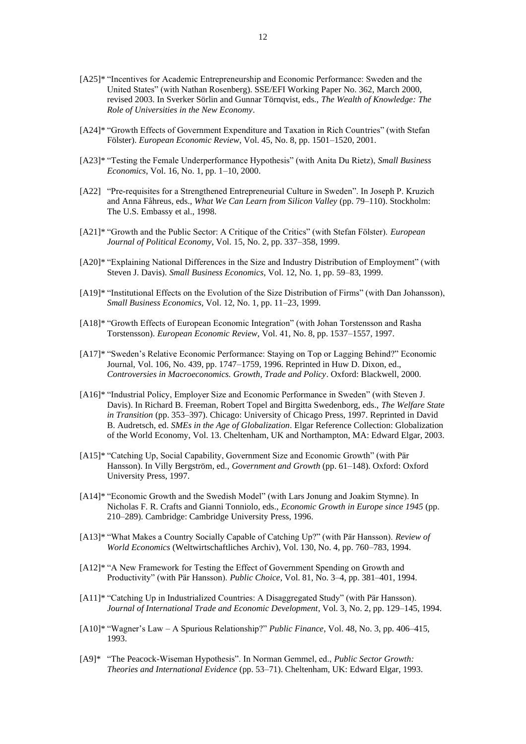[A25]* "Incentives for Academic Entrepreneurship and Economic Performance: Sweden and the United States" (with Nathan Rosenberg). SSE/EFI Working Paper No. 362, March 2000, revised 2003. In Sverker Sörlin and Gunnar Törnqvist, eds., *The Wealth of Knowledge: The Role of Universities in the New Economy*.

[A24]* "Growth Effects of Government Expenditure and Taxation in Rich Countries" (with Stefan Fölster). *European Economic Review*, Vol. 45, No. 8, pp. 1501–1520, 2001.

[A23]* "Testing the Female Underperformance Hypothesis" (with Anita Du Rietz), *Small Business Economics*, Vol. 16, No. 1, pp. 1–10, 2000.

[A22] "Pre-requisites for a Strengthened Entrepreneurial Culture in Sweden". In Joseph P. Kruzich and Anna Fåhreus, eds., *What We Can Learn from Silicon Valley* (pp. 79–110). Stockholm: The U.S. Embassy et al., 1998.

[A21]* "Growth and the Public Sector: A Critique of the Critics" (with Stefan Fölster). *European Journal of Political Economy*, Vol. 15, No. 2, pp. 337–358, 1999.

[A20]* "Explaining National Differences in the Size and Industry Distribution of Employment" (with Steven J. Davis). *Small Business Economics*, Vol. 12, No. 1, pp. 59–83, 1999.

[A19]* "Institutional Effects on the Evolution of the Size Distribution of Firms" (with Dan Johansson), *Small Business Economics*, Vol. 12, No. 1, pp. 11–23, 1999.

[A18]* "Growth Effects of European Economic Integration" (with Johan Torstensson and Rasha Torstensson). *European Economic Review*, Vol. 41, No. 8, pp. 1537–1557, 1997.

[A17]* "Sweden's Relative Economic Performance: Staying on Top or Lagging Behind?" Economic Journal, Vol. 106, No. 439, pp. 1747–1759, 1996. Reprinted in Huw D. Dixon, ed., *Controversies in Macroeconomics. Growth, Trade and Policy*. Oxford: Blackwell, 2000.

[A16]* "Industrial Policy, Employer Size and Economic Performance in Sweden" (with Steven J. Davis). In Richard B. Freeman, Robert Topel and Birgitta Swedenborg, eds., *The Welfare State in Transition* (pp. 353–397). Chicago: University of Chicago Press, 1997. Reprinted in David B. Audretsch, ed. *SMEs in the Age of Globalization*. Elgar Reference Collection: Globalization of the World Economy, Vol. 13. Cheltenham, UK and Northampton, MA: Edward Elgar, 2003.

[A15]* "Catching Up, Social Capability, Government Size and Economic Growth" (with Pär Hansson). In Villy Bergström, ed., *Government and Growth* (pp. 61–148). Oxford: Oxford University Press, 1997.

[A14]* "Economic Growth and the Swedish Model" (with Lars Jonung and Joakim Stymne). In Nicholas F. R. Crafts and Gianni Tonniolo, eds., *Economic Growth in Europe since 1945* (pp. 210–289). Cambridge: Cambridge University Press, 1996.

[A13]* "What Makes a Country Socially Capable of Catching Up?" (with Pär Hansson). *Review of World Economics* (Weltwirtschaftliches Archiv), Vol. 130, No. 4, pp. 760–783, 1994.

[A12]* "A New Framework for Testing the Effect of Government Spending on Growth and Productivity" (with Pär Hansson). *Public Choice*, Vol. 81, No. 3–4, pp. 381–401, 1994.

[A11]* "Catching Up in Industrialized Countries: A Disaggregated Study" (with Pär Hansson). *Journal of International Trade and Economic Development*, Vol. 3, No. 2, pp. 129–145, 1994.

[A10]* "Wagner's Law – A Spurious Relationship?" *Public Finance*, Vol. 48, No. 3, pp. 406–415, 1993.

[A9]* "The Peacock-Wiseman Hypothesis". In Norman Gemmel, ed., *Public Sector Growth: Theories and International Evidence* (pp. 53–71). Cheltenham, UK: Edward Elgar, 1993.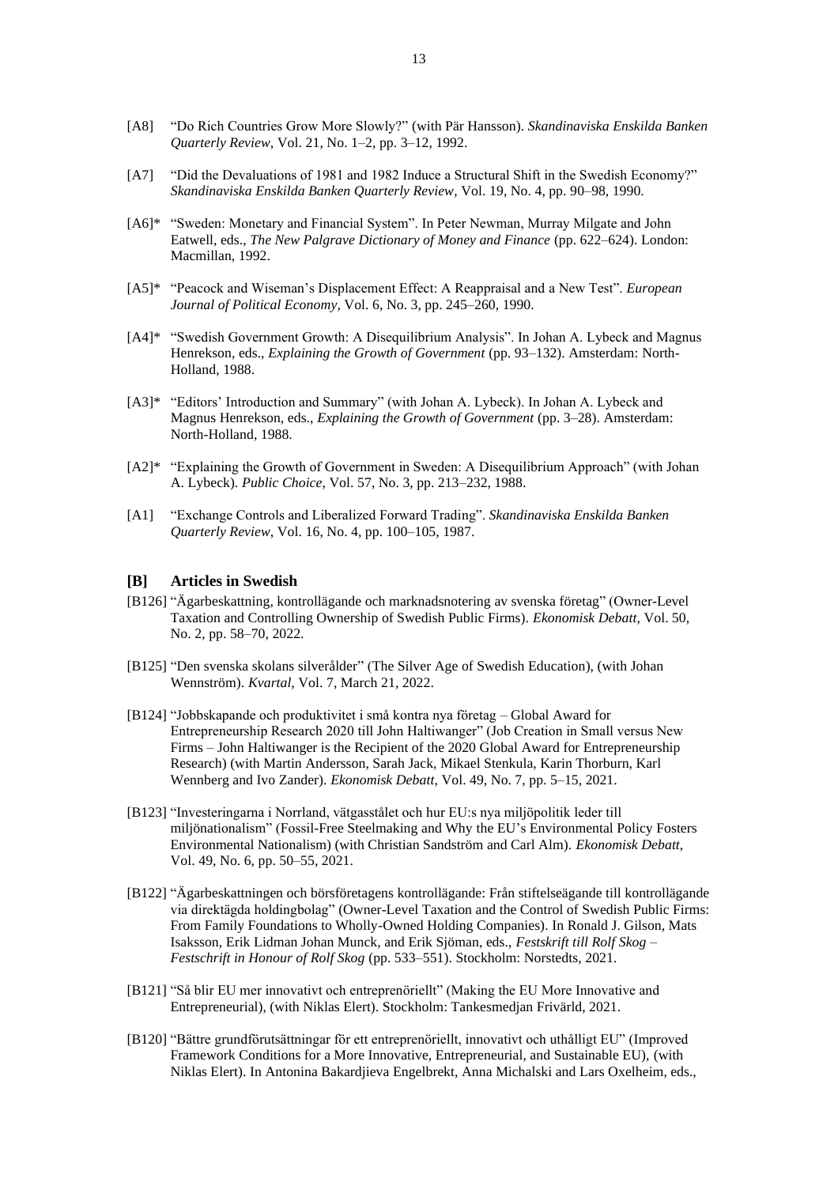[A8] "Do Rich Countries Grow More Slowly?" (with Pär Hansson). *Skandinaviska Enskilda Banken Quarterly Review*, Vol. 21, No. 1–2, pp. 3–12, 1992.

[A7] "Did the Devaluations of 1981 and 1982 Induce a Structural Shift in the Swedish Economy?" *Skandinaviska Enskilda Banken Quarterly Review*, Vol. 19, No. 4, pp. 90–98, 1990.

[A6]* "Sweden: Monetary and Financial System". In Peter Newman, Murray Milgate and John Eatwell, eds., *The New Palgrave Dictionary of Money and Finance* (pp. 622–624). London: Macmillan, 1992.

[A5]* "Peacock and Wiseman's Displacement Effect: A Reappraisal and a New Test". *European Journal of Political Economy*, Vol. 6, No. 3, pp. 245–260, 1990.

[A4]* "Swedish Government Growth: A Disequilibrium Analysis". In Johan A. Lybeck and Magnus Henrekson, eds., *Explaining the Growth of Government* (pp. 93–132). Amsterdam: North-Holland, 1988.

[A3]* "Editors' Introduction and Summary" (with Johan A. Lybeck). In Johan A. Lybeck and Magnus Henrekson, eds., *Explaining the Growth of Government* (pp. 3–28). Amsterdam: North-Holland, 1988.

[A2]* "Explaining the Growth of Government in Sweden: A Disequilibrium Approach" (with Johan A. Lybeck). *Public Choice*, Vol. 57, No. 3, pp. 213–232, 1988.

[A1] "Exchange Controls and Liberalized Forward Trading". *Skandinaviska Enskilda Banken Quarterly Review*, Vol. 16, No. 4, pp. 100–105, 1987.

## [B] Articles in Swedish

[B126] "Ägarbeskattning, kontrollägande och marknadsnotering av svenska företag" (Owner-Level Taxation and Controlling Ownership of Swedish Public Firms). *Ekonomisk Debatt*, Vol. 50, No. 2, pp. 58–70, 2022.

[B125] "Den svenska skolans silverålder" (The Silver Age of Swedish Education), (with Johan Wennström). *Kvartal*, Vol. 7, March 21, 2022.

[B124] "Jobbskapande och produktivitet i små kontra nya företag – Global Award for Entrepreneurship Research 2020 till John Haltiwanger" (Job Creation in Small versus New Firms – John Haltiwanger is the Recipient of the 2020 Global Award for Entrepreneurship Research) (with Martin Andersson, Sarah Jack, Mikael Stenkula, Karin Thorburn, Karl Wennberg and Ivo Zander). *Ekonomisk Debatt*, Vol. 49, No. 7, pp. 5–15, 2021.

[B123] "Investeringarna i Norrland, vätgasstålet och hur EU:s nya miljöpolitik leder till miljönationalism" (Fossil-Free Steelmaking and Why the EU's Environmental Policy Fosters Environmental Nationalism) (with Christian Sandström and Carl Alm). *Ekonomisk Debatt*, Vol. 49, No. 6, pp. 50–55, 2021.

[B122] "Ägarbeskattningen och börsföretagens kontrollägande: Från stiftelseägande till kontrollägande via direktägda holdingbolag" (Owner-Level Taxation and the Control of Swedish Public Firms: From Family Foundations to Wholly-Owned Holding Companies). In Ronald J. Gilson, Mats Isaksson, Erik Lidman Johan Munck, and Erik Sjöman, eds., *Festskrift till Rolf Skog – Festschrift in Honour of Rolf Skog* (pp. 533–551). Stockholm: Norstedts, 2021.

[B121] "Så blir EU mer innovativt och entreprenöriellt" (Making the EU More Innovative and Entrepreneurial), (with Niklas Elert). Stockholm: Tankesmedjan Frivärld, 2021.

[B120] "Bättre grundförutsättningar för ett entreprenöriellt, innovativt och uthålligt EU" (Improved Framework Conditions for a More Innovative, Entrepreneurial, and Sustainable EU), (with Niklas Elert). In Antonina Bakardjieva Engelbrekt, Anna Michalski and Lars Oxelheim, eds.,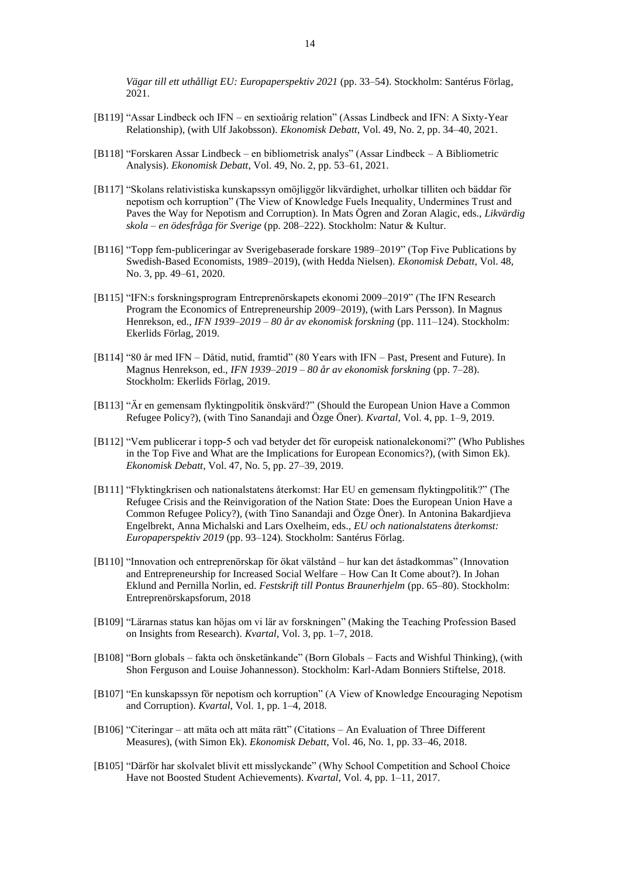*Vägar till ett uthålligt EU: Europaperspektiv 2021* (pp. 33–54). Stockholm: Santérus Förlag, 2021.

[B119] "Assar Lindbeck och IFN – en sextioårig relation" (Assas Lindbeck and IFN: A Sixty-Year Relationship), (with Ulf Jakobsson). *Ekonomisk Debatt*, Vol. 49, No. 2, pp. 34–40, 2021.

[B118] "Forskaren Assar Lindbeck – en bibliometrisk analys" (Assar Lindbeck – A Bibliometric Analysis). *Ekonomisk Debatt*, Vol. 49, No. 2, pp. 53–61, 2021.

[B117] "Skolans relativistiska kunskapssyn omöjliggör likvärdighet, urholkar tilliten och bäddar för nepotism och korruption" (The View of Knowledge Fuels Inequality, Undermines Trust and Paves the Way for Nepotism and Corruption). In Mats Ögren and Zoran Alagic, eds., *Likvärdig skola – en ödesfråga för Sverige* (pp. 208–222). Stockholm: Natur & Kultur.

[B116] "Topp fem-publiceringar av Sverigebaserade forskare 1989–2019" (Top Five Publications by Swedish-Based Economists, 1989–2019), (with Hedda Nielsen). *Ekonomisk Debatt*, Vol. 48, No. 3, pp. 49–61, 2020.

[B115] "IFN:s forskningsprogram Entreprenörskapets ekonomi 2009–2019" (The IFN Research Program the Economics of Entrepreneurship 2009–2019), (with Lars Persson). In Magnus Henrekson, ed., *IFN 1939–2019 – 80 år av ekonomisk forskning* (pp. 111–124). Stockholm: Ekerlids Förlag, 2019.

[B114] "80 år med IFN – Dåtid, nutid, framtid" (80 Years with IFN – Past, Present and Future). In Magnus Henrekson, ed., *IFN 1939–2019 – 80 år av ekonomisk forskning* (pp. 7–28). Stockholm: Ekerlids Förlag, 2019.

[B113] "Är en gemensam flyktingpolitik önskvärd?" (Should the European Union Have a Common Refugee Policy?), (with Tino Sanandaji and Özge Öner). *Kvartal*, Vol. 4, pp. 1–9, 2019.

[B112] "Vem publicerar i topp-5 och vad betyder det för europeisk nationalekonomi?" (Who Publishes in the Top Five and What are the Implications for European Economics?), (with Simon Ek). *Ekonomisk Debatt*, Vol. 47, No. 5, pp. 27–39, 2019.

[B111] "Flyktingkrisen och nationalstatens återkomst: Har EU en gemensam flyktingpolitik?" (The Refugee Crisis and the Reinvigoration of the Nation State: Does the European Union Have a Common Refugee Policy?), (with Tino Sanandaji and Özge Öner). In Antonina Bakardjieva Engelbrekt, Anna Michalski and Lars Oxelheim, eds., *EU och nationalstatens återkomst: Europaperspektiv 2019* (pp. 93–124). Stockholm: Santérus Förlag.

[B110] "Innovation och entreprenörskap för ökat välstånd – hur kan det åstadkommas" (Innovation and Entrepreneurship for Increased Social Welfare – How Can It Come about?). In Johan Eklund and Pernilla Norlin, ed. *Festskrift till Pontus Braunerhjelm* (pp. 65–80). Stockholm: Entreprenörskapsforum, 2018

[B109] "Lärarnas status kan höjas om vi lär av forskningen" (Making the Teaching Profession Based on Insights from Research). *Kvartal*, Vol. 3, pp. 1–7, 2018.

[B108] "Born globals – fakta och önsketänkande" (Born Globals – Facts and Wishful Thinking), (with Shon Ferguson and Louise Johannesson). Stockholm: Karl-Adam Bonniers Stiftelse, 2018.

[B107] "En kunskapssyn för nepotism och korruption" (A View of Knowledge Encouraging Nepotism and Corruption). *Kvartal*, Vol. 1, pp. 1–4, 2018.

[B106] "Citeringar – att mäta och att mäta rätt" (Citations – An Evaluation of Three Different Measures), (with Simon Ek). *Ekonomisk Debatt*, Vol. 46, No. 1, pp. 33–46, 2018.

[B105] "Därför har skolvalet blivit ett misslyckande" (Why School Competition and School Choice Have not Boosted Student Achievements). *Kvartal*, Vol. 4, pp. 1–11, 2017.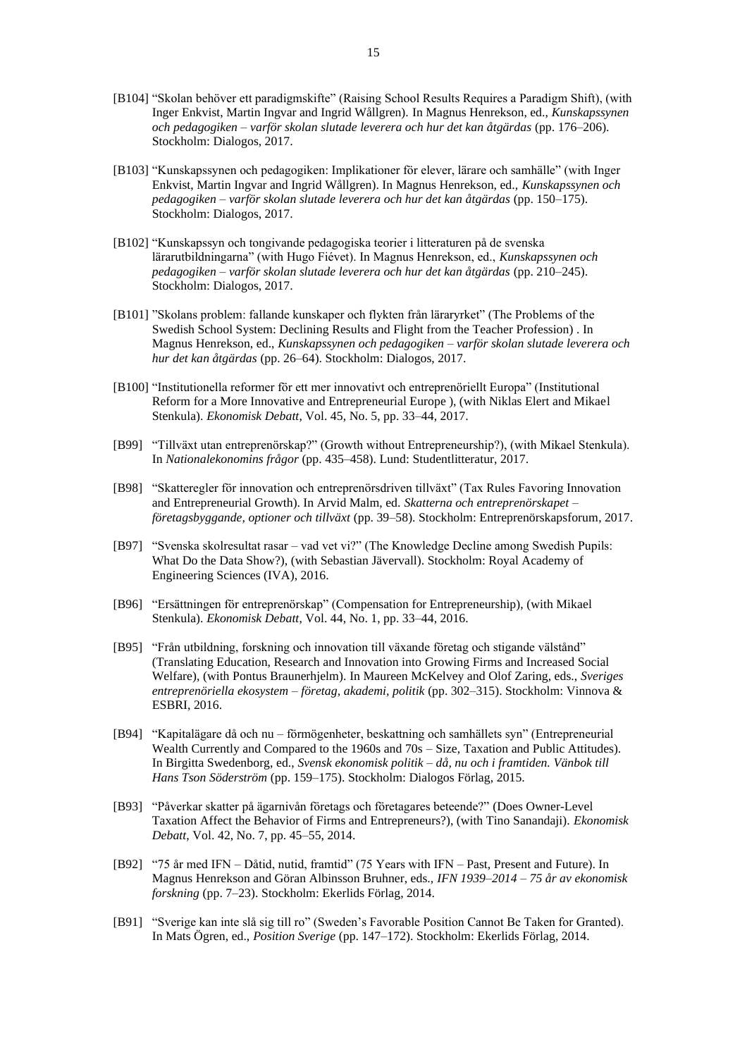[B104] "Skolan behöver ett paradigmskifte" (Raising School Results Requires a Paradigm Shift), (with Inger Enkvist, Martin Ingvar and Ingrid Wållgren). In Magnus Henrekson, ed., *Kunskapssynen och pedagogiken – varför skolan slutade leverera och hur det kan åtgärdas* (pp. 176–206). Stockholm: Dialogos, 2017.

[B103] "Kunskapssynen och pedagogiken: Implikationer för elever, lärare och samhälle" (with Inger Enkvist, Martin Ingvar and Ingrid Wållgren). In Magnus Henrekson, ed., *Kunskapssynen och pedagogiken – varför skolan slutade leverera och hur det kan åtgärdas* (pp. 150–175). Stockholm: Dialogos, 2017.

[B102] "Kunskapssyn och tongivande pedagogiska teorier i litteraturen på de svenska lärarutbildningarna" (with Hugo Fiévet). In Magnus Henrekson, ed., *Kunskapssynen och pedagogiken – varför skolan slutade leverera och hur det kan åtgärdas* (pp. 210–245). Stockholm: Dialogos, 2017.

[B101] "Skolans problem: fallande kunskaper och flykten från läraryrket" (The Problems of the Swedish School System: Declining Results and Flight from the Teacher Profession) . In Magnus Henrekson, ed., *Kunskapssynen och pedagogiken – varför skolan slutade leverera och hur det kan åtgärdas* (pp. 26–64). Stockholm: Dialogos, 2017.

[B100] "Institutionella reformer för ett mer innovativt och entreprenöriellt Europa" (Institutional Reform for a More Innovative and Entrepreneurial Europe ), (with Niklas Elert and Mikael Stenkula). *Ekonomisk Debatt*, Vol. 45, No. 5, pp. 33–44, 2017.

[B99] "Tillväxt utan entreprenörskap?" (Growth without Entrepreneurship?), (with Mikael Stenkula). In *Nationalekonomins frågor* (pp. 435–458). Lund: Studentlitteratur, 2017.

[B98] "Skatteregler för innovation och entreprenörsdriven tillväxt" (Tax Rules Favoring Innovation and Entrepreneurial Growth). In Arvid Malm, ed. *Skatterna och entreprenörskapet – företagsbyggande, optioner och tillväxt* (pp. 39–58). Stockholm: Entreprenörskapsforum, 2017.

[B97] "Svenska skolresultat rasar – vad vet vi?" (The Knowledge Decline among Swedish Pupils: What Do the Data Show?), (with Sebastian Jävervall). Stockholm: Royal Academy of Engineering Sciences (IVA), 2016.

[B96] "Ersättningen för entreprenörskap" (Compensation for Entrepreneurship), (with Mikael Stenkula). *Ekonomisk Debatt*, Vol. 44, No. 1, pp. 33–44, 2016.

[B95] "Från utbildning, forskning och innovation till växande företag och stigande välstånd" (Translating Education, Research and Innovation into Growing Firms and Increased Social Welfare), (with Pontus Braunerhjelm). In Maureen McKelvey and Olof Zaring, eds., *Sveriges entreprenöriella ekosystem – företag, akademi, politik* (pp. 302–315). Stockholm: Vinnova & ESBRI, 2016.

[B94] "Kapitalägare då och nu – förmögenheter, beskattning och samhällets syn" (Entrepreneurial Wealth Currently and Compared to the 1960s and 70s – Size, Taxation and Public Attitudes). In Birgitta Swedenborg, ed., *Svensk ekonomisk politik – då, nu och i framtiden. Vänbok till Hans Tson Söderström* (pp. 159–175). Stockholm: Dialogos Förlag, 2015.

[B93] "Påverkar skatter på ägarnivån företags och företagares beteende?" (Does Owner-Level Taxation Affect the Behavior of Firms and Entrepreneurs?), (with Tino Sanandaji). *Ekonomisk Debatt*, Vol. 42, No. 7, pp. 45–55, 2014.

[B92] "75 år med IFN – Dåtid, nutid, framtid" (75 Years with IFN – Past, Present and Future). In Magnus Henrekson and Göran Albinsson Bruhner, eds., *IFN 1939–2014 – 75 år av ekonomisk forskning* (pp. 7–23). Stockholm: Ekerlids Förlag, 2014.

[B91] "Sverige kan inte slå sig till ro" (Sweden's Favorable Position Cannot Be Taken for Granted). In Mats Ögren, ed., *Position Sverige* (pp. 147–172). Stockholm: Ekerlids Förlag, 2014.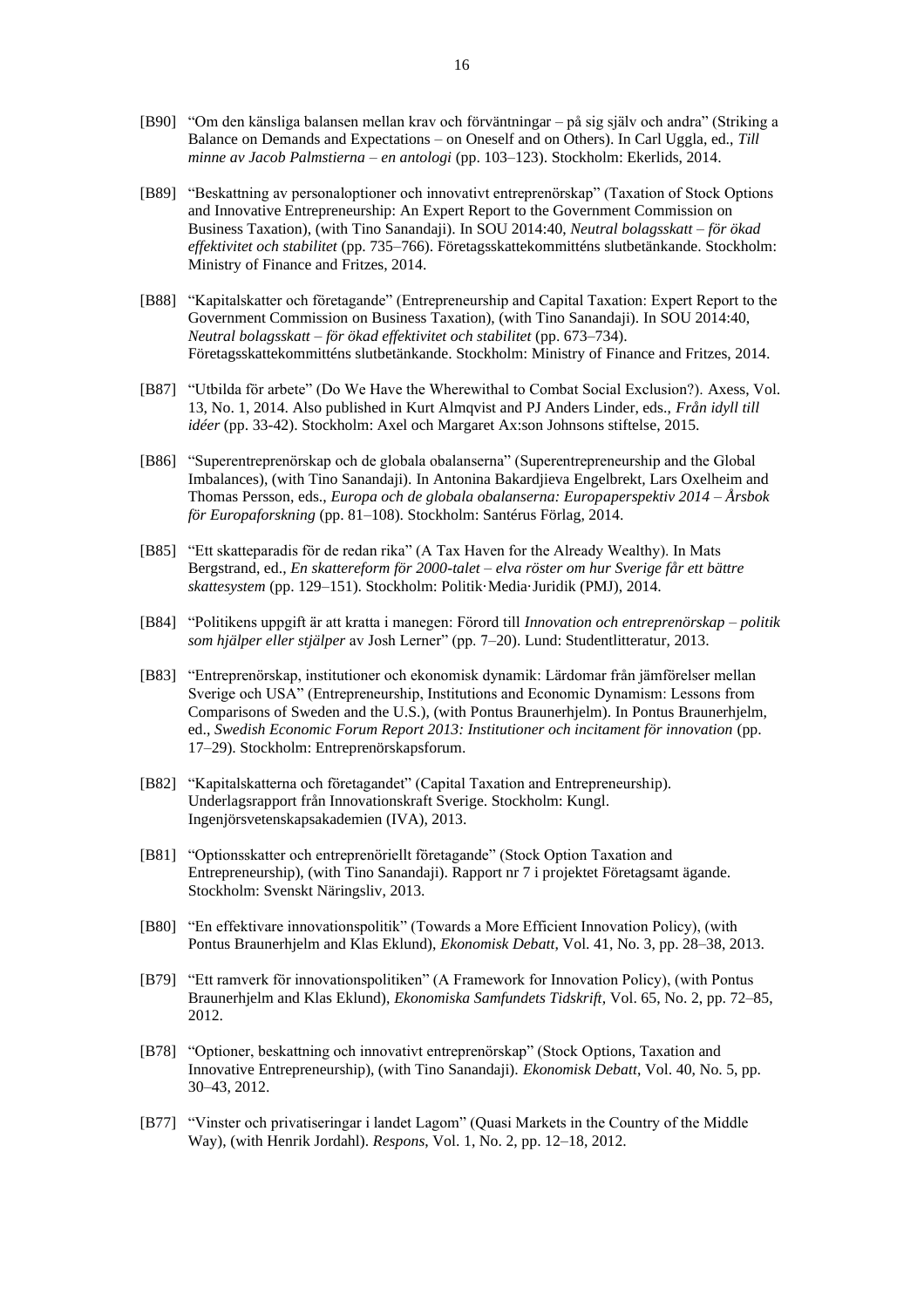[B90] "Om den känsliga balansen mellan krav och förväntningar – på sig själv och andra" (Striking a Balance on Demands and Expectations – on Oneself and on Others). In Carl Uggla, ed., *Till minne av Jacob Palmstierna – en antologi* (pp. 103–123). Stockholm: Ekerlids, 2014.

[B89] "Beskattning av personaloptioner och innovativt entreprenörskap" (Taxation of Stock Options and Innovative Entrepreneurship: An Expert Report to the Government Commission on Business Taxation), (with Tino Sanandaji). In SOU 2014:40, *Neutral bolagsskatt – för ökad effektivitet och stabilitet* (pp. 735–766). Företagsskattekommitténs slutbetänkande. Stockholm: Ministry of Finance and Fritzes, 2014.

[B88] "Kapitalskatter och företagande" (Entrepreneurship and Capital Taxation: Expert Report to the Government Commission on Business Taxation), (with Tino Sanandaji). In SOU 2014:40, *Neutral bolagsskatt – för ökad effektivitet och stabilitet* (pp. 673–734). Företagsskattekommitténs slutbetänkande. Stockholm: Ministry of Finance and Fritzes, 2014.

[B87] "Utbilda för arbete" (Do We Have the Wherewithal to Combat Social Exclusion?). Axess, Vol. 13, No. 1, 2014. Also published in Kurt Almqvist and PJ Anders Linder, eds., *Från idyll till idéer* (pp. 33-42). Stockholm: Axel och Margaret Ax:son Johnsons stiftelse, 2015.

[B86] "Superentreprenörskap och de globala obalanserna" (Superentrepreneurship and the Global Imbalances), (with Tino Sanandaji). In Antonina Bakardjieva Engelbrekt, Lars Oxelheim and Thomas Persson, eds., *Europa och de globala obalanserna: Europaperspektiv 2014 – Årsbok för Europaforskning* (pp. 81–108). Stockholm: Santérus Förlag, 2014.

[B85] "Ett skatteparadis för de redan rika" (A Tax Haven for the Already Wealthy). In Mats Bergstrand, ed., *En skattereform för 2000-talet – elva röster om hur Sverige får ett bättre skattesystem* (pp. 129–151). Stockholm: Politik·Media·Juridik (PMJ), 2014.

[B84] "Politikens uppgift är att kratta i manegen: Förord till *Innovation och entreprenörskap – politik som hjälper eller stjälper* av Josh Lerner" (pp. 7–20). Lund: Studentlitteratur, 2013.

[B83] "Entreprenörskap, institutioner och ekonomisk dynamik: Lärdomar från jämförelser mellan Sverige och USA" (Entrepreneurship, Institutions and Economic Dynamism: Lessons from Comparisons of Sweden and the U.S.), (with Pontus Braunerhjelm). In Pontus Braunerhjelm, ed., *Swedish Economic Forum Report 2013: Institutioner och incitament för innovation* (pp. 17–29). Stockholm: Entreprenörskapsforum.

[B82] "Kapitalskatterna och företagandet" (Capital Taxation and Entrepreneurship). Underlagsrapport från Innovationskraft Sverige. Stockholm: Kungl. Ingenjörsvetenskapsakademien (IVA), 2013.

[B81] "Optionsskatter och entreprenöriellt företagande" (Stock Option Taxation and Entrepreneurship), (with Tino Sanandaji). Rapport nr 7 i projektet Företagsamt ägande. Stockholm: Svenskt Näringsliv, 2013.

[B80] "En effektivare innovationspolitik" (Towards a More Efficient Innovation Policy), (with Pontus Braunerhjelm and Klas Eklund), *Ekonomisk Debatt*, Vol. 41, No. 3, pp. 28–38, 2013.

[B79] "Ett ramverk för innovationspolitiken" (A Framework for Innovation Policy), (with Pontus Braunerhjelm and Klas Eklund), *Ekonomiska Samfundets Tidskrift*, Vol. 65, No. 2, pp. 72–85, 2012.

[B78] "Optioner, beskattning och innovativt entreprenörskap" (Stock Options, Taxation and Innovative Entrepreneurship), (with Tino Sanandaji). *Ekonomisk Debatt*, Vol. 40, No. 5, pp. 30–43, 2012.

[B77] "Vinster och privatiseringar i landet Lagom" (Quasi Markets in the Country of the Middle Way), (with Henrik Jordahl). *Respons*, Vol. 1, No. 2, pp. 12–18, 2012.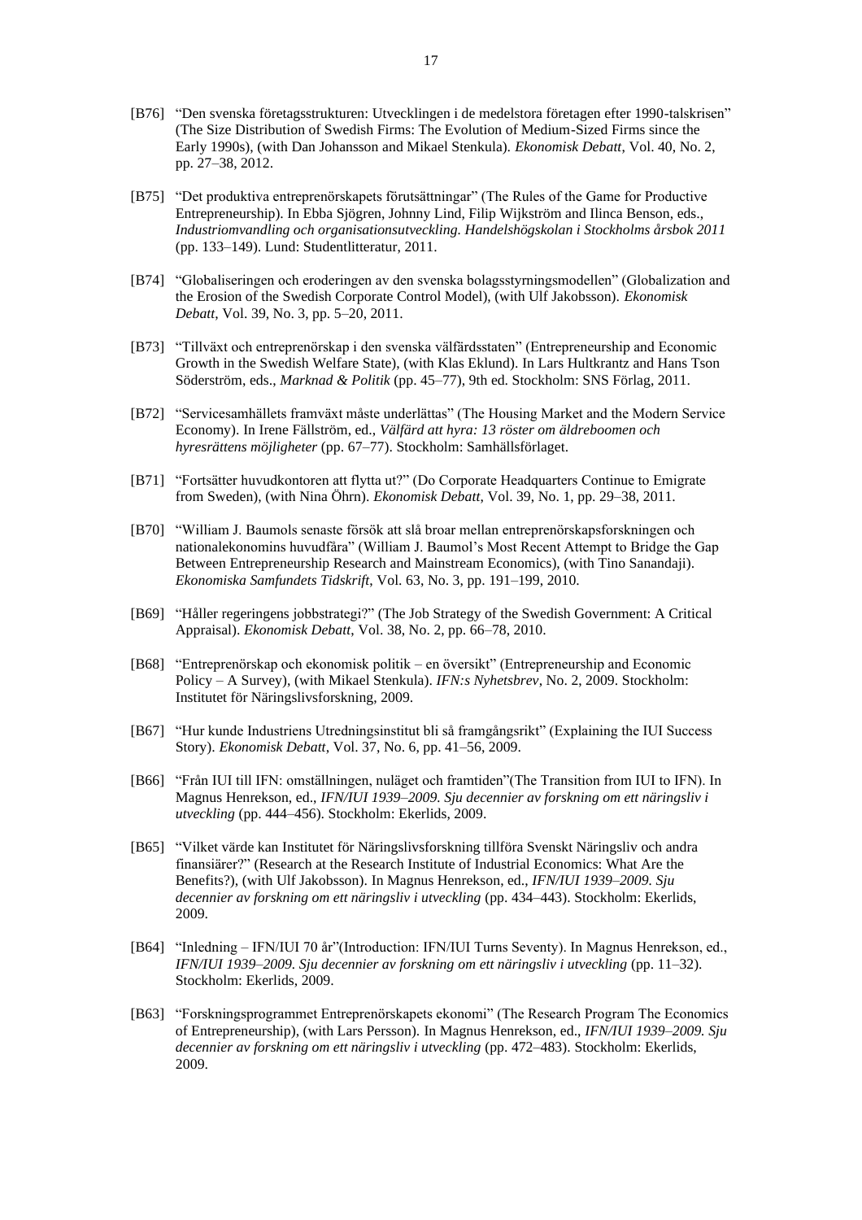[B76] "Den svenska företagsstrukturen: Utvecklingen i de medelstora företagen efter 1990-talskrisen" (The Size Distribution of Swedish Firms: The Evolution of Medium-Sized Firms since the Early 1990s), (with Dan Johansson and Mikael Stenkula). *Ekonomisk Debatt*, Vol. 40, No. 2, pp. 27–38, 2012.

[B75] "Det produktiva entreprenörskapets förutsättningar" (The Rules of the Game for Productive Entrepreneurship). In Ebba Sjögren, Johnny Lind, Filip Wijkström and Ilinca Benson, eds., *Industriomvandling och organisationsutveckling. Handelshögskolan i Stockholms årsbok 2011* (pp. 133–149). Lund: Studentlitteratur, 2011.

[B74] "Globaliseringen och eroderingen av den svenska bolagsstyrningsmodellen" (Globalization and the Erosion of the Swedish Corporate Control Model), (with Ulf Jakobsson). *Ekonomisk Debatt*, Vol. 39, No. 3, pp. 5–20, 2011.

[B73] "Tillväxt och entreprenörskap i den svenska välfärdsstaten" (Entrepreneurship and Economic Growth in the Swedish Welfare State), (with Klas Eklund). In Lars Hultkrantz and Hans Tson Söderström, eds., *Marknad & Politik* (pp. 45–77), 9th ed. Stockholm: SNS Förlag, 2011.

[B72] "Servicesamhällets framväxt måste underlättas" (The Housing Market and the Modern Service Economy). In Irene Fällström, ed., *Välfärd att hyra: 13 röster om äldreboomen och hyresrättens möjligheter* (pp. 67–77). Stockholm: Samhällsförlaget.

[B71] "Fortsätter huvudkontoren att flytta ut?" (Do Corporate Headquarters Continue to Emigrate from Sweden), (with Nina Öhrn). *Ekonomisk Debatt*, Vol. 39, No. 1, pp. 29–38, 2011.

[B70] "William J. Baumols senaste försök att slå broar mellan entreprenörskapsforskningen och nationalekonomins huvudfåra" (William J. Baumol's Most Recent Attempt to Bridge the Gap Between Entrepreneurship Research and Mainstream Economics), (with Tino Sanandaji). *Ekonomiska Samfundets Tidskrift*, Vol. 63, No. 3, pp. 191–199, 2010.

[B69] "Håller regeringens jobbstrategi?" (The Job Strategy of the Swedish Government: A Critical Appraisal). *Ekonomisk Debatt*, Vol. 38, No. 2, pp. 66–78, 2010.

[B68] "Entreprenörskap och ekonomisk politik – en översikt" (Entrepreneurship and Economic Policy – A Survey), (with Mikael Stenkula). *IFN:s Nyhetsbrev*, No. 2, 2009. Stockholm: Institutet för Näringslivsforskning, 2009.

[B67] "Hur kunde Industriens Utredningsinstitut bli så framgångsrikt" (Explaining the IUI Success Story). *Ekonomisk Debatt*, Vol. 37, No. 6, pp. 41–56, 2009.

[B66] "Från IUI till IFN: omställningen, nuläget och framtiden"(The Transition from IUI to IFN). In Magnus Henrekson, ed., *IFN/IUI 1939–2009. Sju decennier av forskning om ett näringsliv i utveckling* (pp. 444–456). Stockholm: Ekerlids, 2009.

[B65] "Vilket värde kan Institutet för Näringslivsforskning tillföra Svenskt Näringsliv och andra finansiärer?" (Research at the Research Institute of Industrial Economics: What Are the Benefits?), (with Ulf Jakobsson). In Magnus Henrekson, ed., *IFN/IUI 1939–2009. Sju decennier av forskning om ett näringsliv i utveckling* (pp. 434–443). Stockholm: Ekerlids, 2009.

[B64] "Inledning – IFN/IUI 70 år"(Introduction: IFN/IUI Turns Seventy). In Magnus Henrekson, ed., *IFN/IUI 1939–2009. Sju decennier av forskning om ett näringsliv i utveckling* (pp. 11–32). Stockholm: Ekerlids, 2009.

[B63] "Forskningsprogrammet Entreprenörskapets ekonomi" (The Research Program The Economics of Entrepreneurship), (with Lars Persson). In Magnus Henrekson, ed., *IFN/IUI 1939–2009. Sju decennier av forskning om ett näringsliv i utveckling* (pp. 472–483). Stockholm: Ekerlids, 2009.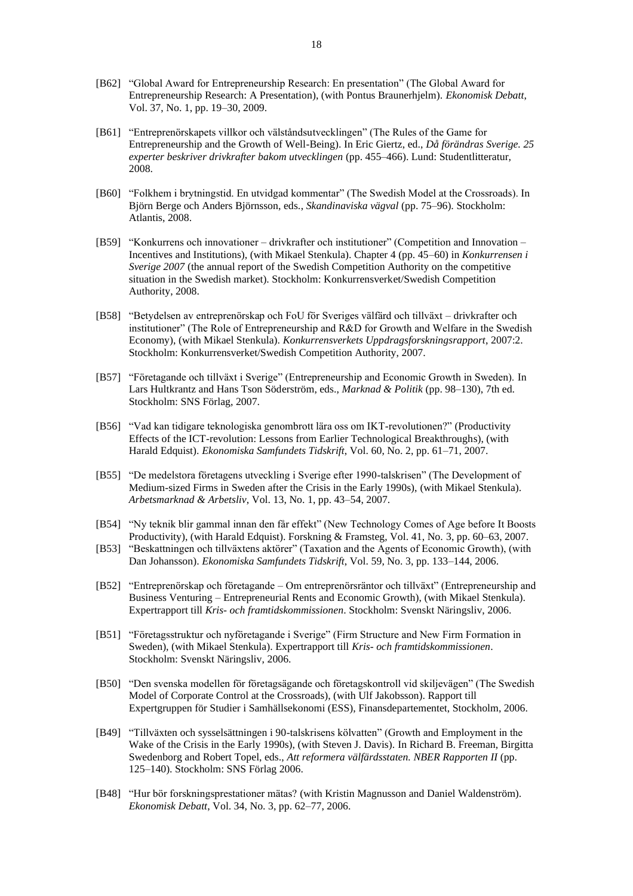[B62] "Global Award for Entrepreneurship Research: En presentation" (The Global Award for Entrepreneurship Research: A Presentation), (with Pontus Braunerhjelm). *Ekonomisk Debatt*, Vol. 37, No. 1, pp. 19–30, 2009.

[B61] "Entreprenörskapets villkor och välståndsutvecklingen" (The Rules of the Game for Entrepreneurship and the Growth of Well-Being). In Eric Giertz, ed., *Då förändras Sverige. 25 experter beskriver drivkrafter bakom utvecklingen* (pp. 455–466). Lund: Studentlitteratur, 2008.

[B60] "Folkhem i brytningstid. En utvidgad kommentar" (The Swedish Model at the Crossroads). In Björn Berge och Anders Björnsson, eds., *Skandinaviska vägval* (pp. 75–96). Stockholm: Atlantis, 2008.

[B59] "Konkurrens och innovationer – drivkrafter och institutioner" (Competition and Innovation – Incentives and Institutions), (with Mikael Stenkula). Chapter 4 (pp. 45–60) in *Konkurrensen i Sverige 2007* (the annual report of the Swedish Competition Authority on the competitive situation in the Swedish market). Stockholm: Konkurrensverket/Swedish Competition Authority, 2008.

[B58] "Betydelsen av entreprenörskap och FoU för Sveriges välfärd och tillväxt – drivkrafter och institutioner" (The Role of Entrepreneurship and R&D for Growth and Welfare in the Swedish Economy), (with Mikael Stenkula). *Konkurrensverkets Uppdragsforskningsrapport*, 2007:2. Stockholm: Konkurrensverket/Swedish Competition Authority, 2007.

[B57] "Företagande och tillväxt i Sverige" (Entrepreneurship and Economic Growth in Sweden). In Lars Hultkrantz and Hans Tson Söderström, eds., *Marknad & Politik* (pp. 98–130), 7th ed. Stockholm: SNS Förlag, 2007.

[B56] "Vad kan tidigare teknologiska genombrott lära oss om IKT-revolutionen?" (Productivity Effects of the ICT-revolution: Lessons from Earlier Technological Breakthroughs), (with Harald Edquist). *Ekonomiska Samfundets Tidskrift*, Vol. 60, No. 2, pp. 61–71, 2007.

[B55] "De medelstora företagens utveckling i Sverige efter 1990-talskrisen" (The Development of Medium-sized Firms in Sweden after the Crisis in the Early 1990s), (with Mikael Stenkula). *Arbetsmarknad & Arbetsliv*, Vol. 13, No. 1, pp. 43–54, 2007.

[B54] "Ny teknik blir gammal innan den får effekt" (New Technology Comes of Age before It Boosts Productivity), (with Harald Edquist). Forskning & Framsteg, Vol. 41, No. 3, pp. 60–63, 2007.

[B53] "Beskattningen och tillväxtens aktörer" (Taxation and the Agents of Economic Growth), (with Dan Johansson). *Ekonomiska Samfundets Tidskrift*, Vol. 59, No. 3, pp. 133–144, 2006.

[B52] "Entreprenörskap och företagande – Om entreprenörsräntor och tillväxt" (Entrepreneurship and Business Venturing – Entrepreneurial Rents and Economic Growth), (with Mikael Stenkula). Expertrapport till *Kris- och framtidskommissionen*. Stockholm: Svenskt Näringsliv, 2006.

[B51] "Företagsstruktur och nyföretagande i Sverige" (Firm Structure and New Firm Formation in Sweden), (with Mikael Stenkula). Expertrapport till *Kris- och framtidskommissionen*. Stockholm: Svenskt Näringsliv, 2006.

[B50] "Den svenska modellen för företagsägande och företagskontroll vid skiljevägen" (The Swedish Model of Corporate Control at the Crossroads), (with Ulf Jakobsson). Rapport till Expertgruppen för Studier i Samhällsekonomi (ESS), Finansdepartementet, Stockholm, 2006.

[B49] "Tillväxten och sysselsättningen i 90-talskrisens kölvatten" (Growth and Employment in the Wake of the Crisis in the Early 1990s), (with Steven J. Davis). In Richard B. Freeman, Birgitta Swedenborg and Robert Topel, eds., *Att reformera välfärdsstaten. NBER Rapporten II* (pp. 125–140). Stockholm: SNS Förlag 2006.

[B48] "Hur bör forskningsprestationer mätas? (with Kristin Magnusson and Daniel Waldenström). *Ekonomisk Debatt*, Vol. 34, No. 3, pp. 62–77, 2006.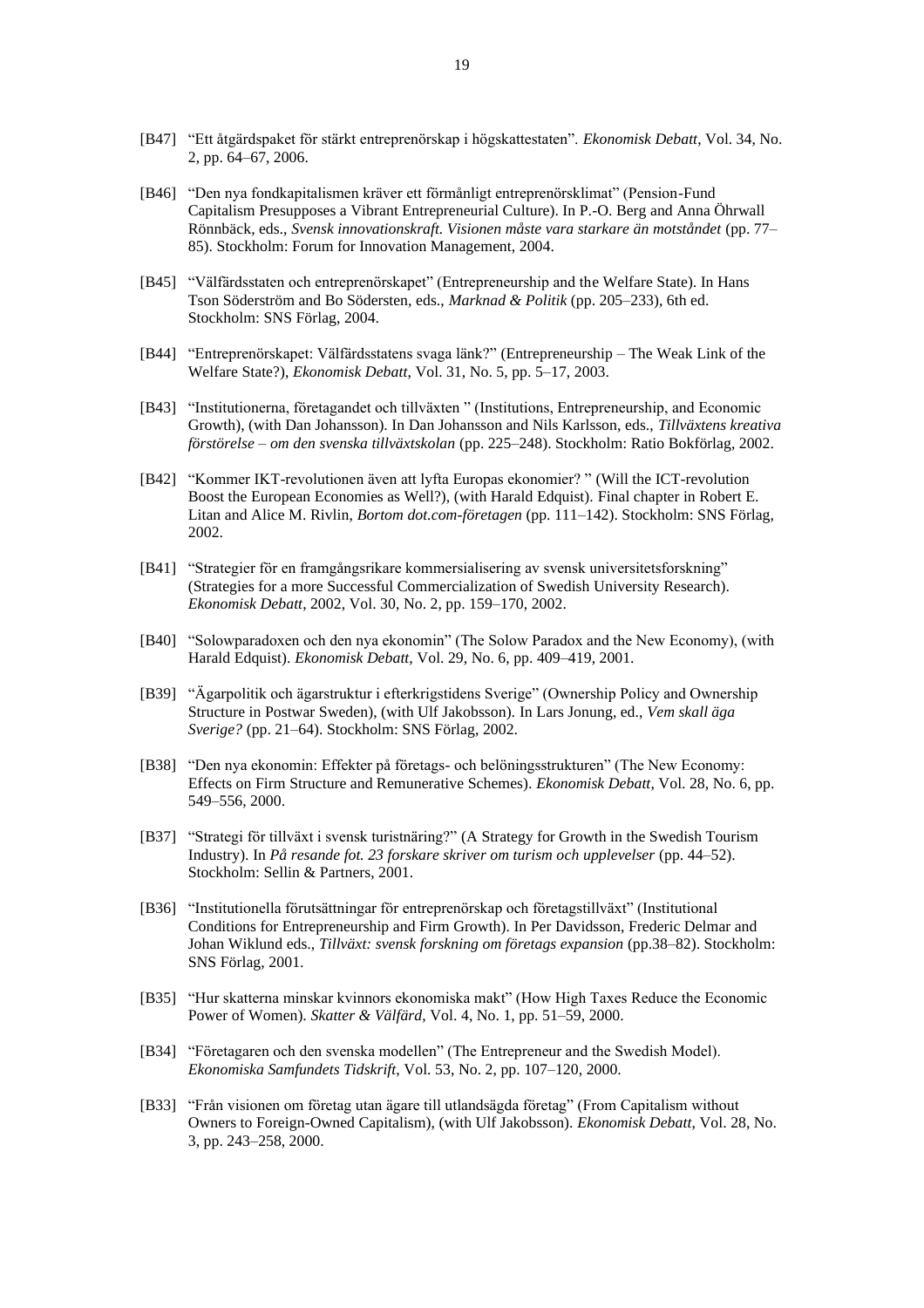[B47] "Ett åtgärdspaket för stärkt entreprenörskap i högskattestaten". *Ekonomisk Debatt*, Vol. 34, No. 2, pp. 64–67, 2006.

[B46] "Den nya fondkapitalismen kräver ett förmånligt entreprenörsklimat" (Pension-Fund Capitalism Presupposes a Vibrant Entrepreneurial Culture). In P.-O. Berg and Anna Öhrwall Rönnbäck, eds., *Svensk innovationskraft. Visionen måste vara starkare än motståndet* (pp. 77–85). Stockholm: Forum for Innovation Management, 2004.

[B45] "Välfärdsstaten och entreprenörskapet" (Entrepreneurship and the Welfare State). In Hans Tson Söderström and Bo Södersten, eds., *Marknad & Politik* (pp. 205–233), 6th ed. Stockholm: SNS Förlag, 2004.

[B44] "Entreprenörskapet: Välfärdsstatens svaga länk?" (Entrepreneurship – The Weak Link of the Welfare State?), *Ekonomisk Debatt*, Vol. 31, No. 5, pp. 5–17, 2003.

[B43] "Institutionerna, företagandet och tillväxten " (Institutions, Entrepreneurship, and Economic Growth), (with Dan Johansson). In Dan Johansson and Nils Karlsson, eds., *Tillväxtens kreativa förstörelse – om den svenska tillväxtskolan* (pp. 225–248). Stockholm: Ratio Bokförlag, 2002.

[B42] "Kommer IKT-revolutionen även att lyfta Europas ekonomier? " (Will the ICT-revolution Boost the European Economies as Well?), (with Harald Edquist). Final chapter in Robert E. Litan and Alice M. Rivlin, *Bortom dot.com-företagen* (pp. 111–142). Stockholm: SNS Förlag, 2002.

[B41] "Strategier för en framgångsrikare kommersialisering av svensk universitetsforskning" (Strategies for a more Successful Commercialization of Swedish University Research). *Ekonomisk Debatt*, 2002, Vol. 30, No. 2, pp. 159–170, 2002.

[B40] "Solowparadoxen och den nya ekonomin" (The Solow Paradox and the New Economy), (with Harald Edquist). *Ekonomisk Debatt*, Vol. 29, No. 6, pp. 409–419, 2001.

[B39] "Ägarpolitik och ägarstruktur i efterkrigstidens Sverige" (Ownership Policy and Ownership Structure in Postwar Sweden), (with Ulf Jakobsson). In Lars Jonung, ed., *Vem skall äga Sverige?* (pp. 21–64). Stockholm: SNS Förlag, 2002.

[B38] "Den nya ekonomin: Effekter på företags- och belöningsstrukturen" (The New Economy: Effects on Firm Structure and Remunerative Schemes). *Ekonomisk Debatt*, Vol. 28, No. 6, pp. 549–556, 2000.

[B37] "Strategi för tillväxt i svensk turistnäring?" (A Strategy for Growth in the Swedish Tourism Industry). In *På resande fot. 23 forskare skriver om turism och upplevelser* (pp. 44–52). Stockholm: Sellin & Partners, 2001.

[B36] "Institutionella förutsättningar för entreprenörskap och företagstillväxt" (Institutional Conditions for Entrepreneurship and Firm Growth). In Per Davidsson, Frederic Delmar and Johan Wiklund eds., *Tillväxt: svensk forskning om företags expansion* (pp.38–82). Stockholm: SNS Förlag, 2001.

[B35] "Hur skatterna minskar kvinnors ekonomiska makt" (How High Taxes Reduce the Economic Power of Women). *Skatter & Välfärd*, Vol. 4, No. 1, pp. 51–59, 2000.

[B34] "Företagaren och den svenska modellen" (The Entrepreneur and the Swedish Model). *Ekonomiska Samfundets Tidskrift*, Vol. 53, No. 2, pp. 107–120, 2000.

[B33] "Från visionen om företag utan ägare till utlandsägda företag" (From Capitalism without Owners to Foreign-Owned Capitalism), (with Ulf Jakobsson). *Ekonomisk Debatt*, Vol. 28, No. 3, pp. 243–258, 2000.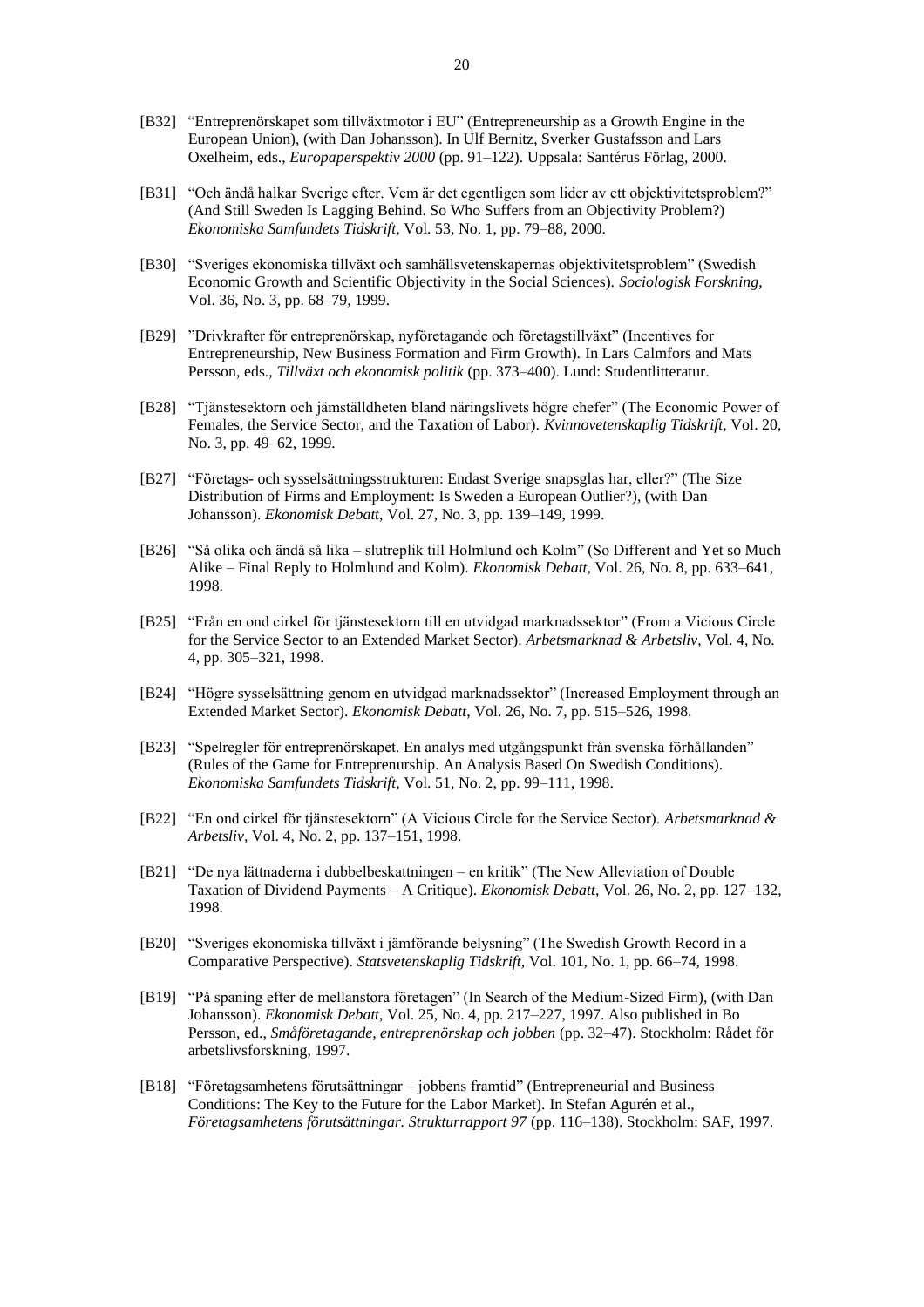[B32] "Entreprenörskapet som tillväxtmotor i EU" (Entrepreneurship as a Growth Engine in the European Union), (with Dan Johansson). In Ulf Bernitz, Sverker Gustafsson and Lars Oxelheim, eds., *Europaperspektiv 2000* (pp. 91–122). Uppsala: Santérus Förlag, 2000.

[B31] "Och ändå halkar Sverige efter. Vem är det egentligen som lider av ett objektivitetsproblem?" (And Still Sweden Is Lagging Behind. So Who Suffers from an Objectivity Problem?) *Ekonomiska Samfundets Tidskrift*, Vol. 53, No. 1, pp. 79–88, 2000.

[B30] "Sveriges ekonomiska tillväxt och samhällsvetenskapernas objektivitetsproblem" (Swedish Economic Growth and Scientific Objectivity in the Social Sciences). *Sociologisk Forskning*, Vol. 36, No. 3, pp. 68–79, 1999.

[B29] "Drivkrafter för entreprenörskap, nyföretagande och företagstillväxt" (Incentives for Entrepreneurship, New Business Formation and Firm Growth). In Lars Calmfors and Mats Persson, eds., *Tillväxt och ekonomisk politik* (pp. 373–400). Lund: Studentlitteratur.

[B28] "Tjänstesektorn och jämställdheten bland näringslivets högre chefer" (The Economic Power of Females, the Service Sector, and the Taxation of Labor). *Kvinnovetenskaplig Tidskrift*, Vol. 20, No. 3, pp. 49–62, 1999.

[B27] "Företags- och sysselsättningsstrukturen: Endast Sverige snapsglas har, eller?" (The Size Distribution of Firms and Employment: Is Sweden a European Outlier?), (with Dan Johansson). *Ekonomisk Debatt*, Vol. 27, No. 3, pp. 139–149, 1999.

[B26] "Så olika och ändå så lika – slutreplik till Holmlund och Kolm" (So Different and Yet so Much Alike – Final Reply to Holmlund and Kolm). *Ekonomisk Debatt*, Vol. 26, No. 8, pp. 633–641, 1998.

[B25] "Från en ond cirkel för tjänstesektorn till en utvidgad marknadssektor" (From a Vicious Circle for the Service Sector to an Extended Market Sector). *Arbetsmarknad & Arbetsliv*, Vol. 4, No. 4, pp. 305–321, 1998.

[B24] "Högre sysselsättning genom en utvidgad marknadssektor" (Increased Employment through an Extended Market Sector). *Ekonomisk Debatt*, Vol. 26, No. 7, pp. 515–526, 1998.

[B23] "Spelregler för entreprenörskapet. En analys med utgångspunkt från svenska förhållanden" (Rules of the Game for Entreprenurship. An Analysis Based On Swedish Conditions). *Ekonomiska Samfundets Tidskrift*, Vol. 51, No. 2, pp. 99–111, 1998.

[B22] "En ond cirkel för tjänstesektorn" (A Vicious Circle for the Service Sector). *Arbetsmarknad & Arbetsliv*, Vol. 4, No. 2, pp. 137–151, 1998.

[B21] "De nya lättnaderna i dubbelbeskattningen – en kritik" (The New Alleviation of Double Taxation of Dividend Payments – A Critique). *Ekonomisk Debatt*, Vol. 26, No. 2, pp. 127–132, 1998.

[B20] "Sveriges ekonomiska tillväxt i jämförande belysning" (The Swedish Growth Record in a Comparative Perspective). *Statsvetenskaplig Tidskrift*, Vol. 101, No. 1, pp. 66–74, 1998.

[B19] "På spaning efter de mellanstora företagen" (In Search of the Medium-Sized Firm), (with Dan Johansson). *Ekonomisk Debatt*, Vol. 25, No. 4, pp. 217–227, 1997. Also published in Bo Persson, ed., *Småföretagande, entreprenörskap och jobben* (pp. 32–47). Stockholm: Rådet för arbetslivsforskning, 1997.

[B18] "Företagsamhetens förutsättningar – jobbens framtid" (Entrepreneurial and Business Conditions: The Key to the Future for the Labor Market). In Stefan Agurén et al., *Företagsamhetens förutsättningar. Strukturrapport 97* (pp. 116–138). Stockholm: SAF, 1997.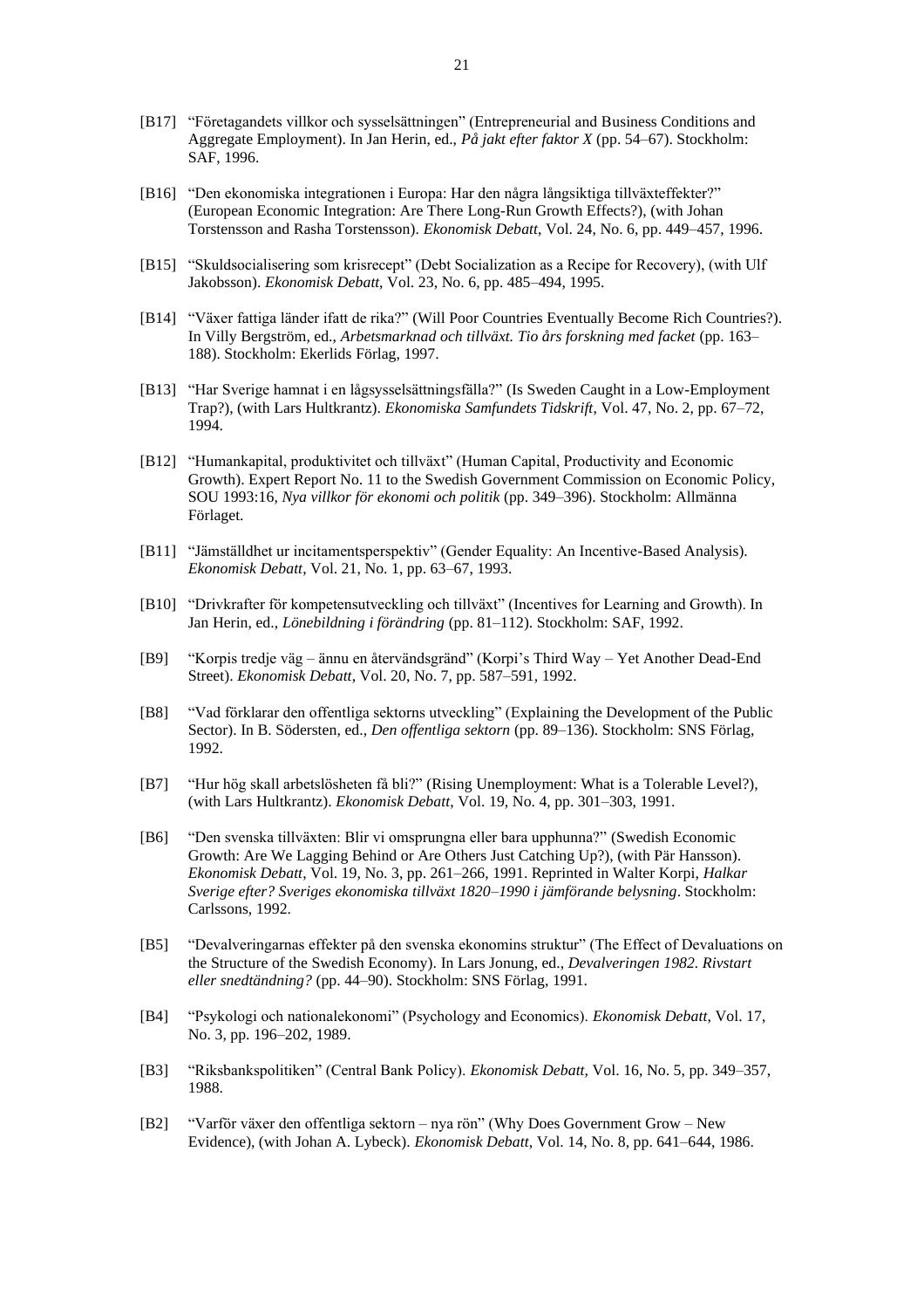[B17] "Företagandets villkor och sysselsättningen" (Entrepreneurial and Business Conditions and Aggregate Employment). In Jan Herin, ed., *På jakt efter faktor X* (pp. 54–67). Stockholm: SAF, 1996.

[B16] "Den ekonomiska integrationen i Europa: Har den några långsiktiga tillväxteffekter?" (European Economic Integration: Are There Long-Run Growth Effects?), (with Johan Torstensson and Rasha Torstensson). *Ekonomisk Debatt*, Vol. 24, No. 6, pp. 449–457, 1996.

[B15] "Skuldsocialisering som krisrecept" (Debt Socialization as a Recipe for Recovery), (with Ulf Jakobsson). *Ekonomisk Debatt*, Vol. 23, No. 6, pp. 485–494, 1995.

[B14] "Växer fattiga länder ifatt de rika?" (Will Poor Countries Eventually Become Rich Countries?). In Villy Bergström, ed., *Arbetsmarknad och tillväxt. Tio års forskning med facket* (pp. 163–188). Stockholm: Ekerlids Förlag, 1997.

[B13] "Har Sverige hamnat i en lågsysselsättningsfälla?" (Is Sweden Caught in a Low-Employment Trap?), (with Lars Hultkrantz). *Ekonomiska Samfundets Tidskrift*, Vol. 47, No. 2, pp. 67–72, 1994.

[B12] "Humankapital, produktivitet och tillväxt" (Human Capital, Productivity and Economic Growth). Expert Report No. 11 to the Swedish Government Commission on Economic Policy, SOU 1993:16, *Nya villkor för ekonomi och politik* (pp. 349–396). Stockholm: Allmänna Förlaget.

[B11] "Jämställdhet ur incitamentsperspektiv" (Gender Equality: An Incentive-Based Analysis). *Ekonomisk Debatt*, Vol. 21, No. 1, pp. 63–67, 1993.

[B10] "Drivkrafter för kompetensutveckling och tillväxt" (Incentives for Learning and Growth). In Jan Herin, ed., *Lönebildning i förändring* (pp. 81–112). Stockholm: SAF, 1992.

[B9] "Korpis tredje väg – ännu en återvändsgränd" (Korpi's Third Way – Yet Another Dead-End Street). *Ekonomisk Debatt*, Vol. 20, No. 7, pp. 587–591, 1992.

[B8] "Vad förklarar den offentliga sektorns utveckling" (Explaining the Development of the Public Sector). In B. Södersten, ed., *Den offentliga sektorn* (pp. 89–136). Stockholm: SNS Förlag, 1992.

[B7] "Hur hög skall arbetslösheten få bli?" (Rising Unemployment: What is a Tolerable Level?), (with Lars Hultkrantz). *Ekonomisk Debatt*, Vol. 19, No. 4, pp. 301–303, 1991.

[B6] "Den svenska tillväxten: Blir vi omsprungna eller bara upphunna?" (Swedish Economic Growth: Are We Lagging Behind or Are Others Just Catching Up?), (with Pär Hansson). *Ekonomisk Debatt*, Vol. 19, No. 3, pp. 261–266, 1991. Reprinted in Walter Korpi, *Halkar Sverige efter? Sveriges ekonomiska tillväxt 1820–1990 i jämförande belysning*. Stockholm: Carlssons, 1992.

[B5] "Devalveringarnas effekter på den svenska ekonomins struktur" (The Effect of Devaluations on the Structure of the Swedish Economy). In Lars Jonung, ed., *Devalveringen 1982. Rivstart eller snedtändning?* (pp. 44–90). Stockholm: SNS Förlag, 1991.

[B4] "Psykologi och nationalekonomi" (Psychology and Economics). *Ekonomisk Debatt*, Vol. 17, No. 3, pp. 196–202, 1989.

[B3] "Riksbankspolitiken" (Central Bank Policy). *Ekonomisk Debatt*, Vol. 16, No. 5, pp. 349–357, 1988.

[B2] "Varför växer den offentliga sektorn – nya rön" (Why Does Government Grow – New Evidence), (with Johan A. Lybeck). *Ekonomisk Debatt*, Vol. 14, No. 8, pp. 641–644, 1986.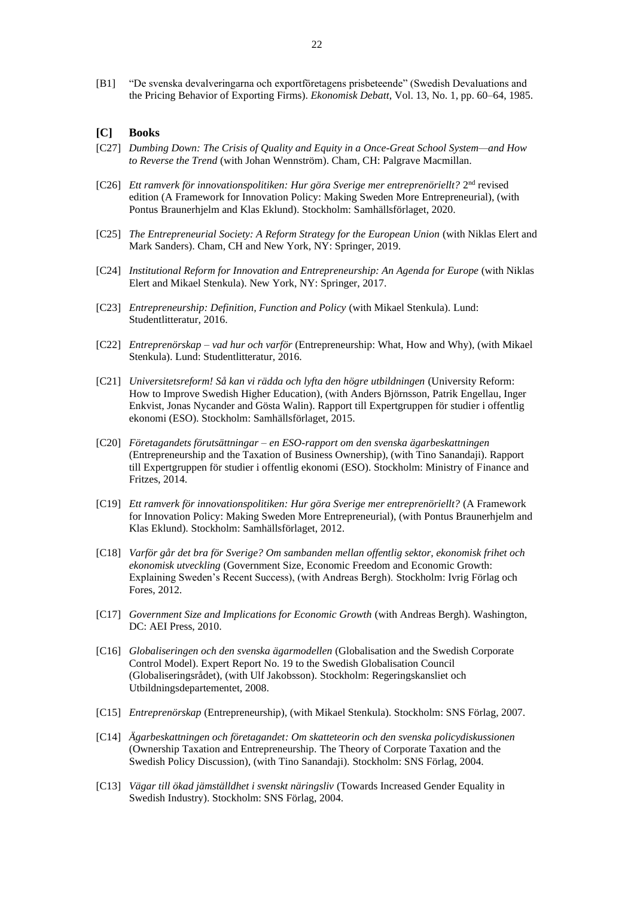[B1] "De svenska devalveringarna och exportföretagens prisbeteende" (Swedish Devaluations and the Pricing Behavior of Exporting Firms). *Ekonomisk Debatt*, Vol. 13, No. 1, pp. 60–64, 1985.

## [C] Books

[C27] *Dumbing Down: The Crisis of Quality and Equity in a Once-Great School System—and How to Reverse the Trend* (with Johan Wennström). Cham, CH: Palgrave Macmillan.

[C26] *Ett ramverk för innovationspolitiken: Hur göra Sverige mer entreprenöriellt?* 2nd revised edition (A Framework for Innovation Policy: Making Sweden More Entrepreneurial), (with Pontus Braunerhjelm and Klas Eklund). Stockholm: Samhällsförlaget, 2020.

[C25] *The Entrepreneurial Society: A Reform Strategy for the European Union* (with Niklas Elert and Mark Sanders). Cham, CH and New York, NY: Springer, 2019.

[C24] *Institutional Reform for Innovation and Entrepreneurship: An Agenda for Europe* (with Niklas Elert and Mikael Stenkula). New York, NY: Springer, 2017.

[C23] *Entrepreneurship: Definition, Function and Policy* (with Mikael Stenkula). Lund: Studentlitteratur, 2016.

[C22] *Entreprenörskap – vad hur och varför* (Entrepreneurship: What, How and Why), (with Mikael Stenkula). Lund: Studentlitteratur, 2016.

[C21] *Universitetsreform! Så kan vi rädda och lyfta den högre utbildningen* (University Reform: How to Improve Swedish Higher Education), (with Anders Björnsson, Patrik Engellau, Inger Enkvist, Jonas Nycander and Gösta Walin). Rapport till Expertgruppen för studier i offentlig ekonomi (ESO). Stockholm: Samhällsförlaget, 2015.

[C20] *Företagandets förutsättningar – en ESO-rapport om den svenska ägarbeskattningen* (Entrepreneurship and the Taxation of Business Ownership), (with Tino Sanandaji). Rapport till Expertgruppen för studier i offentlig ekonomi (ESO). Stockholm: Ministry of Finance and Fritzes, 2014.

[C19] *Ett ramverk för innovationspolitiken: Hur göra Sverige mer entreprenöriellt?* (A Framework for Innovation Policy: Making Sweden More Entrepreneurial), (with Pontus Braunerhjelm and Klas Eklund). Stockholm: Samhällsförlaget, 2012.

[C18] *Varför går det bra för Sverige? Om sambanden mellan offentlig sektor, ekonomisk frihet och ekonomisk utveckling* (Government Size, Economic Freedom and Economic Growth: Explaining Sweden's Recent Success), (with Andreas Bergh). Stockholm: Ivrig Förlag och Fores, 2012.

[C17] *Government Size and Implications for Economic Growth* (with Andreas Bergh). Washington, DC: AEI Press, 2010.

[C16] *Globaliseringen och den svenska ägarmodellen* (Globalisation and the Swedish Corporate Control Model). Expert Report No. 19 to the Swedish Globalisation Council (Globaliseringsrådet), (with Ulf Jakobsson). Stockholm: Regeringskansliet och Utbildningsdepartementet, 2008.

[C15] *Entreprenörskap* (Entrepreneurship), (with Mikael Stenkula). Stockholm: SNS Förlag, 2007.

[C14] *Ägarbeskattningen och företagandet: Om skatteteorin och den svenska policydiskussionen* (Ownership Taxation and Entrepreneurship. The Theory of Corporate Taxation and the Swedish Policy Discussion), (with Tino Sanandaji). Stockholm: SNS Förlag, 2004.

[C13] *Vägar till ökad jämställdhet i svenskt näringsliv* (Towards Increased Gender Equality in Swedish Industry). Stockholm: SNS Förlag, 2004.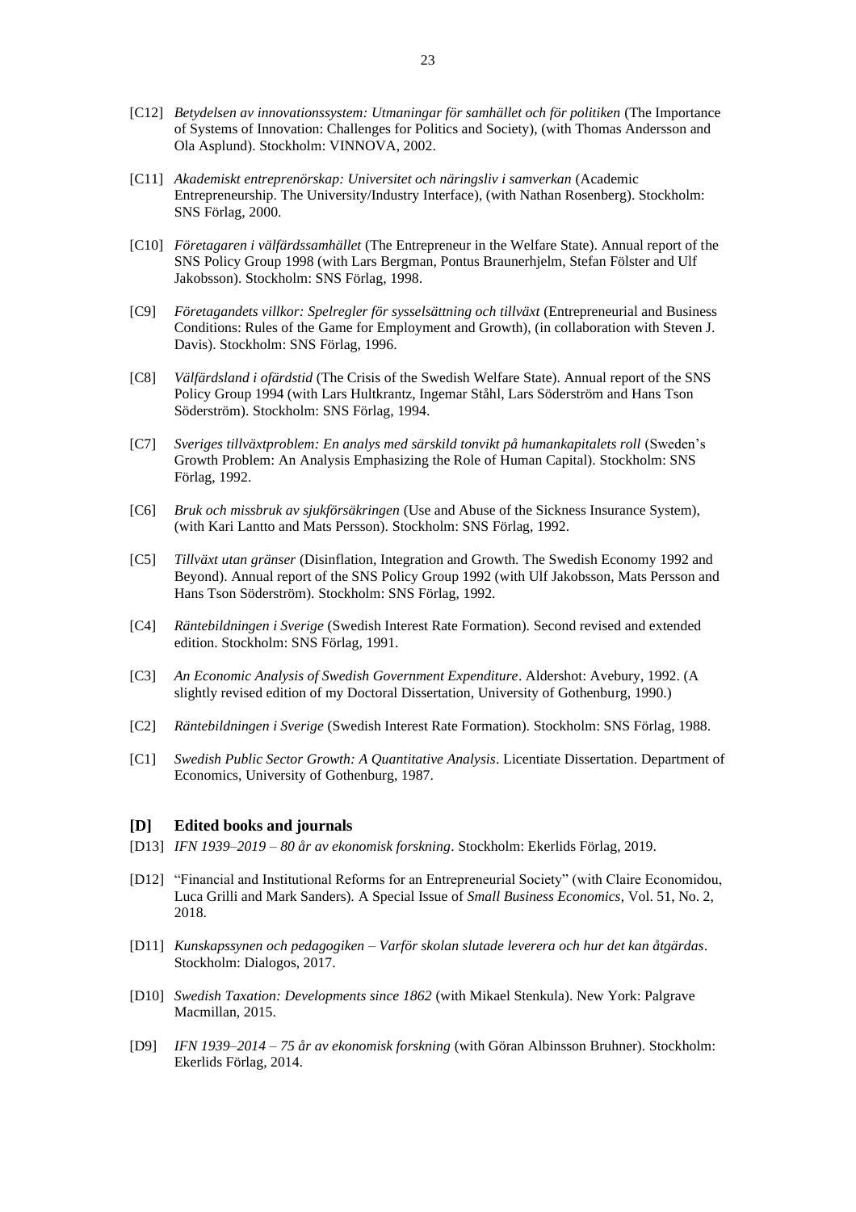[C12] *Betydelsen av innovationssystem: Utmaningar för samhället och för politiken* (The Importance of Systems of Innovation: Challenges for Politics and Society), (with Thomas Andersson and Ola Asplund). Stockholm: VINNOVA, 2002.

[C11] *Akademiskt entreprenörskap: Universitet och näringsliv i samverkan* (Academic Entrepreneurship. The University/Industry Interface), (with Nathan Rosenberg). Stockholm: SNS Förlag, 2000.

[C10] *Företagaren i välfärdssamhället* (The Entrepreneur in the Welfare State). Annual report of the SNS Policy Group 1998 (with Lars Bergman, Pontus Braunerhjelm, Stefan Fölster and Ulf Jakobsson). Stockholm: SNS Förlag, 1998.

[C9] *Företagandets villkor: Spelregler för sysselsättning och tillväxt* (Entrepreneurial and Business Conditions: Rules of the Game for Employment and Growth), (in collaboration with Steven J. Davis). Stockholm: SNS Förlag, 1996.

[C8] *Välfärdsland i ofärdstid* (The Crisis of the Swedish Welfare State). Annual report of the SNS Policy Group 1994 (with Lars Hultkrantz, Ingemar Ståhl, Lars Söderström and Hans Tson Söderström). Stockholm: SNS Förlag, 1994.

[C7] *Sveriges tillväxtproblem: En analys med särskild tonvikt på humankapitalets roll* (Sweden's Growth Problem: An Analysis Emphasizing the Role of Human Capital). Stockholm: SNS Förlag, 1992.

[C6] *Bruk och missbruk av sjukförsäkringen* (Use and Abuse of the Sickness Insurance System), (with Kari Lantto and Mats Persson). Stockholm: SNS Förlag, 1992.

[C5] *Tillväxt utan gränser* (Disinflation, Integration and Growth. The Swedish Economy 1992 and Beyond). Annual report of the SNS Policy Group 1992 (with Ulf Jakobsson, Mats Persson and Hans Tson Söderström). Stockholm: SNS Förlag, 1992.

[C4] *Räntebildningen i Sverige* (Swedish Interest Rate Formation). Second revised and extended edition. Stockholm: SNS Förlag, 1991.

[C3] *An Economic Analysis of Swedish Government Expenditure*. Aldershot: Avebury, 1992. (A slightly revised edition of my Doctoral Dissertation, University of Gothenburg, 1990.)

[C2] *Räntebildningen i Sverige* (Swedish Interest Rate Formation). Stockholm: SNS Förlag, 1988.

[C1] *Swedish Public Sector Growth: A Quantitative Analysis*. Licentiate Dissertation. Department of Economics, University of Gothenburg, 1987.

## [D] Edited books and journals

[D13] *IFN 1939–2019 – 80 år av ekonomisk forskning*. Stockholm: Ekerlids Förlag, 2019.

[D12] "Financial and Institutional Reforms for an Entrepreneurial Society" (with Claire Economidou, Luca Grilli and Mark Sanders). A Special Issue of *Small Business Economics*, Vol. 51, No. 2, 2018.

[D11] *Kunskapssynen och pedagogiken – Varför skolan slutade leverera och hur det kan åtgärdas*. Stockholm: Dialogos, 2017.

[D10] *Swedish Taxation: Developments since 1862* (with Mikael Stenkula). New York: Palgrave Macmillan, 2015.

[D9] *IFN 1939–2014 – 75 år av ekonomisk forskning* (with Göran Albinsson Bruhner). Stockholm: Ekerlids Förlag, 2014.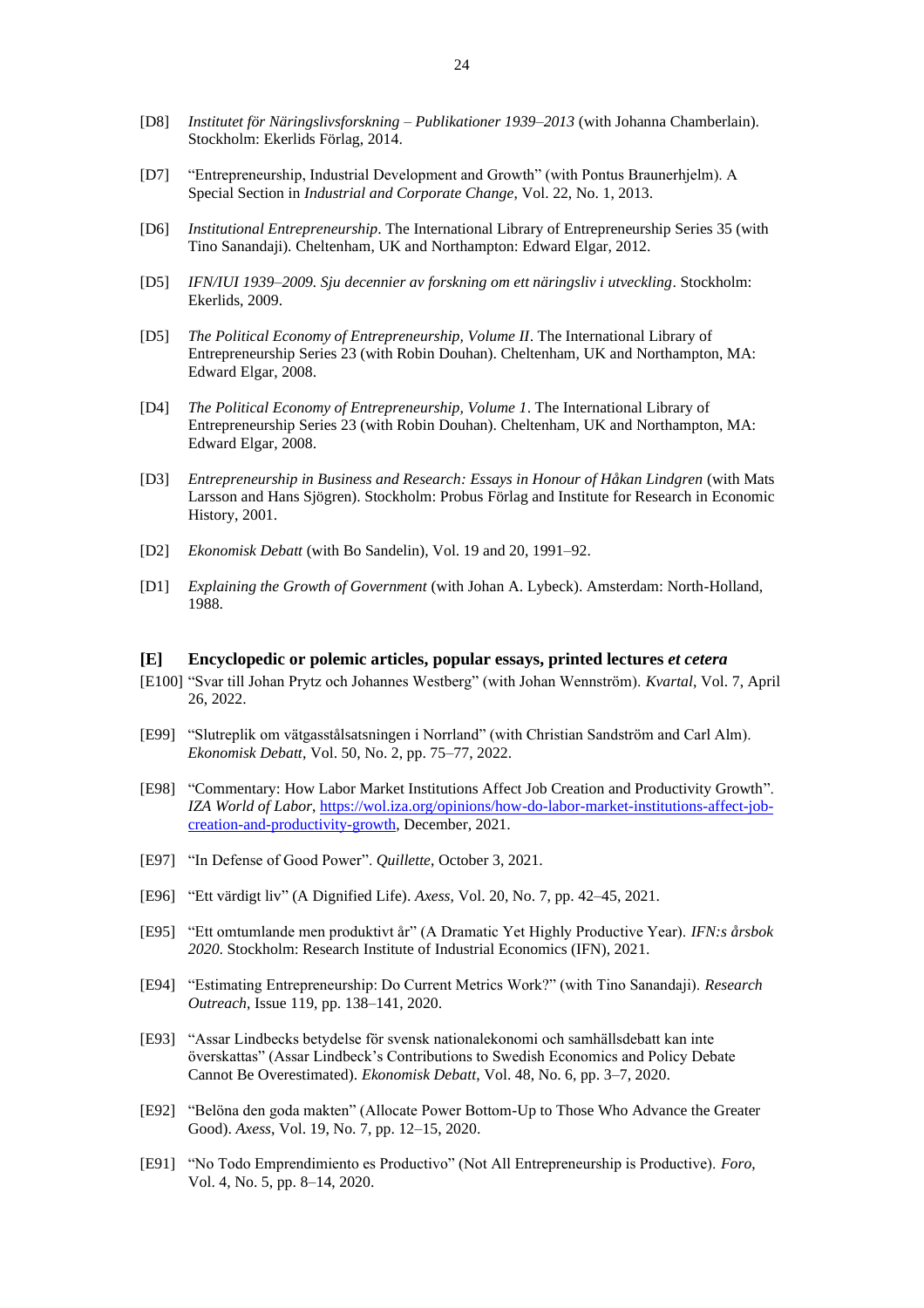[D8] *Institutet för Näringslivsforskning – Publikationer 1939–2013* (with Johanna Chamberlain). Stockholm: Ekerlids Förlag, 2014.

[D7] "Entrepreneurship, Industrial Development and Growth" (with Pontus Braunerhjelm). A Special Section in *Industrial and Corporate Change*, Vol. 22, No. 1, 2013.

[D6] *Institutional Entrepreneurship*. The International Library of Entrepreneurship Series 35 (with Tino Sanandaji). Cheltenham, UK and Northampton: Edward Elgar, 2012.

[D5] *IFN/IUI 1939–2009. Sju decennier av forskning om ett näringsliv i utveckling*. Stockholm: Ekerlids, 2009.

[D5] *The Political Economy of Entrepreneurship, Volume II*. The International Library of Entrepreneurship Series 23 (with Robin Douhan). Cheltenham, UK and Northampton, MA: Edward Elgar, 2008.

[D4] *The Political Economy of Entrepreneurship, Volume 1*. The International Library of Entrepreneurship Series 23 (with Robin Douhan). Cheltenham, UK and Northampton, MA: Edward Elgar, 2008.

[D3] *Entrepreneurship in Business and Research: Essays in Honour of Håkan Lindgren* (with Mats Larsson and Hans Sjögren). Stockholm: Probus Förlag and Institute for Research in Economic History, 2001.

[D2] *Ekonomisk Debatt* (with Bo Sandelin), Vol. 19 and 20, 1991–92.

[D1] *Explaining the Growth of Government* (with Johan A. Lybeck). Amsterdam: North-Holland, 1988.

## [E] Encyclopedic or polemic articles, popular essays, printed lectures *et cetera*

[E100] "Svar till Johan Prytz och Johannes Westberg" (with Johan Wennström). *Kvartal*, Vol. 7, April 26, 2022.

[E99] "Slutreplik om vätgasstålsatsningen i Norrland" (with Christian Sandström and Carl Alm). *Ekonomisk Debatt*, Vol. 50, No. 2, pp. 75–77, 2022.

[E98] "Commentary: How Labor Market Institutions Affect Job Creation and Productivity Growth". *IZA World of Labor*, https://wol.iza.org/opinions/how-do-labor-market-institutions-affect-job-creation-and-productivity-growth, December, 2021.

[E97] "In Defense of Good Power". *Quillette*, October 3, 2021.

[E96] "Ett värdigt liv" (A Dignified Life). *Axess*, Vol. 20, No. 7, pp. 42–45, 2021.

[E95] "Ett omtumlande men produktivt år" (A Dramatic Yet Highly Productive Year). *IFN:s årsbok 2020*. Stockholm: Research Institute of Industrial Economics (IFN), 2021.

[E94] "Estimating Entrepreneurship: Do Current Metrics Work?" (with Tino Sanandaji). *Research Outreach*, Issue 119, pp. 138–141, 2020.

[E93] "Assar Lindbecks betydelse för svensk nationalekonomi och samhällsdebatt kan inte överskattas" (Assar Lindbeck's Contributions to Swedish Economics and Policy Debate Cannot Be Overestimated). *Ekonomisk Debatt*, Vol. 48, No. 6, pp. 3–7, 2020.

[E92] "Belöna den goda makten" (Allocate Power Bottom-Up to Those Who Advance the Greater Good). *Axess*, Vol. 19, No. 7, pp. 12–15, 2020.

[E91] "No Todo Emprendimiento es Productivo" (Not All Entrepreneurship is Productive). *Foro*, Vol. 4, No. 5, pp. 8–14, 2020.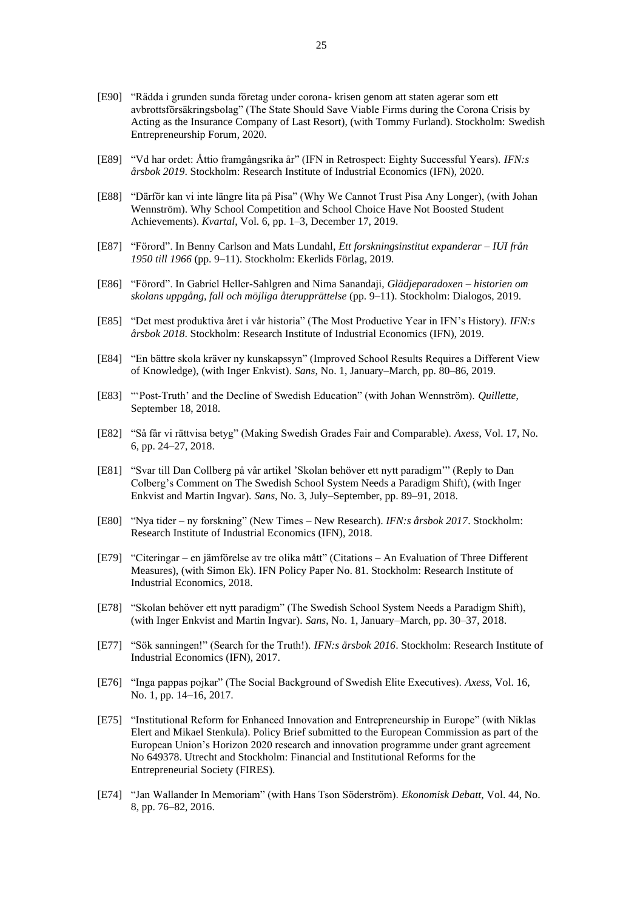[E90] "Rädda i grunden sunda företag under corona- krisen genom att staten agerar som ett avbrottsförsäkringsbolag" (The State Should Save Viable Firms during the Corona Crisis by Acting as the Insurance Company of Last Resort), (with Tommy Furland). Stockholm: Swedish Entrepreneurship Forum, 2020.

[E89] "Vd har ordet: Åttio framgångsrika år" (IFN in Retrospect: Eighty Successful Years). *IFN:s årsbok 2019*. Stockholm: Research Institute of Industrial Economics (IFN), 2020.

[E88] "Därför kan vi inte längre lita på Pisa" (Why We Cannot Trust Pisa Any Longer), (with Johan Wennström). Why School Competition and School Choice Have Not Boosted Student Achievements). *Kvartal*, Vol. 6, pp. 1–3, December 17, 2019.

[E87] "Förord". In Benny Carlson and Mats Lundahl, *Ett forskningsinstitut expanderar – IUI från 1950 till 1966* (pp. 9–11). Stockholm: Ekerlids Förlag, 2019.

[E86] "Förord". In Gabriel Heller-Sahlgren and Nima Sanandaji, *Glädjeparadoxen – historien om skolans uppgång, fall och möjliga återupprättelse* (pp. 9–11). Stockholm: Dialogos, 2019.

[E85] "Det mest produktiva året i vår historia" (The Most Productive Year in IFN's History). *IFN:s årsbok 2018*. Stockholm: Research Institute of Industrial Economics (IFN), 2019.

[E84] "En bättre skola kräver ny kunskapssyn" (Improved School Results Requires a Different View of Knowledge), (with Inger Enkvist). *Sans*, No. 1, January–March, pp. 80–86, 2019.

[E83] "'Post-Truth' and the Decline of Swedish Education" (with Johan Wennström). *Quillette*, September 18, 2018.

[E82] "Så får vi rättvisa betyg" (Making Swedish Grades Fair and Comparable). *Axess*, Vol. 17, No. 6, pp. 24–27, 2018.

[E81] "Svar till Dan Collberg på vår artikel 'Skolan behöver ett nytt paradigm'" (Reply to Dan Colberg's Comment on The Swedish School System Needs a Paradigm Shift), (with Inger Enkvist and Martin Ingvar). *Sans*, No. 3, July–September, pp. 89–91, 2018.

[E80] "Nya tider – ny forskning" (New Times – New Research). *IFN:s årsbok 2017*. Stockholm: Research Institute of Industrial Economics (IFN), 2018.

[E79] "Citeringar – en jämförelse av tre olika mått" (Citations – An Evaluation of Three Different Measures), (with Simon Ek). IFN Policy Paper No. 81. Stockholm: Research Institute of Industrial Economics, 2018.

[E78] "Skolan behöver ett nytt paradigm" (The Swedish School System Needs a Paradigm Shift), (with Inger Enkvist and Martin Ingvar). *Sans*, No. 1, January–March, pp. 30–37, 2018.

[E77] "Sök sanningen!" (Search for the Truth!). *IFN:s årsbok 2016*. Stockholm: Research Institute of Industrial Economics (IFN), 2017.

[E76] "Inga pappas pojkar" (The Social Background of Swedish Elite Executives). *Axess*, Vol. 16, No. 1, pp. 14–16, 2017.

[E75] "Institutional Reform for Enhanced Innovation and Entrepreneurship in Europe" (with Niklas Elert and Mikael Stenkula). Policy Brief submitted to the European Commission as part of the European Union's Horizon 2020 research and innovation programme under grant agreement No 649378. Utrecht and Stockholm: Financial and Institutional Reforms for the Entrepreneurial Society (FIRES).

[E74] "Jan Wallander In Memoriam" (with Hans Tson Söderström). *Ekonomisk Debatt*, Vol. 44, No. 8, pp. 76–82, 2016.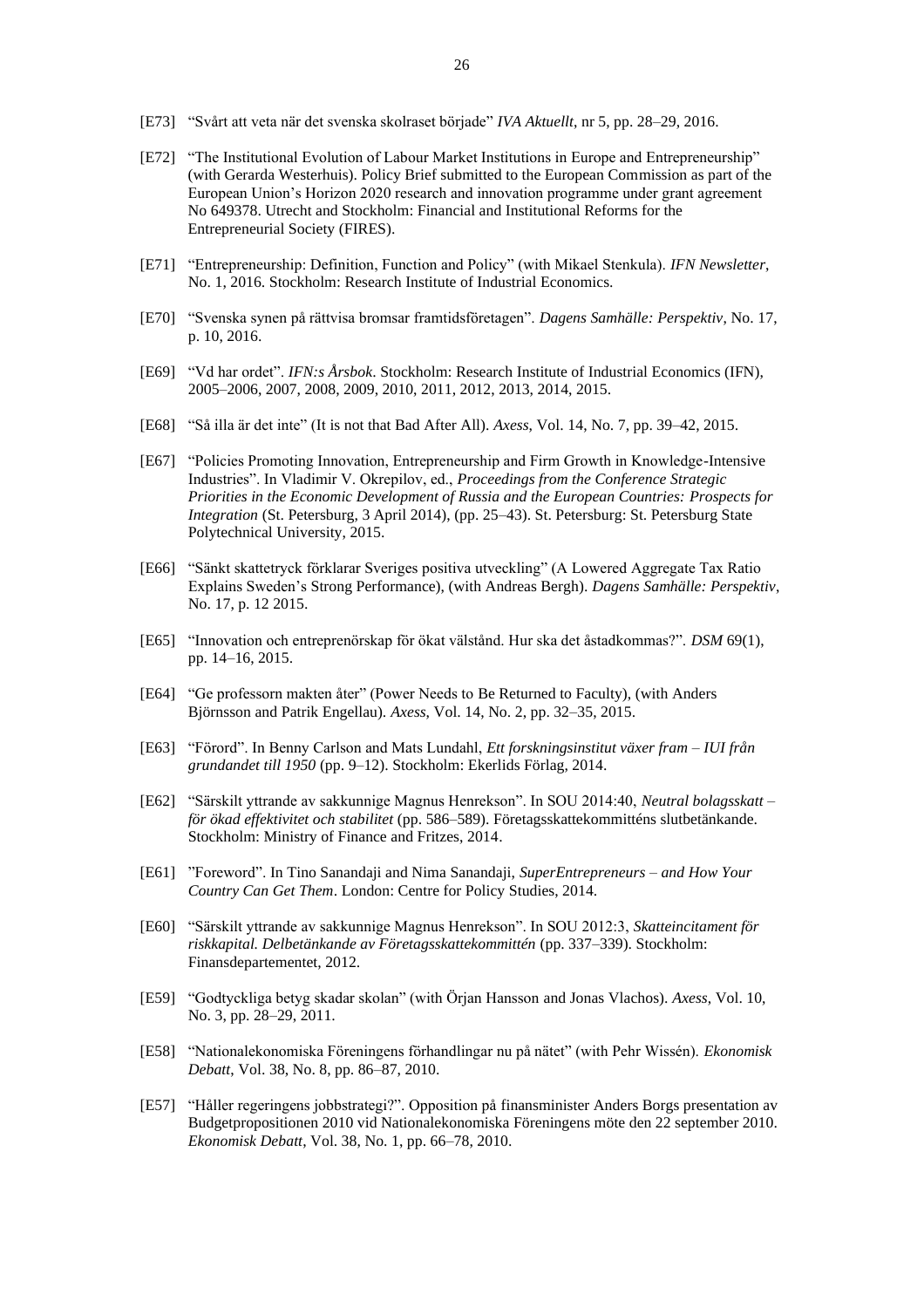[E73] "Svårt att veta när det svenska skolraset började" *IVA Aktuellt*, nr 5, pp. 28–29, 2016.

[E72] "The Institutional Evolution of Labour Market Institutions in Europe and Entrepreneurship" (with Gerarda Westerhuis). Policy Brief submitted to the European Commission as part of the European Union's Horizon 2020 research and innovation programme under grant agreement No 649378. Utrecht and Stockholm: Financial and Institutional Reforms for the Entrepreneurial Society (FIRES).

[E71] "Entrepreneurship: Definition, Function and Policy" (with Mikael Stenkula). *IFN Newsletter*, No. 1, 2016. Stockholm: Research Institute of Industrial Economics.

[E70] "Svenska synen på rättvisa bromsar framtidsföretagen". *Dagens Samhälle: Perspektiv*, No. 17, p. 10, 2016.

[E69] "Vd har ordet". *IFN:s Årsbok*. Stockholm: Research Institute of Industrial Economics (IFN), 2005–2006, 2007, 2008, 2009, 2010, 2011, 2012, 2013, 2014, 2015.

[E68] "Så illa är det inte" (It is not that Bad After All). *Axess*, Vol. 14, No. 7, pp. 39–42, 2015.

[E67] "Policies Promoting Innovation, Entrepreneurship and Firm Growth in Knowledge-Intensive Industries". In Vladimir V. Okrepilov, ed., *Proceedings from the Conference Strategic Priorities in the Economic Development of Russia and the European Countries: Prospects for Integration* (St. Petersburg, 3 April 2014), (pp. 25–43). St. Petersburg: St. Petersburg State Polytechnical University, 2015.

[E66] "Sänkt skattetryck förklarar Sveriges positiva utveckling" (A Lowered Aggregate Tax Ratio Explains Sweden's Strong Performance), (with Andreas Bergh). *Dagens Samhälle: Perspektiv*, No. 17, p. 12 2015.

[E65] "Innovation och entreprenörskap för ökat välstånd. Hur ska det åstadkommas?". *DSM* 69(1), pp. 14–16, 2015.

[E64] "Ge professorn makten åter" (Power Needs to Be Returned to Faculty), (with Anders Björnsson and Patrik Engellau). *Axess*, Vol. 14, No. 2, pp. 32–35, 2015.

[E63] "Förord". In Benny Carlson and Mats Lundahl, *Ett forskningsinstitut växer fram – IUI från grundandet till 1950* (pp. 9–12). Stockholm: Ekerlids Förlag, 2014.

[E62] "Särskilt yttrande av sakkunnige Magnus Henrekson". In SOU 2014:40, *Neutral bolagsskatt – för ökad effektivitet och stabilitet* (pp. 586–589). Företagsskattekommitténs slutbetänkande. Stockholm: Ministry of Finance and Fritzes, 2014.

[E61] "Foreword". In Tino Sanandaji and Nima Sanandaji, *SuperEntrepreneurs – and How Your Country Can Get Them*. London: Centre for Policy Studies, 2014.

[E60] "Särskilt yttrande av sakkunnige Magnus Henrekson". In SOU 2012:3, *Skatteincitament för riskkapital. Delbetänkande av Företagsskattekommittén* (pp. 337–339). Stockholm: Finansdepartementet, 2012.

[E59] "Godtyckliga betyg skadar skolan" (with Örjan Hansson and Jonas Vlachos). *Axess*, Vol. 10, No. 3, pp. 28–29, 2011.

[E58] "Nationalekonomiska Föreningens förhandlingar nu på nätet" (with Pehr Wissén). *Ekonomisk Debatt*, Vol. 38, No. 8, pp. 86–87, 2010.

[E57] "Håller regeringens jobbstrategi?". Opposition på finansminister Anders Borgs presentation av Budgetpropositionen 2010 vid Nationalekonomiska Föreningens möte den 22 september 2010. *Ekonomisk Debatt*, Vol. 38, No. 1, pp. 66–78, 2010.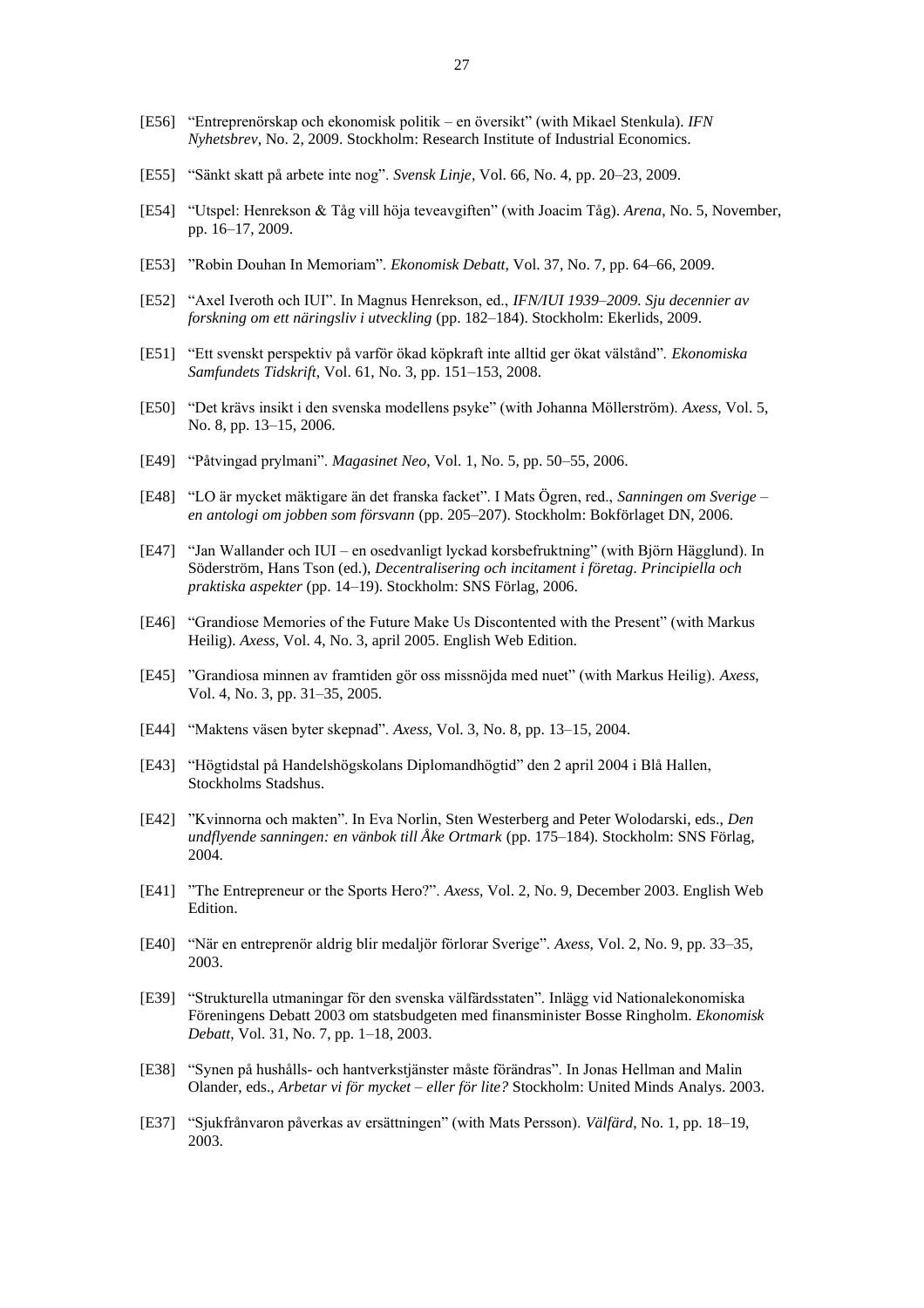[E56] “Entreprenörskap och ekonomisk politik – en översikt” (with Mikael Stenkula). *IFN Nyhetsbrev*, No. 2, 2009. Stockholm: Research Institute of Industrial Economics.

[E55] “Sänkt skatt på arbete inte nog”. *Svensk Linje*, Vol. 66, No. 4, pp. 20–23, 2009.

[E54] “Utspel: Henrekson & Tåg vill höja teveavgiften” (with Joacim Tåg). *Arena*, No. 5, November, pp. 16–17, 2009.

[E53] ”Robin Douhan In Memoriam”. *Ekonomisk Debatt*, Vol. 37, No. 7, pp. 64–66, 2009.

[E52] “Axel Iveroth och IUI”. In Magnus Henrekson, ed., *IFN/IUI 1939–2009. Sju decennier av forskning om ett näringsliv i utveckling* (pp. 182–184). Stockholm: Ekerlids, 2009.

[E51] “Ett svenskt perspektiv på varför ökad köpkraft inte alltid ger ökat välstånd”. *Ekonomiska Samfundets Tidskrift*, Vol. 61, No. 3, pp. 151–153, 2008.

[E50] “Det krävs insikt i den svenska modellens psyke” (with Johanna Möllerström). *Axess*, Vol. 5, No. 8, pp. 13–15, 2006.

[E49] “Påtvingad prylmani”. *Magasinet Neo*, Vol. 1, No. 5, pp. 50–55, 2006.

[E48] “LO är mycket mäktigare än det franska facket”. I Mats Ögren, red., *Sanningen om Sverige – en antologi om jobben som försvann* (pp. 205–207). Stockholm: Bokförlaget DN, 2006.

[E47] “Jan Wallander och IUI – en osedvanligt lyckad korsbefruktning” (with Björn Hägglund). In Söderström, Hans Tson (ed.), *Decentralisering och incitament i företag. Principiella och praktiska aspekter* (pp. 14–19). Stockholm: SNS Förlag, 2006.

[E46] “Grandiose Memories of the Future Make Us Discontented with the Present” (with Markus Heilig). *Axess*, Vol. 4, No. 3, april 2005. English Web Edition.

[E45] ”Grandiosa minnen av framtiden gör oss missnöjda med nuet” (with Markus Heilig). *Axess*, Vol. 4, No. 3, pp. 31–35, 2005.

[E44] “Maktens väsen byter skepnad”. *Axess*, Vol. 3, No. 8, pp. 13–15, 2004.

[E43] “Högtidstal på Handelshögskolans Diplomandhögtid” den 2 april 2004 i Blå Hallen, Stockholms Stadshus.

[E42] ”Kvinnorna och makten”. In Eva Norlin, Sten Westerberg and Peter Wolodarski, eds., *Den undflyende sanningen: en vänbok till Åke Ortmark* (pp. 175–184). Stockholm: SNS Förlag, 2004.

[E41] ”The Entrepreneur or the Sports Hero?”. *Axess*, Vol. 2, No. 9, December 2003. English Web Edition.

[E40] “När en entreprenör aldrig blir medaljör förlorar Sverige”. *Axess*, Vol. 2, No. 9, pp. 33–35, 2003.

[E39] “Strukturella utmaningar för den svenska välfärdsstaten”. Inlägg vid Nationalekonomiska Föreningens Debatt 2003 om statsbudgeten med finansminister Bosse Ringholm. *Ekonomisk Debatt*, Vol. 31, No. 7, pp. 1–18, 2003.

[E38] “Synen på hushålls- och hantverkstjänster måste förändras”. In Jonas Hellman and Malin Olander, eds., *Arbetar vi för mycket – eller för lite?* Stockholm: United Minds Analys. 2003.

[E37] “Sjukfrånvaron påverkas av ersättningen” (with Mats Persson). *Välfärd*, No. 1, pp. 18–19, 2003.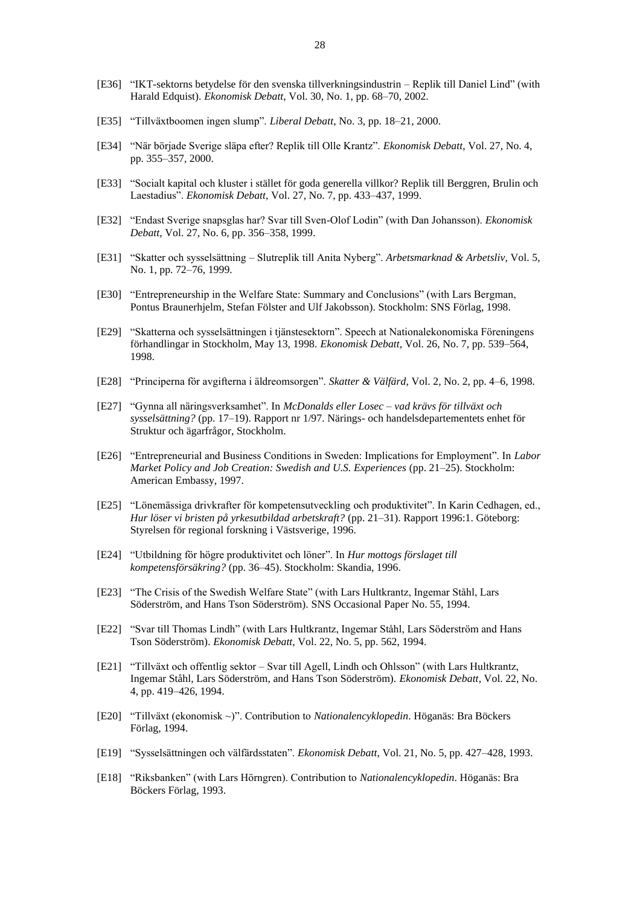[E36] "IKT-sektorns betydelse för den svenska tillverkningsindustrin – Replik till Daniel Lind" (with Harald Edquist). *Ekonomisk Debatt*, Vol. 30, No. 1, pp. 68–70, 2002.

[E35] "Tillväxtboomen ingen slump". *Liberal Debatt*, No. 3, pp. 18–21, 2000.

[E34] "När började Sverige släpa efter? Replik till Olle Krantz". *Ekonomisk Debatt*, Vol. 27, No. 4, pp. 355–357, 2000.

[E33] "Socialt kapital och kluster i stället för goda generella villkor? Replik till Berggren, Brulin och Laestadius". *Ekonomisk Debatt*, Vol. 27, No. 7, pp. 433–437, 1999.

[E32] "Endast Sverige snapsglas har? Svar till Sven-Olof Lodin" (with Dan Johansson). *Ekonomisk Debatt*, Vol. 27, No. 6, pp. 356–358, 1999.

[E31] "Skatter och sysselsättning – Slutreplik till Anita Nyberg". *Arbetsmarknad & Arbetsliv*, Vol. 5, No. 1, pp. 72–76, 1999.

[E30] "Entrepreneurship in the Welfare State: Summary and Conclusions" (with Lars Bergman, Pontus Braunerhjelm, Stefan Fölster and Ulf Jakobsson). Stockholm: SNS Förlag, 1998.

[E29] "Skatterna och sysselsättningen i tjänstesektorn". Speech at Nationalekonomiska Föreningens förhandlingar in Stockholm, May 13, 1998. *Ekonomisk Debatt*, Vol. 26, No. 7, pp. 539–564, 1998.

[E28] "Principerna för avgifterna i äldreomsorgen". *Skatter & Välfärd*, Vol. 2, No. 2, pp. 4–6, 1998.

[E27] "Gynna all näringsverksamhet". In *McDonalds eller Losec – vad krävs för tillväxt och sysselsättning?* (pp. 17–19). Rapport nr 1/97. Närings- och handelsdepartementets enhet för Struktur och ägarfrågor, Stockholm.

[E26] "Entrepreneurial and Business Conditions in Sweden: Implications for Employment". In *Labor Market Policy and Job Creation: Swedish and U.S. Experiences* (pp. 21–25). Stockholm: American Embassy, 1997.

[E25] "Lönemässiga drivkrafter för kompetensutveckling och produktivitet". In Karin Cedhagen, ed., *Hur löser vi bristen på yrkesutbildad arbetskraft?* (pp. 21–31). Rapport 1996:1. Göteborg: Styrelsen för regional forskning i Västsverige, 1996.

[E24] "Utbildning för högre produktivitet och löner". In *Hur mottogs förslaget till kompetensförsäkring?* (pp. 36–45). Stockholm: Skandia, 1996.

[E23] "The Crisis of the Swedish Welfare State" (with Lars Hultkrantz, Ingemar Ståhl, Lars Söderström, and Hans Tson Söderström). SNS Occasional Paper No. 55, 1994.

[E22] "Svar till Thomas Lindh" (with Lars Hultkrantz, Ingemar Ståhl, Lars Söderström and Hans Tson Söderström). *Ekonomisk Debatt*, Vol. 22, No. 5, pp. 562, 1994.

[E21] "Tillväxt och offentlig sektor – Svar till Agell, Lindh och Ohlsson" (with Lars Hultkrantz, Ingemar Ståhl, Lars Söderström, and Hans Tson Söderström). *Ekonomisk Debatt*, Vol. 22, No. 4, pp. 419–426, 1994.

[E20] "Tillväxt (ekonomisk ~)". Contribution to *Nationalencyklopedin*. Höganäs: Bra Böckers Förlag, 1994.

[E19] "Sysselsättningen och välfärdsstaten". *Ekonomisk Debatt*, Vol. 21, No. 5, pp. 427–428, 1993.

[E18] "Riksbanken" (with Lars Hörngren). Contribution to *Nationalencyklopedin*. Höganäs: Bra Böckers Förlag, 1993.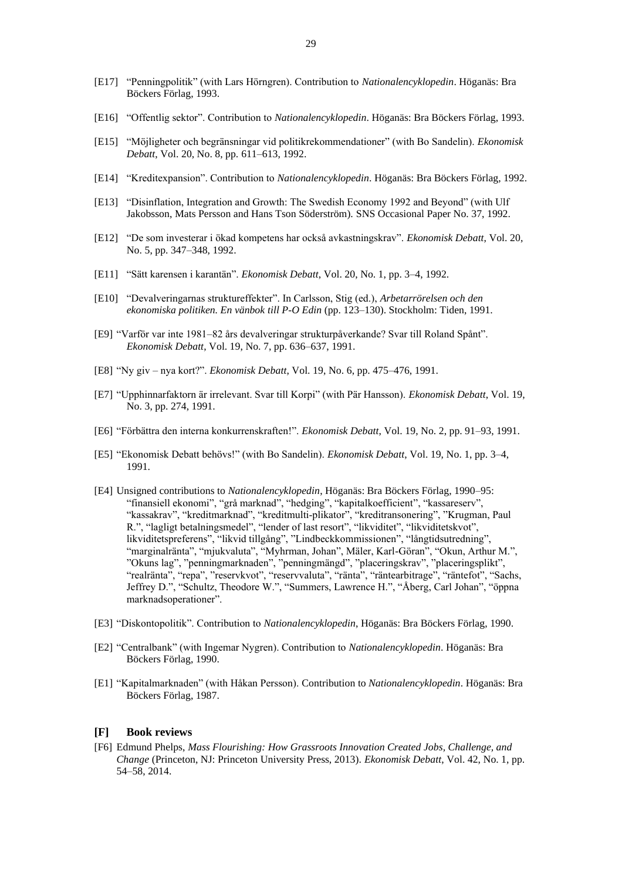[E17] "Penningpolitik" (with Lars Hörngren). Contribution to *Nationalencyklopedin*. Höganäs: Bra Böckers Förlag, 1993.

[E16] "Offentlig sektor". Contribution to *Nationalencyklopedin*. Höganäs: Bra Böckers Förlag, 1993.

[E15] "Möjligheter och begränsningar vid politikrekommendationer" (with Bo Sandelin). *Ekonomisk Debatt*, Vol. 20, No. 8, pp. 611–613, 1992.

[E14] "Kreditexpansion". Contribution to *Nationalencyklopedin*. Höganäs: Bra Böckers Förlag, 1992.

[E13] "Disinflation, Integration and Growth: The Swedish Economy 1992 and Beyond" (with Ulf Jakobsson, Mats Persson and Hans Tson Söderström). SNS Occasional Paper No. 37, 1992.

[E12] "De som investerar i ökad kompetens har också avkastningskrav". *Ekonomisk Debatt*, Vol. 20, No. 5, pp. 347–348, 1992.

[E11] "Sätt karensen i karantän". *Ekonomisk Debatt*, Vol. 20, No. 1, pp. 3–4, 1992.

[E10] "Devalveringarnas struktureffekter". In Carlsson, Stig (ed.), *Arbetarrörelsen och den ekonomiska politiken. En vänbok till P-O Edin* (pp. 123–130). Stockholm: Tiden, 1991.

[E9] "Varför var inte 1981–82 års devalveringar strukturpåverkande? Svar till Roland Spånt". *Ekonomisk Debatt*, Vol. 19, No. 7, pp. 636–637, 1991.

[E8] "Ny giv – nya kort?". *Ekonomisk Debatt*, Vol. 19, No. 6, pp. 475–476, 1991.

[E7] "Upphinnarfaktorn är irrelevant. Svar till Korpi" (with Pär Hansson). *Ekonomisk Debatt*, Vol. 19, No. 3, pp. 274, 1991.

[E6] "Förbättra den interna konkurrenskraften!". *Ekonomisk Debatt*, Vol. 19, No. 2, pp. 91–93, 1991.

[E5] "Ekonomisk Debatt behövs!" (with Bo Sandelin). *Ekonomisk Debatt*, Vol. 19, No. 1, pp. 3–4, 1991.

[E4] Unsigned contributions to *Nationalencyklopedin*, Höganäs: Bra Böckers Förlag, 1990–95: "finansiell ekonomi", "grå marknad", "hedging", "kapitalkoefficient", "kassareserv", "kassakrav", "kreditmarknad", "kreditmulti-plikator", "kreditransonering", "Krugman, Paul R.", "lagligt betalningsmedel", "lender of last resort", "likviditet", "likviditetskvot", likviditetspreferens", "likvid tillgång", "Lindbeckkommissionen", "långtidsutredning", "marginalränta", "mjukvaluta", "Myhrman, Johan", Mäler, Karl-Göran", "Okun, Arthur M.", "Okuns lag", "penningmarknaden", "penningmängd", "placeringskrav", "placeringsplikt", "realränta", "repa", "reservkvot", "reservvaluta", "ränta", "räntearbitrage", "räntefot", "Sachs, Jeffrey D.", "Schultz, Theodore W.", "Summers, Lawrence H.", "Åberg, Carl Johan", "öppna marknadsoperationer".

[E3] "Diskontopolitik". Contribution to *Nationalencyklopedin*, Höganäs: Bra Böckers Förlag, 1990.

[E2] "Centralbank" (with Ingemar Nygren). Contribution to *Nationalencyklopedin*. Höganäs: Bra Böckers Förlag, 1990.

[E1] "Kapitalmarknaden" (with Håkan Persson). Contribution to *Nationalencyklopedin*. Höganäs: Bra Böckers Förlag, 1987.

## [F] Book reviews

[F6] Edmund Phelps, *Mass Flourishing: How Grassroots Innovation Created Jobs, Challenge, and Change* (Princeton, NJ: Princeton University Press, 2013). *Ekonomisk Debatt*, Vol. 42, No. 1, pp. 54–58, 2014.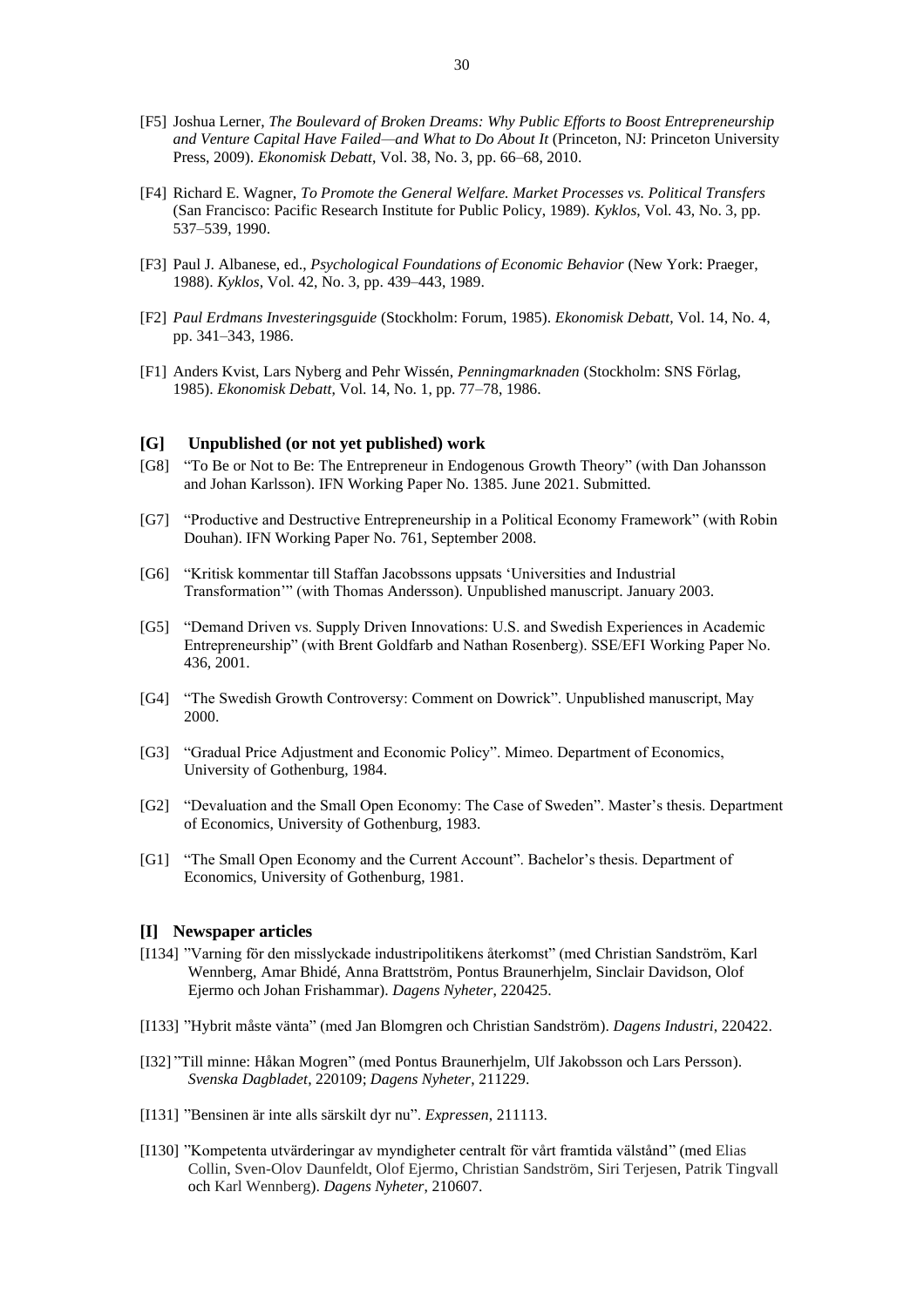[F5] Joshua Lerner, *The Boulevard of Broken Dreams: Why Public Efforts to Boost Entrepreneurship and Venture Capital Have Failed—and What to Do About It* (Princeton, NJ: Princeton University Press, 2009). *Ekonomisk Debatt*, Vol. 38, No. 3, pp. 66–68, 2010.

[F4] Richard E. Wagner, *To Promote the General Welfare. Market Processes vs. Political Transfers* (San Francisco: Pacific Research Institute for Public Policy, 1989). *Kyklos*, Vol. 43, No. 3, pp. 537–539, 1990.

[F3] Paul J. Albanese, ed., *Psychological Foundations of Economic Behavior* (New York: Praeger, 1988). *Kyklos*, Vol. 42, No. 3, pp. 439–443, 1989.

[F2] *Paul Erdmans Investeringsguide* (Stockholm: Forum, 1985). *Ekonomisk Debatt*, Vol. 14, No. 4, pp. 341–343, 1986.

[F1] Anders Kvist, Lars Nyberg and Pehr Wissén, *Penningmarknaden* (Stockholm: SNS Förlag, 1985). *Ekonomisk Debatt*, Vol. 14, No. 1, pp. 77–78, 1986.

## [G] Unpublished (or not yet published) work

[G8] "To Be or Not to Be: The Entrepreneur in Endogenous Growth Theory" (with Dan Johansson and Johan Karlsson). IFN Working Paper No. 1385. June 2021. Submitted.

[G7] "Productive and Destructive Entrepreneurship in a Political Economy Framework" (with Robin Douhan). IFN Working Paper No. 761, September 2008.

[G6] "Kritisk kommentar till Staffan Jacobssons uppsats 'Universities and Industrial Transformation'" (with Thomas Andersson). Unpublished manuscript. January 2003.

[G5] "Demand Driven vs. Supply Driven Innovations: U.S. and Swedish Experiences in Academic Entrepreneurship" (with Brent Goldfarb and Nathan Rosenberg). SSE/EFI Working Paper No. 436, 2001.

[G4] "The Swedish Growth Controversy: Comment on Dowrick". Unpublished manuscript, May 2000.

[G3] "Gradual Price Adjustment and Economic Policy". Mimeo. Department of Economics, University of Gothenburg, 1984.

[G2] "Devaluation and the Small Open Economy: The Case of Sweden". Master's thesis. Department of Economics, University of Gothenburg, 1983.

[G1] "The Small Open Economy and the Current Account". Bachelor's thesis. Department of Economics, University of Gothenburg, 1981.

## [I] Newspaper articles

[I134] "Varning för den misslyckade industripolitikens återkomst" (med Christian Sandström, Karl Wennberg, Amar Bhidé, Anna Brattström, Pontus Braunerhjelm, Sinclair Davidson, Olof Ejermo och Johan Frishammar). *Dagens Nyheter*, 220425.

[I133] "Hybrit måste vänta" (med Jan Blomgren och Christian Sandström). *Dagens Industri*, 220422.

[I32] "Till minne: Håkan Mogren" (med Pontus Braunerhjelm, Ulf Jakobsson och Lars Persson). *Svenska Dagbladet*, 220109; *Dagens Nyheter*, 211229.

[I131] "Bensinen är inte alls särskilt dyr nu". *Expressen*, 211113.

[I130] "Kompetenta utvärderingar av myndigheter centralt för vårt framtida välstånd" (med Elias Collin, Sven-Olov Daunfeldt, Olof Ejermo, Christian Sandström, Siri Terjesen, Patrik Tingvall och Karl Wennberg). *Dagens Nyheter*, 210607.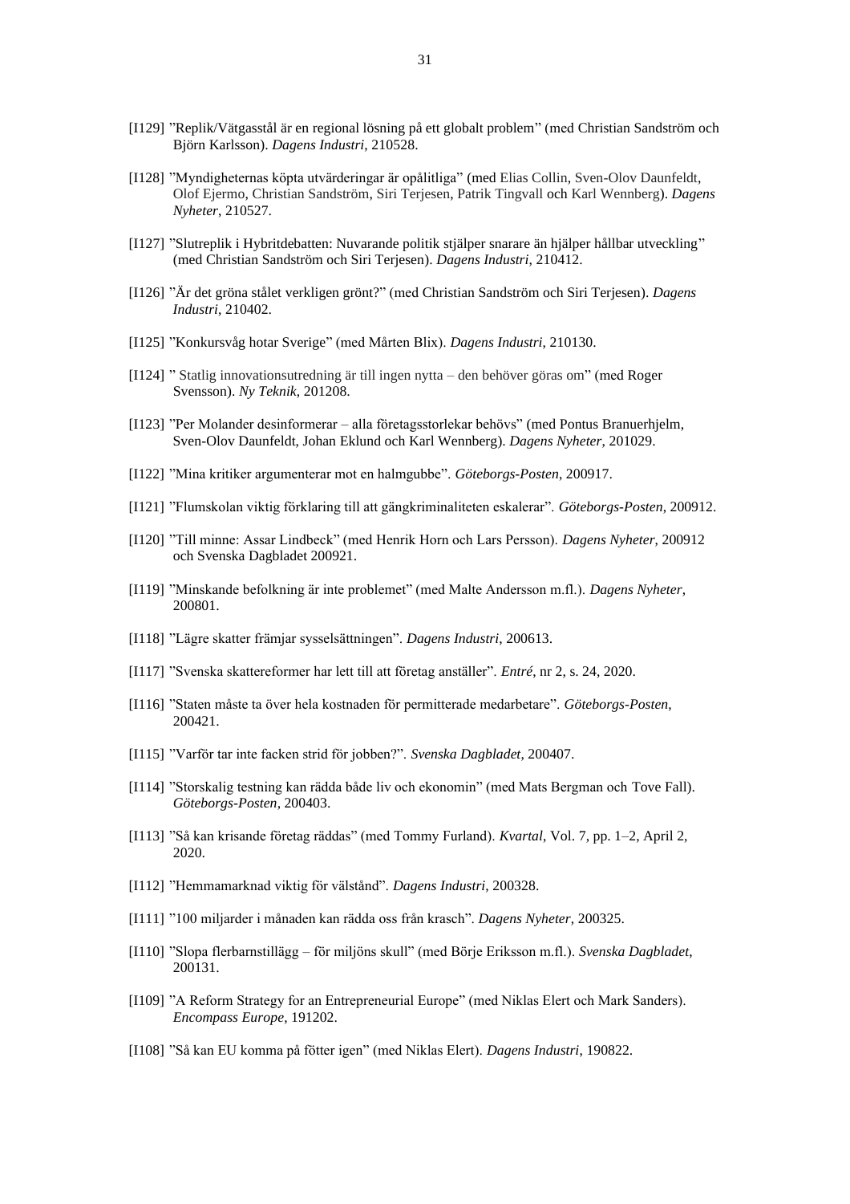[I129] ”Replik/Vätgasstål är en regional lösning på ett globalt problem” (med Christian Sandström och Björn Karlsson). *Dagens Industri*, 210528.

[I128] ”Myndigheternas köpta utvärderingar är opålitliga” (med Elias Collin, Sven-Olov Daunfeldt, Olof Ejermo, Christian Sandström, Siri Terjesen, Patrik Tingvall och Karl Wennberg). *Dagens Nyheter*, 210527.

[I127] ”Slutreplik i Hybritdebatten: Nuvarande politik stjälper snarare än hjälper hållbar utveckling” (med Christian Sandström och Siri Terjesen). *Dagens Industri*, 210412.

[I126] ”Är det gröna stålet verkligen grönt?” (med Christian Sandström och Siri Terjesen). *Dagens Industri*, 210402.

[I125] ”Konkursvåg hotar Sverige” (med Mårten Blix). *Dagens Industri*, 210130.

[I124] ” Statlig innovationsutredning är till ingen nytta – den behöver göras om” (med Roger Svensson). *Ny Teknik*, 201208.

[I123] ”Per Molander desinformerar – alla företagsstorlekar behövs” (med Pontus Branuerhjelm, Sven-Olov Daunfeldt, Johan Eklund och Karl Wennberg). *Dagens Nyheter*, 201029.

[I122] ”Mina kritiker argumenterar mot en halmgubbe”. *Göteborgs-Posten*, 200917.

[I121] ”Flumskolan viktig förklaring till att gängkriminaliteten eskalerar”. *Göteborgs-Posten*, 200912.

[I120] ”Till minne: Assar Lindbeck” (med Henrik Horn och Lars Persson). *Dagens Nyheter*, 200912 och Svenska Dagbladet 200921.

[I119] ”Minskande befolkning är inte problemet” (med Malte Andersson m.fl.). *Dagens Nyheter*, 200801.

[I118] ”Lägre skatter främjar sysselsättningen”. *Dagens Industri*, 200613.

[I117] ”Svenska skattereformer har lett till att företag anställer”. *Entré*, nr 2, s. 24, 2020.

[I116] ”Staten måste ta över hela kostnaden för permitterade medarbetare”. *Göteborgs-Posten*, 200421.

[I115] ”Varför tar inte facken strid för jobben?”. *Svenska Dagbladet*, 200407.

[I114] ”Storskalig testning kan rädda både liv och ekonomin” (med Mats Bergman och Tove Fall). *Göteborgs-Posten*, 200403.

[I113] ”Så kan krisande företag räddas” (med Tommy Furland). *Kvartal*, Vol. 7, pp. 1–2, April 2, 2020.

[I112] ”Hemmamarknad viktig för välstånd”. *Dagens Industri*, 200328.

[I111] ”100 miljarder i månaden kan rädda oss från krasch”. *Dagens Nyheter*, 200325.

[I110] ”Slopa flerbarnstillägg – för miljöns skull” (med Börje Eriksson m.fl.). *Svenska Dagbladet*, 200131.

[I109] ”A Reform Strategy for an Entrepreneurial Europe” (med Niklas Elert och Mark Sanders). *Encompass Europe*, 191202.

[I108] ”Så kan EU komma på fötter igen” (med Niklas Elert). *Dagens Industri*, 190822.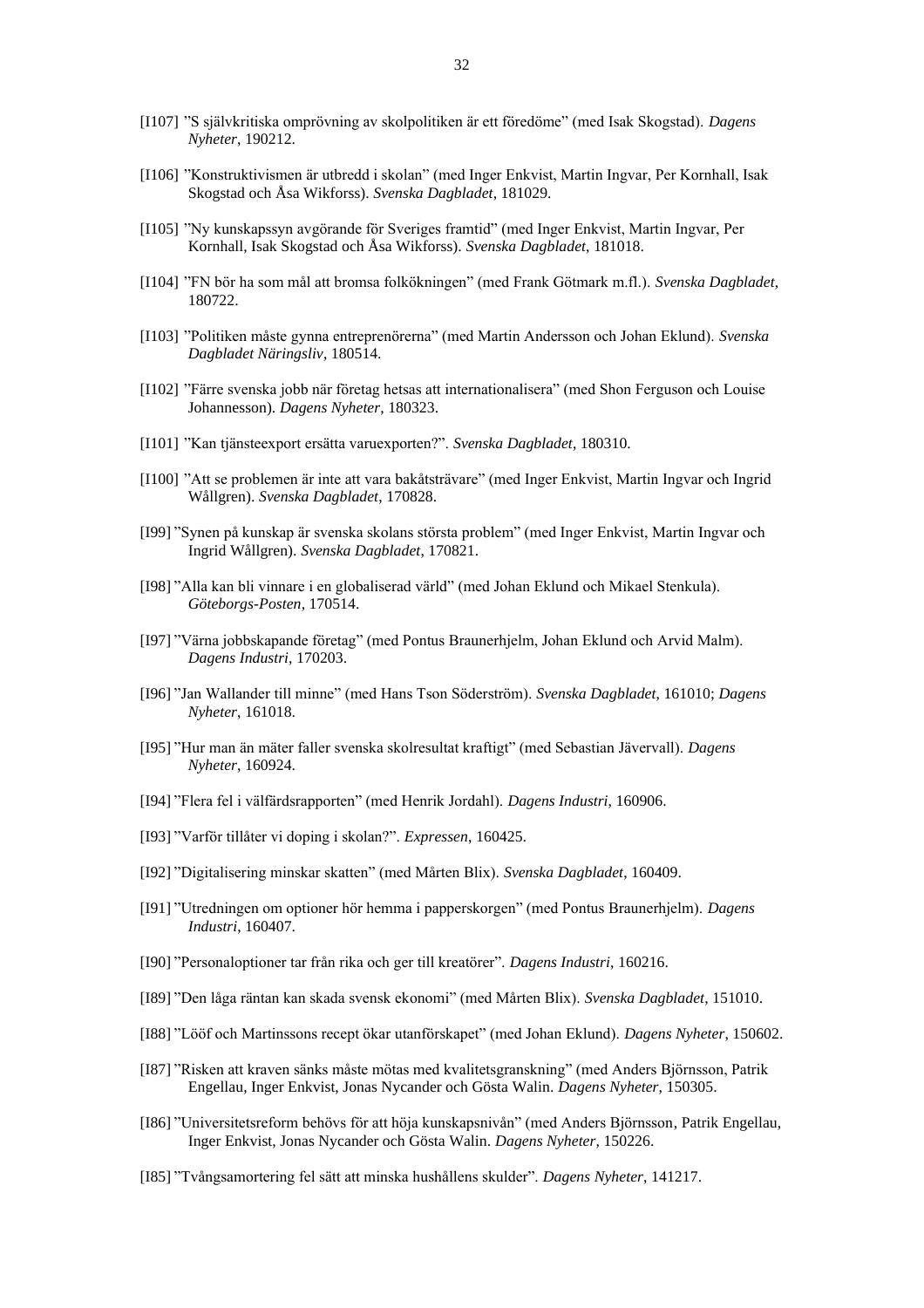[I107] ”S självkritiska omprövning av skolpolitiken är ett föredöme” (med Isak Skogstad). *Dagens Nyheter*, 190212.

[I106] ”Konstruktivismen är utbredd i skolan” (med Inger Enkvist, Martin Ingvar, Per Kornhall, Isak Skogstad och Åsa Wikforss). *Svenska Dagbladet*, 181029.

[I105] ”Ny kunskapssyn avgörande för Sveriges framtid” (med Inger Enkvist, Martin Ingvar, Per Kornhall, Isak Skogstad och Åsa Wikforss). *Svenska Dagbladet*, 181018.

[I104] ”FN bör ha som mål att bromsa folkökningen” (med Frank Götmark m.fl.). *Svenska Dagbladet*, 180722.

[I103] ”Politiken måste gynna entreprenörerna” (med Martin Andersson och Johan Eklund). *Svenska Dagbladet Näringsliv*, 180514.

[I102] ”Färre svenska jobb när företag hetsas att internationalisera” (med Shon Ferguson och Louise Johannesson). *Dagens Nyheter*, 180323.

[I101] ”Kan tjänsteexport ersätta varuexporten?”. *Svenska Dagbladet*, 180310.

[I100] ”Att se problemen är inte att vara bakåtsträvare” (med Inger Enkvist, Martin Ingvar och Ingrid Wållgren). *Svenska Dagbladet*, 170828.

[I99] ”Synen på kunskap är svenska skolans största problem” (med Inger Enkvist, Martin Ingvar och Ingrid Wållgren). *Svenska Dagbladet*, 170821.

[I98] ”Alla kan bli vinnare i en globaliserad värld” (med Johan Eklund och Mikael Stenkula). *Göteborgs-Posten*, 170514.

[I97] ”Värna jobbskapande företag” (med Pontus Braunerhjelm, Johan Eklund och Arvid Malm). *Dagens Industri*, 170203.

[I96] ”Jan Wallander till minne” (med Hans Tson Söderström). *Svenska Dagbladet*, 161010; *Dagens Nyheter*, 161018.

[I95] ”Hur man än mäter faller svenska skolresultat kraftigt” (med Sebastian Jävervall). *Dagens Nyheter*, 160924.

[I94] ”Flera fel i välfärdsrapporten” (med Henrik Jordahl). *Dagens Industri*, 160906.

[I93] ”Varför tillåter vi doping i skolan?”. *Expressen*, 160425.

[I92] ”Digitalisering minskar skatten” (med Mårten Blix). *Svenska Dagbladet*, 160409.

[I91] ”Utredningen om optioner hör hemma i papperskorgen” (med Pontus Braunerhjelm). *Dagens Industri*, 160407.

[I90] ”Personaloptioner tar från rika och ger till kreatörer”. *Dagens Industri*, 160216.

[I89] ”Den låga räntan kan skada svensk ekonomi” (med Mårten Blix). *Svenska Dagbladet*, 151010.

[I88] ”Lööf och Martinssons recept ökar utanförskapet” (med Johan Eklund). *Dagens Nyheter*, 150602.

[I87] ”Risken att kraven sänks måste mötas med kvalitetsgranskning” (med Anders Björnsson, Patrik Engellau, Inger Enkvist, Jonas Nycander och Gösta Walin. *Dagens Nyheter*, 150305.

[I86] ”Universitetsreform behövs för att höja kunskapsnivån” (med Anders Björnsson, Patrik Engellau, Inger Enkvist, Jonas Nycander och Gösta Walin. *Dagens Nyheter*, 150226.

[I85] ”Tvångsamortering fel sätt att minska hushållens skulder”. *Dagens Nyheter*, 141217.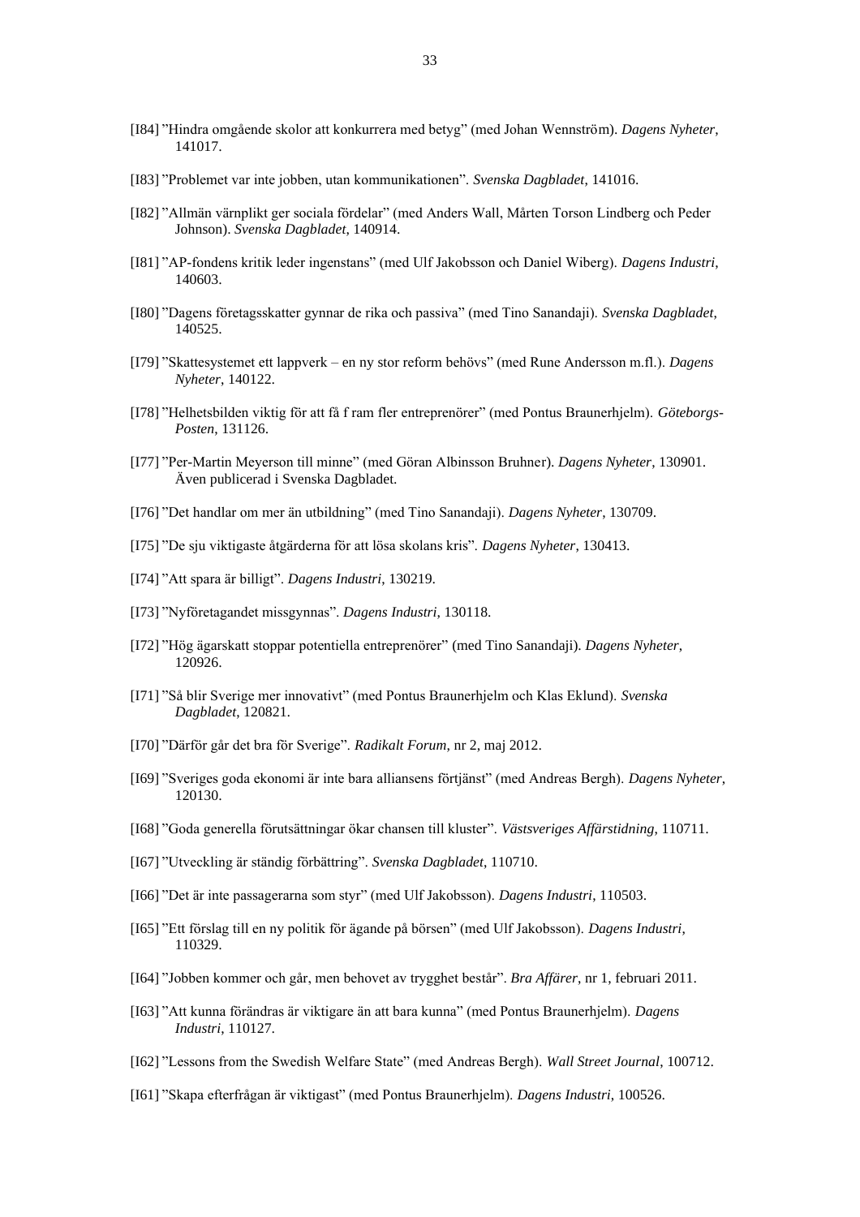[I84] ”Hindra omgående skolor att konkurrera med betyg” (med Johan Wennström). *Dagens Nyheter*, 141017.

[I83] ”Problemet var inte jobben, utan kommunikationen”. *Svenska Dagbladet*, 141016.

[I82] ”Allmän värnplikt ger sociala fördelar” (med Anders Wall, Mårten Torson Lindberg och Peder Johnson). *Svenska Dagbladet*, 140914.

[I81] ”AP-fondens kritik leder ingenstans” (med Ulf Jakobsson och Daniel Wiberg). *Dagens Industri*, 140603.

[I80] ”Dagens företagsskatter gynnar de rika och passiva” (med Tino Sanandaji). *Svenska Dagbladet*, 140525.

[I79] ”Skattesystemet ett lappverk – en ny stor reform behövs” (med Rune Andersson m.fl.). *Dagens Nyheter*, 140122.

[I78] ”Helhetsbilden viktig för att få f ram fler entreprenörer” (med Pontus Braunerhjelm). *Göteborgs-Posten*, 131126.

[I77] ”Per-Martin Meyerson till minne” (med Göran Albinsson Bruhner). *Dagens Nyheter*, 130901. Även publicerad i Svenska Dagbladet.

[I76] ”Det handlar om mer än utbildning” (med Tino Sanandaji). *Dagens Nyheter*, 130709.

[I75] ”De sju viktigaste åtgärderna för att lösa skolans kris”. *Dagens Nyheter*, 130413.

[I74] ”Att spara är billigt”. *Dagens Industri*, 130219.

[I73] ”Nyföretagandet missgynnas”. *Dagens Industri*, 130118.

[I72] ”Hög ägarskatt stoppar potentiella entreprenörer” (med Tino Sanandaji). *Dagens Nyheter*, 120926.

[I71] ”Så blir Sverige mer innovativt” (med Pontus Braunerhjelm och Klas Eklund). *Svenska Dagbladet*, 120821.

[I70] ”Därför går det bra för Sverige”. *Radikalt Forum*, nr 2, maj 2012.

[I69] ”Sveriges goda ekonomi är inte bara alliansens förtjänst” (med Andreas Bergh). *Dagens Nyheter*, 120130.

[I68] ”Goda generella förutsättningar ökar chansen till kluster”. *Västsveriges Affärstidning*, 110711.

[I67] ”Utveckling är ständig förbättring”. *Svenska Dagbladet*, 110710.

[I66] ”Det är inte passagerarna som styr” (med Ulf Jakobsson). *Dagens Industri*, 110503.

[I65] ”Ett förslag till en ny politik för ägande på börsen” (med Ulf Jakobsson). *Dagens Industri*, 110329.

[I64] ”Jobben kommer och går, men behovet av trygghet består”. *Bra Affärer*, nr 1, februari 2011.

[I63] ”Att kunna förändras är viktigare än att bara kunna” (med Pontus Braunerhjelm). *Dagens Industri*, 110127.

[I62] ”Lessons from the Swedish Welfare State” (med Andreas Bergh). *Wall Street Journal*, 100712.

[I61] ”Skapa efterfrågan är viktigast” (med Pontus Braunerhjelm). *Dagens Industri*, 100526.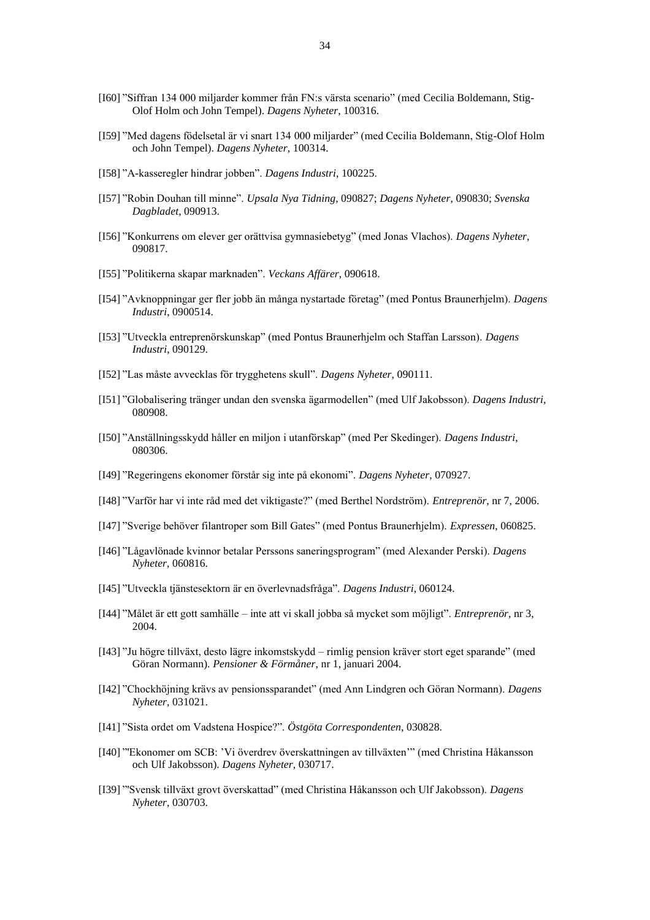[I60] ”Siffran 134 000 miljarder kommer från FN:s värsta scenario” (med Cecilia Boldemann, Stig-Olof Holm och John Tempel). *Dagens Nyheter*, 100316.

[I59] ”Med dagens födelsetal är vi snart 134 000 miljarder” (med Cecilia Boldemann, Stig-Olof Holm och John Tempel). *Dagens Nyheter*, 100314.

[I58] ”A-kasseregler hindrar jobben”. *Dagens Industri*, 100225.

[I57] ”Robin Douhan till minne”. *Upsala Nya Tidning*, 090827; *Dagens Nyheter*, 090830; *Svenska Dagbladet*, 090913.

[I56] ”Konkurrens om elever ger orättvisa gymnasiebetyg” (med Jonas Vlachos). *Dagens Nyheter*, 090817.

[I55] ”Politikerna skapar marknaden”. *Veckans Affärer*, 090618.

[I54] ”Avknoppningar ger fler jobb än många nystartade företag” (med Pontus Braunerhjelm). *Dagens Industri*, 0900514.

[I53] ”Utveckla entreprenörskunskap” (med Pontus Braunerhjelm och Staffan Larsson). *Dagens Industri*, 090129.

[I52] ”Las måste avvecklas för trygghetens skull”. *Dagens Nyheter*, 090111.

[I51] ”Globalisering tränger undan den svenska ägarmodellen” (med Ulf Jakobsson). *Dagens Industri*, 080908.

[I50] ”Anställningsskydd håller en miljon i utanförskap” (med Per Skedinger). *Dagens Industri*, 080306.

[I49] ”Regeringens ekonomer förstår sig inte på ekonomi”. *Dagens Nyheter*, 070927.

[I48] ”Varför har vi inte råd med det viktigaste?” (med Berthel Nordström). *Entreprenör*, nr 7, 2006.

[I47] ”Sverige behöver filantroper som Bill Gates” (med Pontus Braunerhjelm). *Expressen*, 060825.

[I46] ”Lågavlönade kvinnor betalar Perssons saneringsprogram” (med Alexander Perski). *Dagens Nyheter*, 060816.

[I45] ”Utveckla tjänstesektorn är en överlevnadsfråga”. *Dagens Industri*, 060124.

[I44] ”Målet är ett gott samhälle – inte att vi skall jobba så mycket som möjligt”. *Entreprenör*, nr 3, 2004.

[I43] ”Ju högre tillväxt, desto lägre inkomstskydd – rimlig pension kräver stort eget sparande” (med Göran Normann). *Pensioner & Förmåner*, nr 1, januari 2004.

[I42] ”Chockhöjning krävs av pensionssparandet” (med Ann Lindgren och Göran Normann). *Dagens Nyheter*, 031021.

[I41] ”Sista ordet om Vadstena Hospice?”. *Östgöta Correspondenten*, 030828.

[I40] ”'Ekonomer om SCB: 'Vi överdrev överskattningen av tillväxten'” (med Christina Håkansson och Ulf Jakobsson). *Dagens Nyheter*, 030717.

[I39] ”'Svensk tillväxt grovt överskattad” (med Christina Håkansson och Ulf Jakobsson). *Dagens Nyheter*, 030703.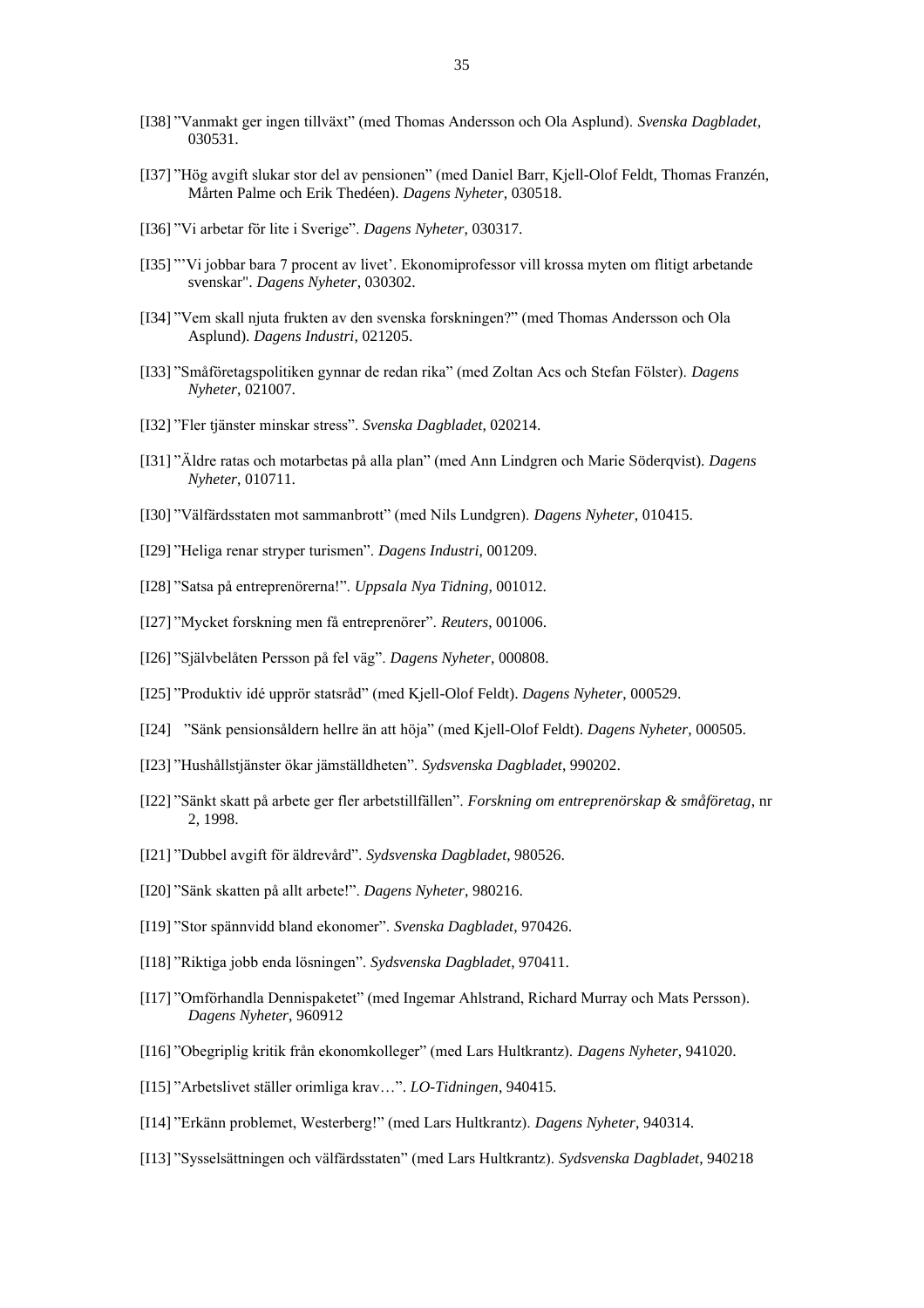[I38] ”Vanmakt ger ingen tillväxt” (med Thomas Andersson och Ola Asplund). *Svenska Dagbladet*, 030531.

[I37] ”Hög avgift slukar stor del av pensionen” (med Daniel Barr, Kjell-Olof Feldt, Thomas Franzén, Mårten Palme och Erik Thedéen). *Dagens Nyheter*, 030518.

[I36] ”Vi arbetar för lite i Sverige”. *Dagens Nyheter*, 030317.

[I35] ”'Vi jobbar bara 7 procent av livet'. Ekonomiprofessor vill krossa myten om flitigt arbetande svenskar". *Dagens Nyheter*, 030302.

[I34] ”Vem skall njuta frukten av den svenska forskningen?” (med Thomas Andersson och Ola Asplund). *Dagens Industri*, 021205.

[I33] ”Småföretagspolitiken gynnar de redan rika” (med Zoltan Acs och Stefan Fölster). *Dagens Nyheter*, 021007.

[I32] ”Fler tjänster minskar stress”. *Svenska Dagbladet*, 020214.

[I31] ”Äldre ratas och motarbetas på alla plan” (med Ann Lindgren och Marie Söderqvist). *Dagens Nyheter*, 010711.

[I30] ”Välfärdsstaten mot sammanbrott” (med Nils Lundgren). *Dagens Nyheter*, 010415.

[I29] ”Heliga renar stryper turismen”. *Dagens Industri*, 001209.

[I28] ”Satsa på entreprenörerna!”. *Uppsala Nya Tidning*, 001012.

[I27] ”Mycket forskning men få entreprenörer”. *Reuters*, 001006.

[I26] ”Självbelåten Persson på fel väg”. *Dagens Nyheter*, 000808.

[I25] ”Produktiv idé upprör statsråd” (med Kjell-Olof Feldt). *Dagens Nyheter*, 000529.

[I24] ”Sänk pensionsåldern hellre än att höja” (med Kjell-Olof Feldt). *Dagens Nyheter*, 000505.

[I23] ”Hushållstjänster ökar jämställdheten”. *Sydsvenska Dagbladet*, 990202.

[I22] ”Sänkt skatt på arbete ger fler arbetstillfällen”. *Forskning om entreprenörskap & småföretag*, nr 2, 1998.

[I21] ”Dubbel avgift för äldrevård”. *Sydsvenska Dagbladet*, 980526.

[I20] ”Sänk skatten på allt arbete!”. *Dagens Nyheter*, 980216.

[I19] ”Stor spännvidd bland ekonomer”. *Svenska Dagbladet*, 970426.

[I18] ”Riktiga jobb enda lösningen”. *Sydsvenska Dagbladet*, 970411.

[I17] ”Omförhandla Dennispaketet” (med Ingemar Ahlstrand, Richard Murray och Mats Persson). *Dagens Nyheter*, 960912

[I16] ”Obegriplig kritik från ekonomkolleger” (med Lars Hultkrantz). *Dagens Nyheter*, 941020.

[I15] ”Arbetslivet ställer orimliga krav…”. *LO-Tidningen*, 940415.

[I14] ”Erkänn problemet, Westerberg!” (med Lars Hultkrantz). *Dagens Nyheter*, 940314.

[I13] ”Sysselsättningen och välfärdsstaten” (med Lars Hultkrantz). *Sydsvenska Dagbladet*, 940218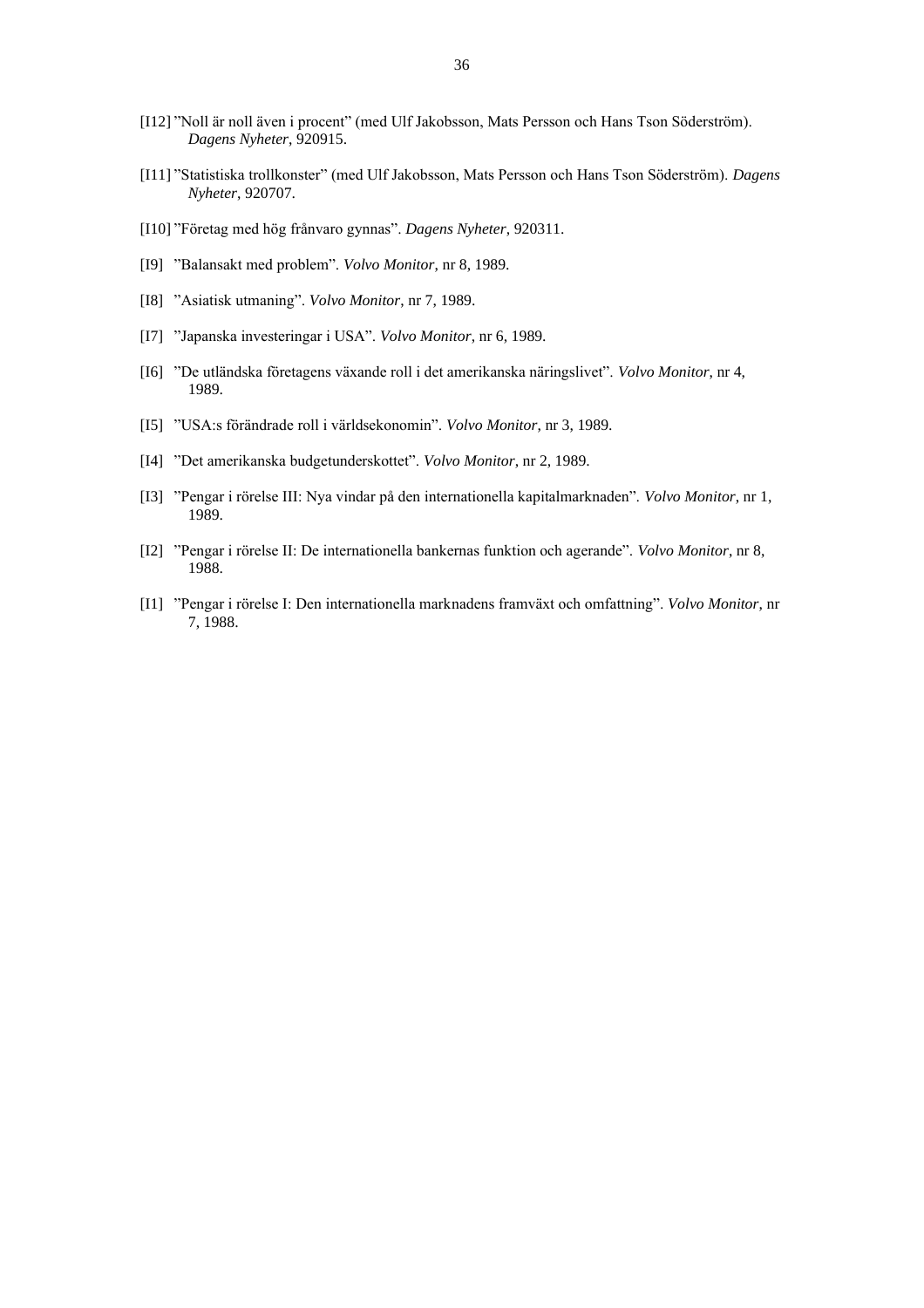[I12] ”Noll är noll även i procent” (med Ulf Jakobsson, Mats Persson och Hans Tson Söderström). *Dagens Nyheter*, 920915.

[I11] ”Statistiska trollkonster” (med Ulf Jakobsson, Mats Persson och Hans Tson Söderström). *Dagens Nyheter*, 920707.

[I10] ”Företag med hög frånvaro gynnas”. *Dagens Nyheter*, 920311.

[I9] ”Balansakt med problem”. *Volvo Monitor*, nr 8, 1989.

[I8] ”Asiatisk utmaning”. *Volvo Monitor*, nr 7, 1989.

[I7] ”Japanska investeringar i USA”. *Volvo Monitor*, nr 6, 1989.

[I6] ”De utländska företagens växande roll i det amerikanska näringslivet”. *Volvo Monitor*, nr 4, 1989.

[I5] ”USA:s förändrade roll i världsekonomin”. *Volvo Monitor*, nr 3, 1989.

[I4] ”Det amerikanska budgetunderskottet”. *Volvo Monitor*, nr 2, 1989.

[I3] ”Pengar i rörelse III: Nya vindar på den internationella kapitalmarknaden”. *Volvo Monitor*, nr 1, 1989.

[I2] ”Pengar i rörelse II: De internationella bankernas funktion och agerande”. *Volvo Monitor*, nr 8, 1988.

[I1] ”Pengar i rörelse I: Den internationella marknadens framväxt och omfattning”. *Volvo Monitor*, nr 7, 1988.